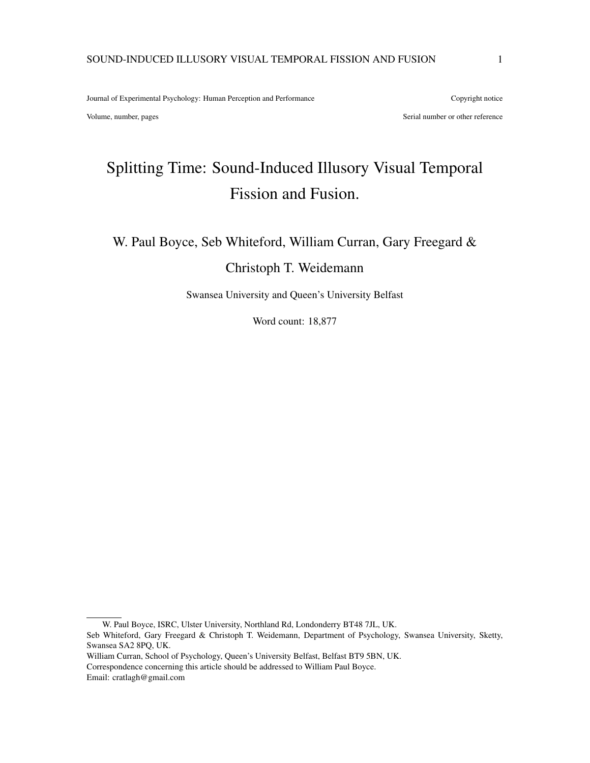Journal of Experimental Psychology: Human Perception and Performance — Copyright notice

Volume, number, pages — Serial number or other reference

# Splitting Time: Sound-Induced Illusory Visual Temporal Fission and Fusion.

W. Paul Boyce, Seb Whiteford, William Curran, Gary Freegard & Christoph T. Weidemann

Swansea University and Queen's University Belfast

Word count: 18,877

---

W. Paul Boyce, ISRC, Ulster University, Northland Rd, Londonderry BT48 7JL, UK.
Seb Whiteford, Gary Freegard & Christoph T. Weidemann, Department of Psychology, Swansea University, Sketty, Swansea SA2 8PQ, UK.
William Curran, School of Psychology, Queen's University Belfast, Belfast BT9 5BN, UK.
Correspondence concerning this article should be addressed to William Paul Boyce.
Email: cratlagh@gmail.com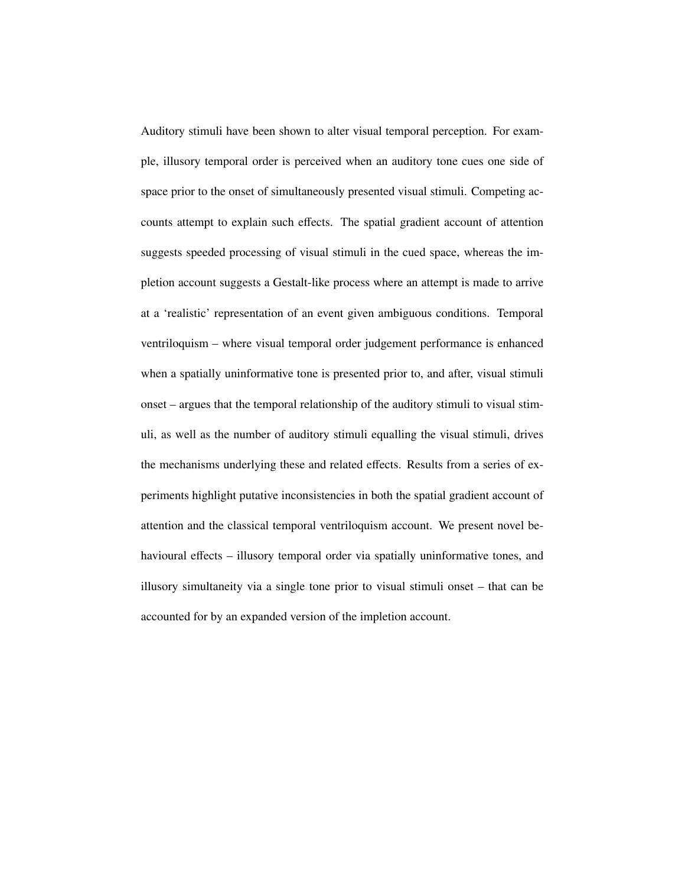Auditory stimuli have been shown to alter visual temporal perception. For example, illusory temporal order is perceived when an auditory tone cues one side of space prior to the onset of simultaneously presented visual stimuli. Competing accounts attempt to explain such effects. The spatial gradient account of attention suggests speeded processing of visual stimuli in the cued space, whereas the impletion account suggests a Gestalt-like process where an attempt is made to arrive at a 'realistic' representation of an event given ambiguous conditions. Temporal ventriloquism – where visual temporal order judgement performance is enhanced when a spatially uninformative tone is presented prior to, and after, visual stimuli onset – argues that the temporal relationship of the auditory stimuli to visual stimuli, as well as the number of auditory stimuli equalling the visual stimuli, drives the mechanisms underlying these and related effects. Results from a series of experiments highlight putative inconsistencies in both the spatial gradient account of attention and the classical temporal ventriloquism account. We present novel behavioural effects – illusory temporal order via spatially uninformative tones, and illusory simultaneity via a single tone prior to visual stimuli onset – that can be accounted for by an expanded version of the impletion account.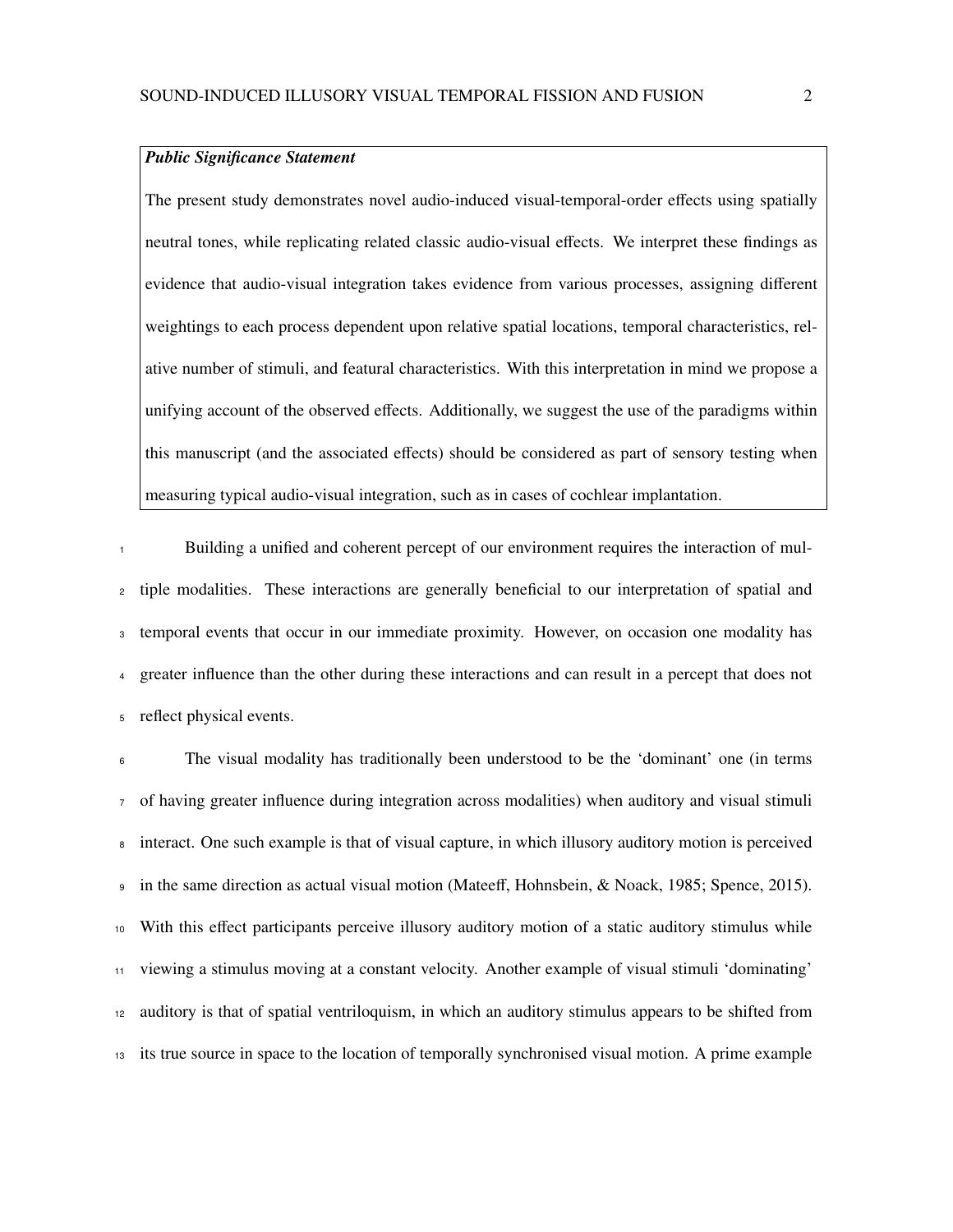***Public Significance Statement***

The present study demonstrates novel audio-induced visual-temporal-order effects using spatially neutral tones, while replicating related classic audio-visual effects. We interpret these findings as evidence that audio-visual integration takes evidence from various processes, assigning different weightings to each process dependent upon relative spatial locations, temporal characteristics, relative number of stimuli, and featural characteristics. With this interpretation in mind we propose a unifying account of the observed effects. Additionally, we suggest the use of the paradigms within this manuscript (and the associated effects) should be considered as part of sensory testing when measuring typical audio-visual integration, such as in cases of cochlear implantation.

Building a unified and coherent percept of our environment requires the interaction of multiple modalities. These interactions are generally beneficial to our interpretation of spatial and temporal events that occur in our immediate proximity. However, on occasion one modality has greater influence than the other during these interactions and can result in a percept that does not reflect physical events.

The visual modality has traditionally been understood to be the 'dominant' one (in terms of having greater influence during integration across modalities) when auditory and visual stimuli interact. One such example is that of visual capture, in which illusory auditory motion is perceived in the same direction as actual visual motion (Mateeff, Hohnsbein, & Noack, 1985; Spence, 2015). With this effect participants perceive illusory auditory motion of a static auditory stimulus while viewing a stimulus moving at a constant velocity. Another example of visual stimuli 'dominating' auditory is that of spatial ventriloquism, in which an auditory stimulus appears to be shifted from its true source in space to the location of temporally synchronised visual motion. A prime example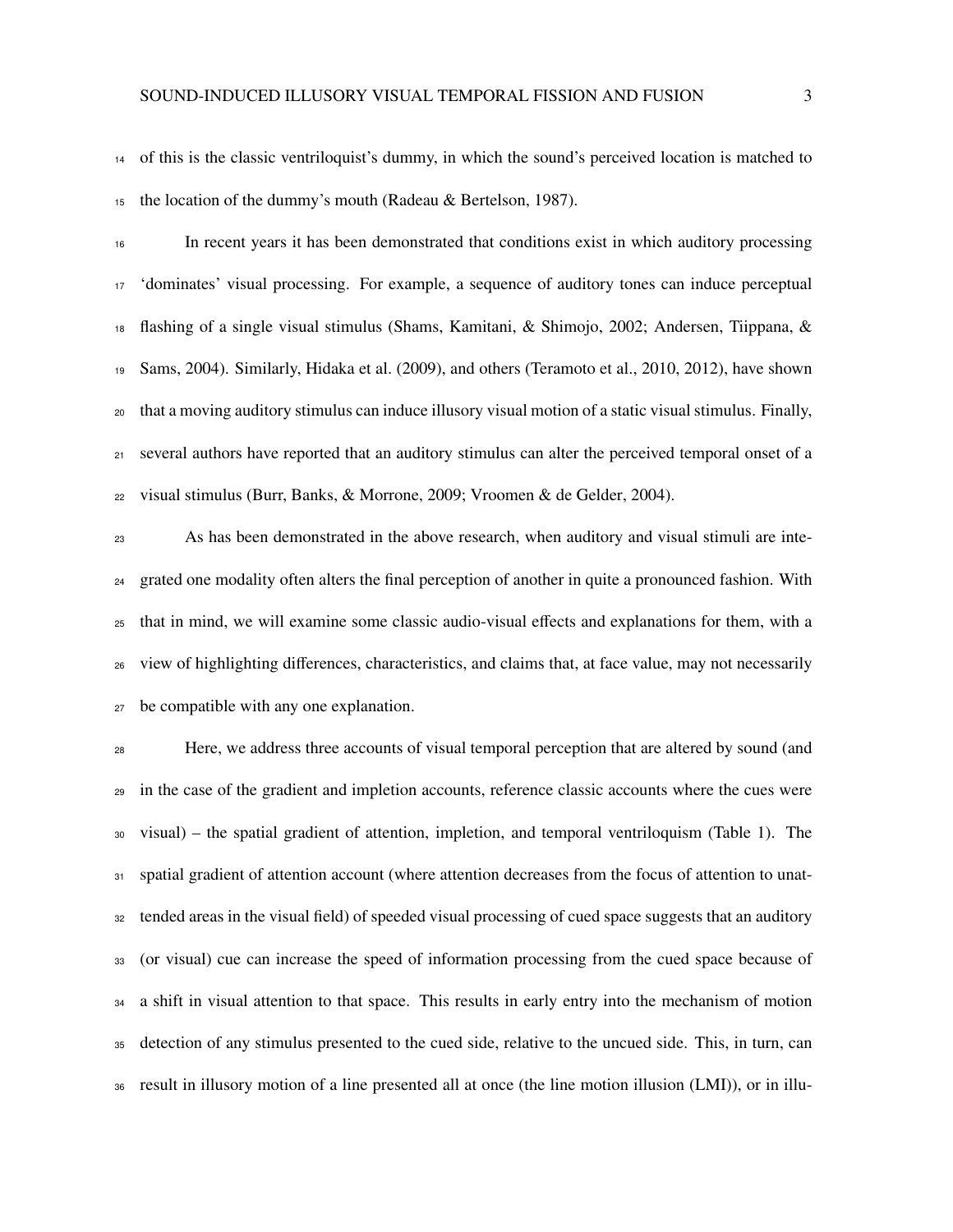of this is the classic ventriloquist's dummy, in which the sound's perceived location is matched to the location of the dummy's mouth (Radeau & Bertelson, 1987).

In recent years it has been demonstrated that conditions exist in which auditory processing 'dominates' visual processing. For example, a sequence of auditory tones can induce perceptual flashing of a single visual stimulus (Shams, Kamitani, & Shimojo, 2002; Andersen, Tiippana, & Sams, 2004). Similarly, Hidaka et al. (2009), and others (Teramoto et al., 2010, 2012), have shown that a moving auditory stimulus can induce illusory visual motion of a static visual stimulus. Finally, several authors have reported that an auditory stimulus can alter the perceived temporal onset of a visual stimulus (Burr, Banks, & Morrone, 2009; Vroomen & de Gelder, 2004).

As has been demonstrated in the above research, when auditory and visual stimuli are integrated one modality often alters the final perception of another in quite a pronounced fashion. With that in mind, we will examine some classic audio-visual effects and explanations for them, with a view of highlighting differences, characteristics, and claims that, at face value, may not necessarily be compatible with any one explanation.

Here, we address three accounts of visual temporal perception that are altered by sound (and in the case of the gradient and impletion accounts, reference classic accounts where the cues were visual) – the spatial gradient of attention, impletion, and temporal ventriloquism (Table 1). The spatial gradient of attention account (where attention decreases from the focus of attention to unattended areas in the visual field) of speeded visual processing of cued space suggests that an auditory (or visual) cue can increase the speed of information processing from the cued space because of a shift in visual attention to that space. This results in early entry into the mechanism of motion detection of any stimulus presented to the cued side, relative to the uncued side. This, in turn, can result in illusory motion of a line presented all at once (the line motion illusion (LMI)), or in illu-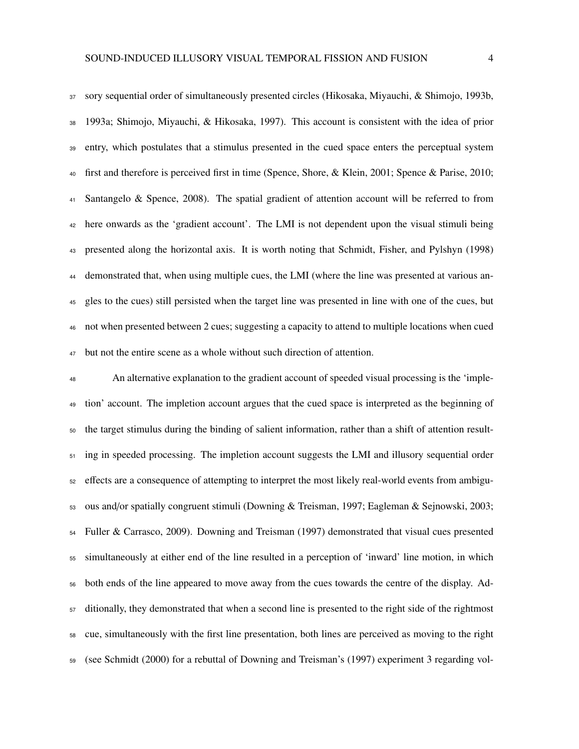sory sequential order of simultaneously presented circles (Hikosaka, Miyauchi, & Shimojo, 1993b, 1993a; Shimojo, Miyauchi, & Hikosaka, 1997). This account is consistent with the idea of prior entry, which postulates that a stimulus presented in the cued space enters the perceptual system first and therefore is perceived first in time (Spence, Shore, & Klein, 2001; Spence & Parise, 2010; Santangelo & Spence, 2008). The spatial gradient of attention account will be referred to from here onwards as the 'gradient account'. The LMI is not dependent upon the visual stimuli being presented along the horizontal axis. It is worth noting that Schmidt, Fisher, and Pylshyn (1998) demonstrated that, when using multiple cues, the LMI (where the line was presented at various angles to the cues) still persisted when the target line was presented in line with one of the cues, but not when presented between 2 cues; suggesting a capacity to attend to multiple locations when cued but not the entire scene as a whole without such direction of attention.

An alternative explanation to the gradient account of speeded visual processing is the 'impletion' account. The impletion account argues that the cued space is interpreted as the beginning of the target stimulus during the binding of salient information, rather than a shift of attention resulting in speeded processing. The impletion account suggests the LMI and illusory sequential order effects are a consequence of attempting to interpret the most likely real-world events from ambiguous and/or spatially congruent stimuli (Downing & Treisman, 1997; Eagleman & Sejnowski, 2003; Fuller & Carrasco, 2009). Downing and Treisman (1997) demonstrated that visual cues presented simultaneously at either end of the line resulted in a perception of 'inward' line motion, in which both ends of the line appeared to move away from the cues towards the centre of the display. Additionally, they demonstrated that when a second line is presented to the right side of the rightmost cue, simultaneously with the first line presentation, both lines are perceived as moving to the right (see Schmidt (2000) for a rebuttal of Downing and Treisman's (1997) experiment 3 regarding vol-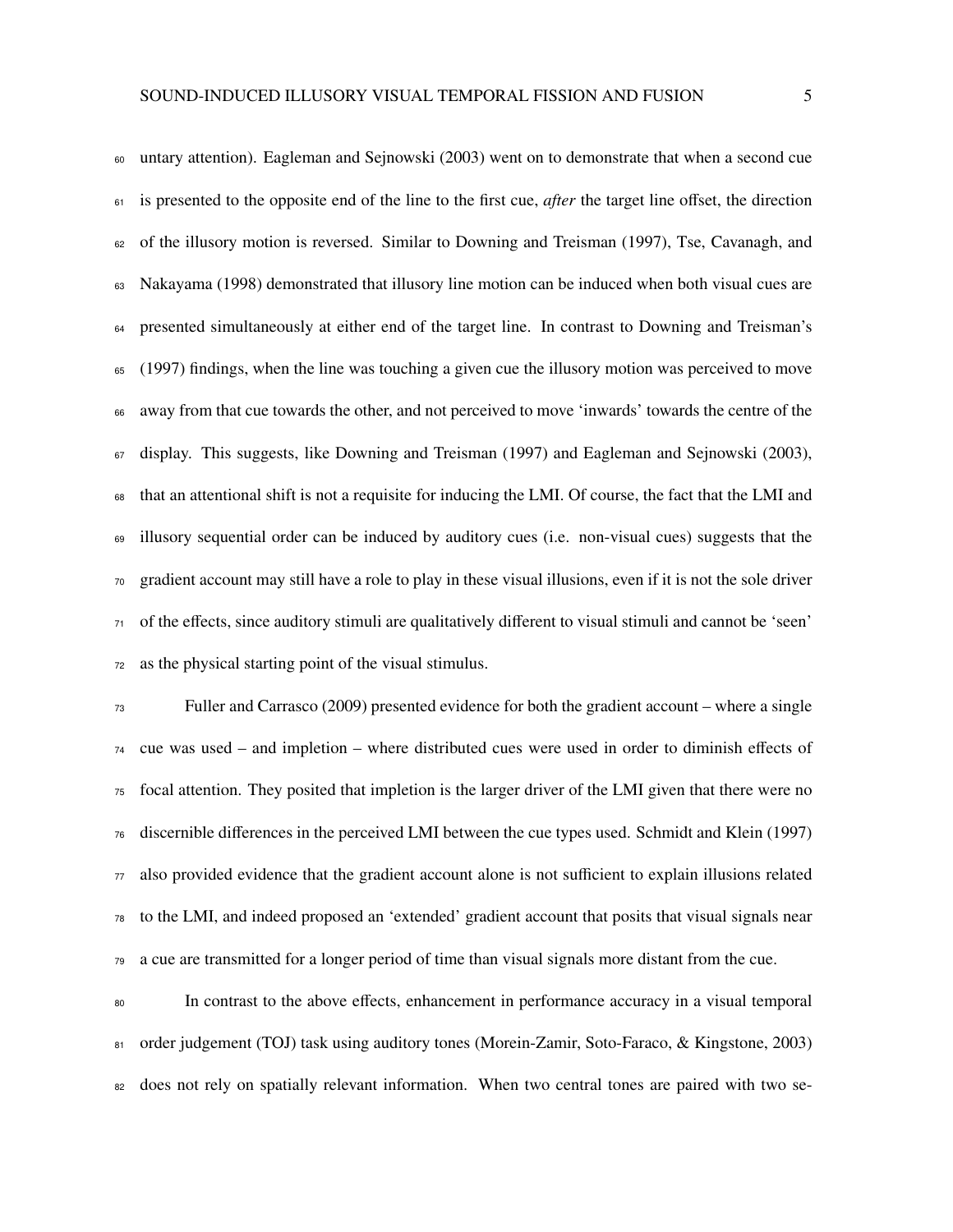untary attention). Eagleman and Sejnowski (2003) went on to demonstrate that when a second cue is presented to the opposite end of the line to the first cue, *after* the target line offset, the direction of the illusory motion is reversed. Similar to Downing and Treisman (1997), Tse, Cavanagh, and Nakayama (1998) demonstrated that illusory line motion can be induced when both visual cues are presented simultaneously at either end of the target line. In contrast to Downing and Treisman's (1997) findings, when the line was touching a given cue the illusory motion was perceived to move away from that cue towards the other, and not perceived to move 'inwards' towards the centre of the display. This suggests, like Downing and Treisman (1997) and Eagleman and Sejnowski (2003), that an attentional shift is not a requisite for inducing the LMI. Of course, the fact that the LMI and illusory sequential order can be induced by auditory cues (i.e. non-visual cues) suggests that the gradient account may still have a role to play in these visual illusions, even if it is not the sole driver of the effects, since auditory stimuli are qualitatively different to visual stimuli and cannot be 'seen' as the physical starting point of the visual stimulus.

Fuller and Carrasco (2009) presented evidence for both the gradient account – where a single cue was used – and impletion – where distributed cues were used in order to diminish effects of focal attention. They posited that impletion is the larger driver of the LMI given that there were no discernible differences in the perceived LMI between the cue types used. Schmidt and Klein (1997) also provided evidence that the gradient account alone is not sufficient to explain illusions related to the LMI, and indeed proposed an 'extended' gradient account that posits that visual signals near a cue are transmitted for a longer period of time than visual signals more distant from the cue.

In contrast to the above effects, enhancement in performance accuracy in a visual temporal order judgement (TOJ) task using auditory tones (Morein-Zamir, Soto-Faraco, & Kingstone, 2003) does not rely on spatially relevant information. When two central tones are paired with two se-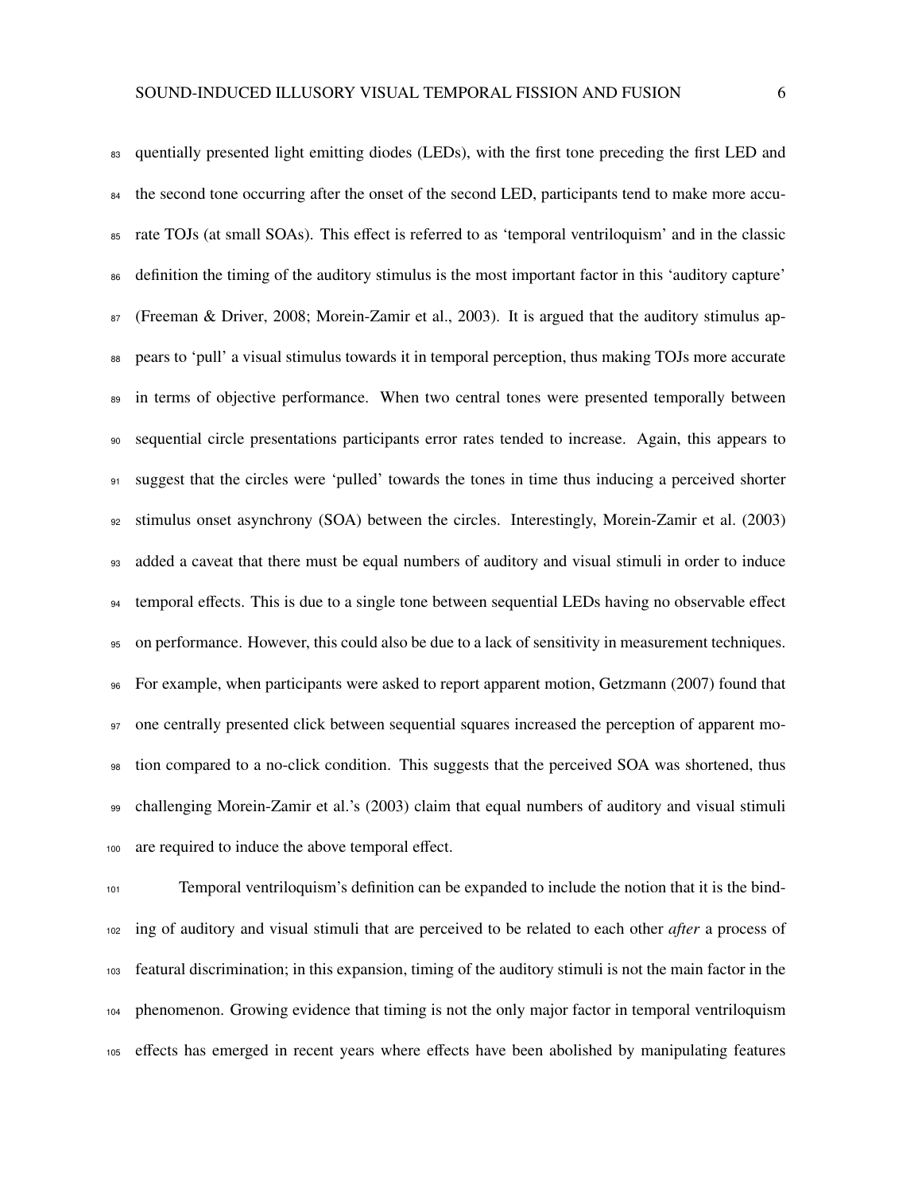quentially presented light emitting diodes (LEDs), with the first tone preceding the first LED and the second tone occurring after the onset of the second LED, participants tend to make more accurate TOJs (at small SOAs). This effect is referred to as 'temporal ventriloquism' and in the classic definition the timing of the auditory stimulus is the most important factor in this 'auditory capture' (Freeman & Driver, 2008; Morein-Zamir et al., 2003). It is argued that the auditory stimulus appears to 'pull' a visual stimulus towards it in temporal perception, thus making TOJs more accurate in terms of objective performance. When two central tones were presented temporally between sequential circle presentations participants error rates tended to increase. Again, this appears to suggest that the circles were 'pulled' towards the tones in time thus inducing a perceived shorter stimulus onset asynchrony (SOA) between the circles. Interestingly, Morein-Zamir et al. (2003) added a caveat that there must be equal numbers of auditory and visual stimuli in order to induce temporal effects. This is due to a single tone between sequential LEDs having no observable effect on performance. However, this could also be due to a lack of sensitivity in measurement techniques. For example, when participants were asked to report apparent motion, Getzmann (2007) found that one centrally presented click between sequential squares increased the perception of apparent motion compared to a no-click condition. This suggests that the perceived SOA was shortened, thus challenging Morein-Zamir et al.'s (2003) claim that equal numbers of auditory and visual stimuli are required to induce the above temporal effect.

Temporal ventriloquism's definition can be expanded to include the notion that it is the binding of auditory and visual stimuli that are perceived to be related to each other *after* a process of featural discrimination; in this expansion, timing of the auditory stimuli is not the main factor in the phenomenon. Growing evidence that timing is not the only major factor in temporal ventriloquism effects has emerged in recent years where effects have been abolished by manipulating features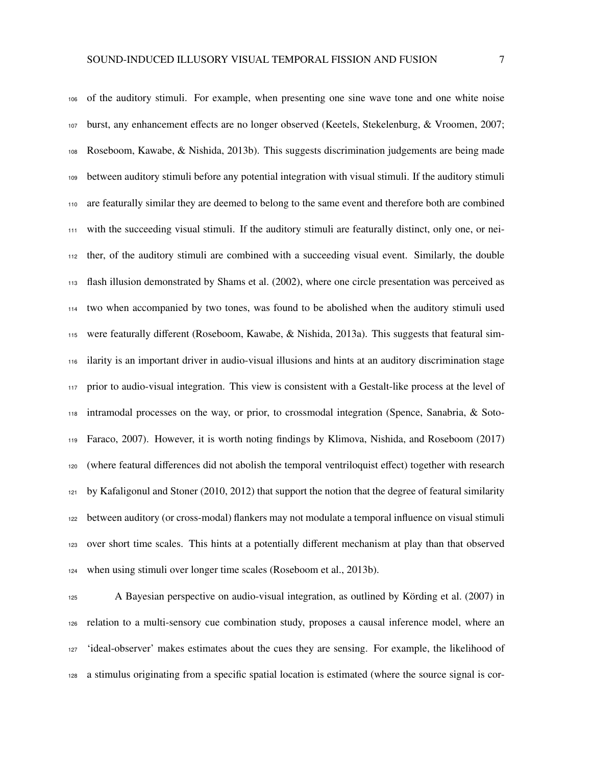of the auditory stimuli. For example, when presenting one sine wave tone and one white noise burst, any enhancement effects are no longer observed (Keetels, Stekelenburg, & Vroomen, 2007; Roseboom, Kawabe, & Nishida, 2013b). This suggests discrimination judgements are being made between auditory stimuli before any potential integration with visual stimuli. If the auditory stimuli are featurally similar they are deemed to belong to the same event and therefore both are combined with the succeeding visual stimuli. If the auditory stimuli are featurally distinct, only one, or neither, of the auditory stimuli are combined with a succeeding visual event. Similarly, the double flash illusion demonstrated by Shams et al. (2002), where one circle presentation was perceived as two when accompanied by two tones, was found to be abolished when the auditory stimuli used were featurally different (Roseboom, Kawabe, & Nishida, 2013a). This suggests that featural similarity is an important driver in audio-visual illusions and hints at an auditory discrimination stage prior to audio-visual integration. This view is consistent with a Gestalt-like process at the level of intramodal processes on the way, or prior, to crossmodal integration (Spence, Sanabria, & Soto-Faraco, 2007). However, it is worth noting findings by Klimova, Nishida, and Roseboom (2017) (where featural differences did not abolish the temporal ventriloquist effect) together with research by Kafaligonul and Stoner (2010, 2012) that support the notion that the degree of featural similarity between auditory (or cross-modal) flankers may not modulate a temporal influence on visual stimuli over short time scales. This hints at a potentially different mechanism at play than that observed when using stimuli over longer time scales (Roseboom et al., 2013b).

A Bayesian perspective on audio-visual integration, as outlined by Körding et al. (2007) in relation to a multi-sensory cue combination study, proposes a causal inference model, where an 'ideal-observer' makes estimates about the cues they are sensing. For example, the likelihood of a stimulus originating from a specific spatial location is estimated (where the source signal is cor-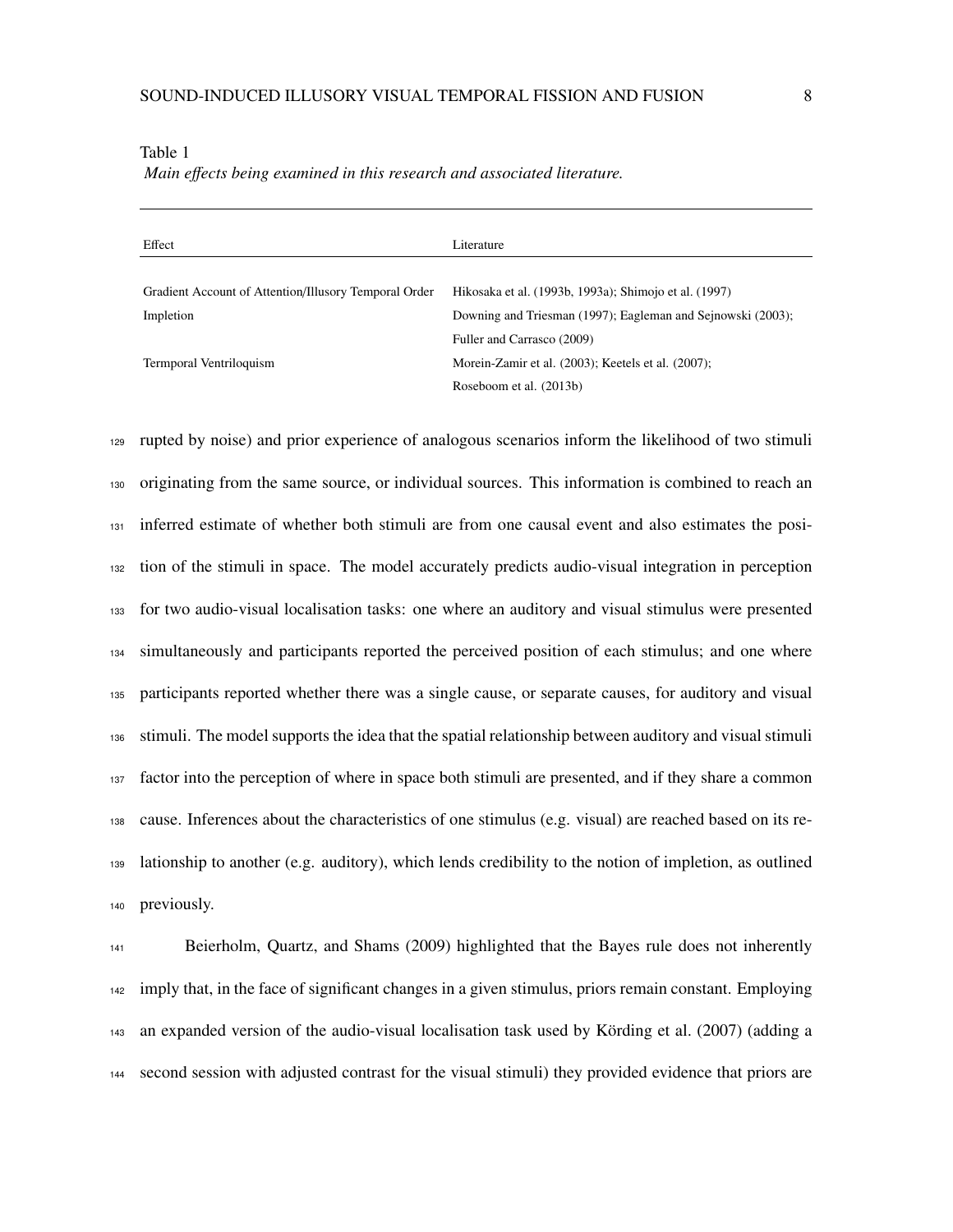Table 1

*Main effects being examined in this research and associated literature.*

| Effect | Literature |
|---|---|
| Gradient Account of Attention/Illusory Temporal Order | Hikosaka et al. (1993b, 1993a); Shimojo et al. (1997) |
| Impletion | Downing and Triesman (1997); Eagleman and Sejnowski (2003); Fuller and Carrasco (2009) |
| Termporal Ventriloquism | Morein-Zamir et al. (2003); Keetels et al. (2007); Roseboom et al. (2013b) |

rupted by noise) and prior experience of analogous scenarios inform the likelihood of two stimuli originating from the same source, or individual sources. This information is combined to reach an inferred estimate of whether both stimuli are from one causal event and also estimates the position of the stimuli in space. The model accurately predicts audio-visual integration in perception for two audio-visual localisation tasks: one where an auditory and visual stimulus were presented simultaneously and participants reported the perceived position of each stimulus; and one where participants reported whether there was a single cause, or separate causes, for auditory and visual stimuli. The model supports the idea that the spatial relationship between auditory and visual stimuli factor into the perception of where in space both stimuli are presented, and if they share a common cause. Inferences about the characteristics of one stimulus (e.g. visual) are reached based on its relationship to another (e.g. auditory), which lends credibility to the notion of impletion, as outlined previously.

Beierholm, Quartz, and Shams (2009) highlighted that the Bayes rule does not inherently imply that, in the face of significant changes in a given stimulus, priors remain constant. Employing an expanded version of the audio-visual localisation task used by Körding et al. (2007) (adding a second session with adjusted contrast for the visual stimuli) they provided evidence that priors are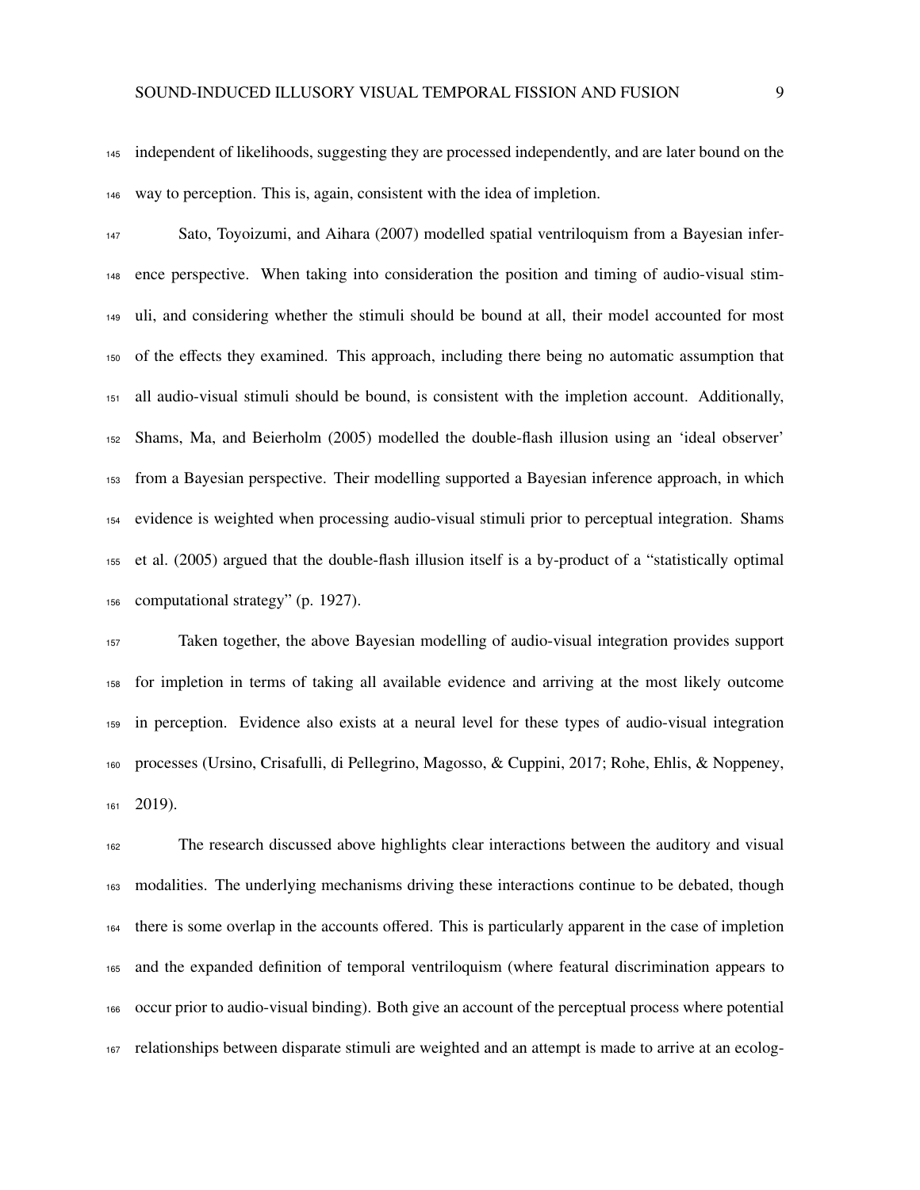independent of likelihoods, suggesting they are processed independently, and are later bound on the way to perception. This is, again, consistent with the idea of impletion.

Sato, Toyoizumi, and Aihara (2007) modelled spatial ventriloquism from a Bayesian inference perspective. When taking into consideration the position and timing of audio-visual stimuli, and considering whether the stimuli should be bound at all, their model accounted for most of the effects they examined. This approach, including there being no automatic assumption that all audio-visual stimuli should be bound, is consistent with the impletion account. Additionally, Shams, Ma, and Beierholm (2005) modelled the double-flash illusion using an 'ideal observer' from a Bayesian perspective. Their modelling supported a Bayesian inference approach, in which evidence is weighted when processing audio-visual stimuli prior to perceptual integration. Shams et al. (2005) argued that the double-flash illusion itself is a by-product of a "statistically optimal computational strategy" (p. 1927).

Taken together, the above Bayesian modelling of audio-visual integration provides support for impletion in terms of taking all available evidence and arriving at the most likely outcome in perception. Evidence also exists at a neural level for these types of audio-visual integration processes (Ursino, Crisafulli, di Pellegrino, Magosso, & Cuppini, 2017; Rohe, Ehlis, & Noppeney, 2019).

The research discussed above highlights clear interactions between the auditory and visual modalities. The underlying mechanisms driving these interactions continue to be debated, though there is some overlap in the accounts offered. This is particularly apparent in the case of impletion and the expanded definition of temporal ventriloquism (where featural discrimination appears to occur prior to audio-visual binding). Both give an account of the perceptual process where potential relationships between disparate stimuli are weighted and an attempt is made to arrive at an ecolog-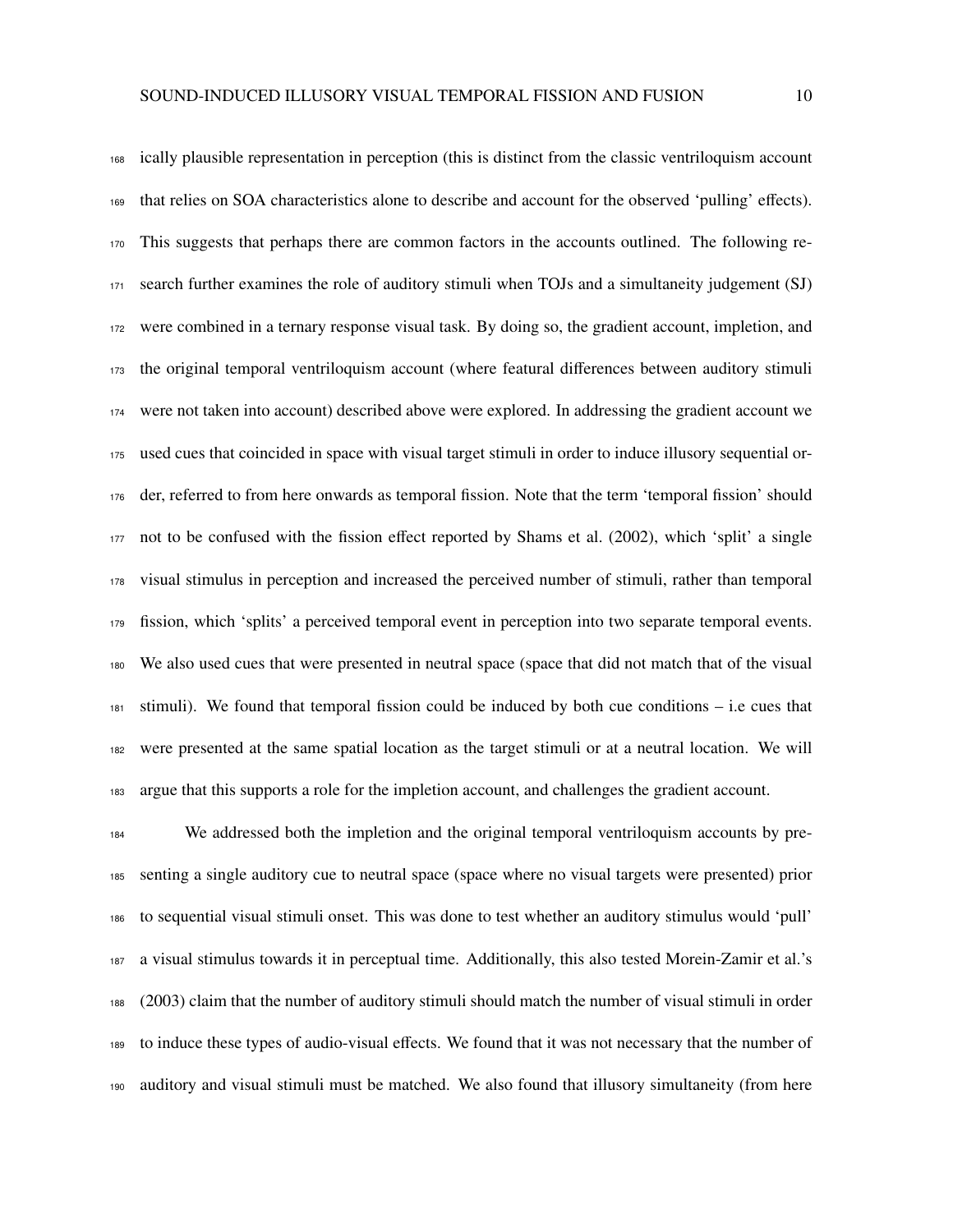ically plausible representation in perception (this is distinct from the classic ventriloquism account that relies on SOA characteristics alone to describe and account for the observed 'pulling' effects). This suggests that perhaps there are common factors in the accounts outlined. The following research further examines the role of auditory stimuli when TOJs and a simultaneity judgement (SJ) were combined in a ternary response visual task. By doing so, the gradient account, impletion, and the original temporal ventriloquism account (where featural differences between auditory stimuli were not taken into account) described above were explored. In addressing the gradient account we used cues that coincided in space with visual target stimuli in order to induce illusory sequential order, referred to from here onwards as temporal fission. Note that the term 'temporal fission' should not to be confused with the fission effect reported by Shams et al. (2002), which 'split' a single visual stimulus in perception and increased the perceived number of stimuli, rather than temporal fission, which 'splits' a perceived temporal event in perception into two separate temporal events. We also used cues that were presented in neutral space (space that did not match that of the visual stimuli). We found that temporal fission could be induced by both cue conditions – i.e cues that were presented at the same spatial location as the target stimuli or at a neutral location. We will argue that this supports a role for the impletion account, and challenges the gradient account.

We addressed both the impletion and the original temporal ventriloquism accounts by presenting a single auditory cue to neutral space (space where no visual targets were presented) prior to sequential visual stimuli onset. This was done to test whether an auditory stimulus would 'pull' a visual stimulus towards it in perceptual time. Additionally, this also tested Morein-Zamir et al.'s (2003) claim that the number of auditory stimuli should match the number of visual stimuli in order to induce these types of audio-visual effects. We found that it was not necessary that the number of auditory and visual stimuli must be matched. We also found that illusory simultaneity (from here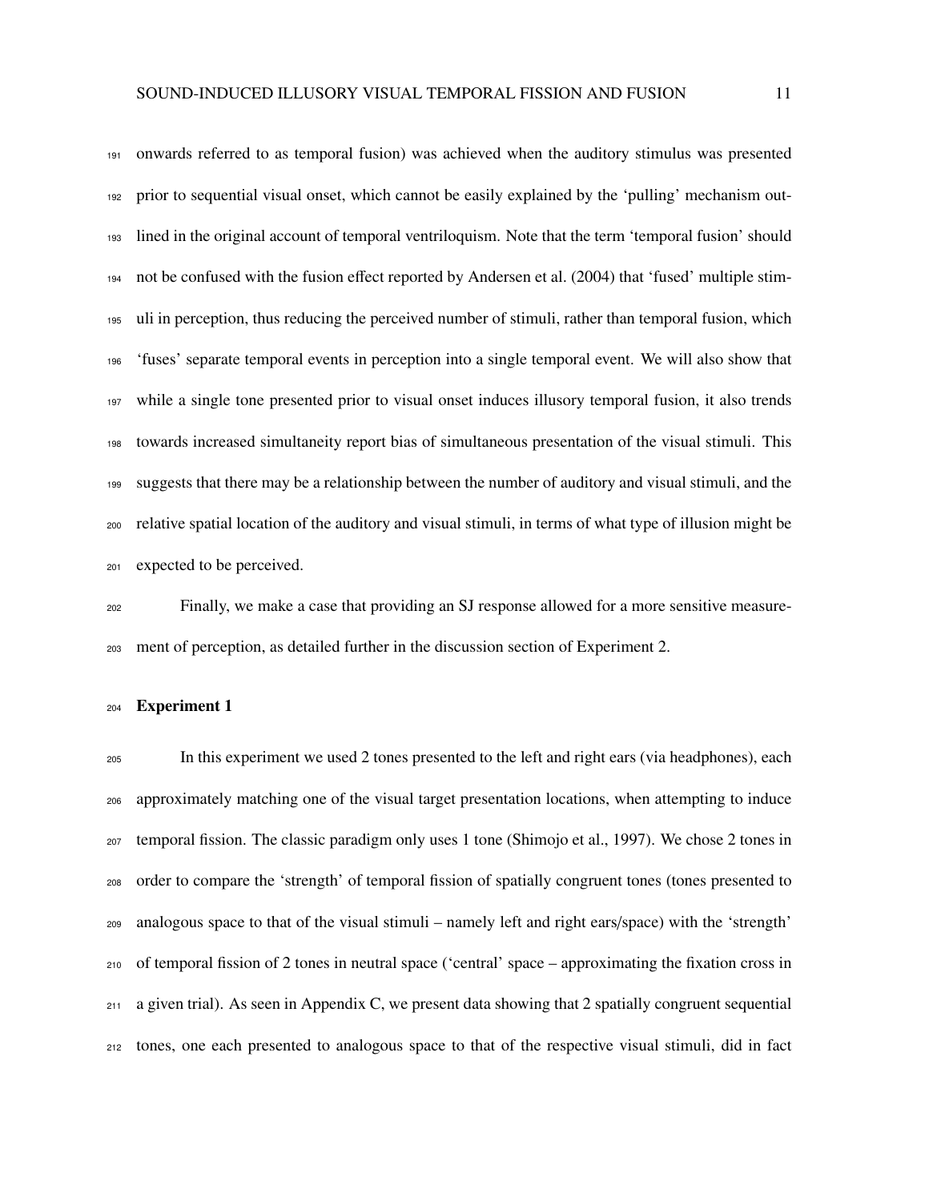onwards referred to as temporal fusion) was achieved when the auditory stimulus was presented prior to sequential visual onset, which cannot be easily explained by the 'pulling' mechanism outlined in the original account of temporal ventriloquism. Note that the term 'temporal fusion' should not be confused with the fusion effect reported by Andersen et al. (2004) that 'fused' multiple stimuli in perception, thus reducing the perceived number of stimuli, rather than temporal fusion, which 'fuses' separate temporal events in perception into a single temporal event. We will also show that while a single tone presented prior to visual onset induces illusory temporal fusion, it also trends towards increased simultaneity report bias of simultaneous presentation of the visual stimuli. This suggests that there may be a relationship between the number of auditory and visual stimuli, and the relative spatial location of the auditory and visual stimuli, in terms of what type of illusion might be expected to be perceived.

Finally, we make a case that providing an SJ response allowed for a more sensitive measurement of perception, as detailed further in the discussion section of Experiment 2.

## Experiment 1

In this experiment we used 2 tones presented to the left and right ears (via headphones), each approximately matching one of the visual target presentation locations, when attempting to induce temporal fission. The classic paradigm only uses 1 tone (Shimojo et al., 1997). We chose 2 tones in order to compare the 'strength' of temporal fission of spatially congruent tones (tones presented to analogous space to that of the visual stimuli – namely left and right ears/space) with the 'strength' of temporal fission of 2 tones in neutral space ('central' space – approximating the fixation cross in a given trial). As seen in Appendix C, we present data showing that 2 spatially congruent sequential tones, one each presented to analogous space to that of the respective visual stimuli, did in fact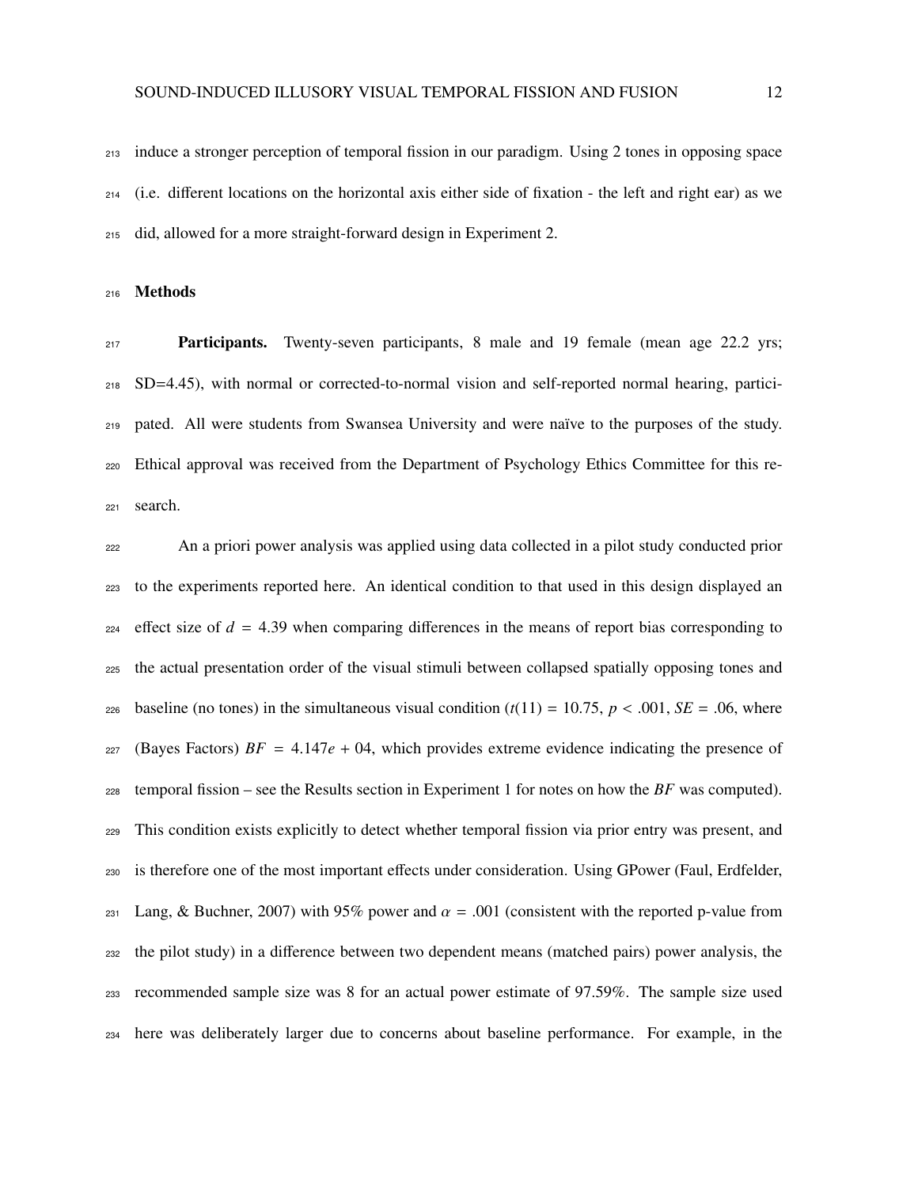induce a stronger perception of temporal fission in our paradigm. Using 2 tones in opposing space (i.e. different locations on the horizontal axis either side of fixation - the left and right ear) as we did, allowed for a more straight-forward design in Experiment 2.

## Methods

**Participants.** Twenty-seven participants, 8 male and 19 female (mean age 22.2 yrs; SD=4.45), with normal or corrected-to-normal vision and self-reported normal hearing, participated. All were students from Swansea University and were naïve to the purposes of the study. Ethical approval was received from the Department of Psychology Ethics Committee for this research.

An a priori power analysis was applied using data collected in a pilot study conducted prior to the experiments reported here. An identical condition to that used in this design displayed an effect size of $d = 4.39$ when comparing differences in the means of report bias corresponding to the actual presentation order of the visual stimuli between collapsed spatially opposing tones and baseline (no tones) in the simultaneous visual condition ($t(11) = 10.75$, $p < .001$, $SE = .06$, where (Bayes Factors) $BF = 4.147e + 04$, which provides extreme evidence indicating the presence of temporal fission – see the Results section in Experiment 1 for notes on how the *BF* was computed). This condition exists explicitly to detect whether temporal fission via prior entry was present, and is therefore one of the most important effects under consideration. Using GPower (Faul, Erdfelder, Lang, & Buchner, 2007) with 95% power and $\alpha = .001$ (consistent with the reported p-value from the pilot study) in a difference between two dependent means (matched pairs) power analysis, the recommended sample size was 8 for an actual power estimate of 97.59%. The sample size used here was deliberately larger due to concerns about baseline performance. For example, in the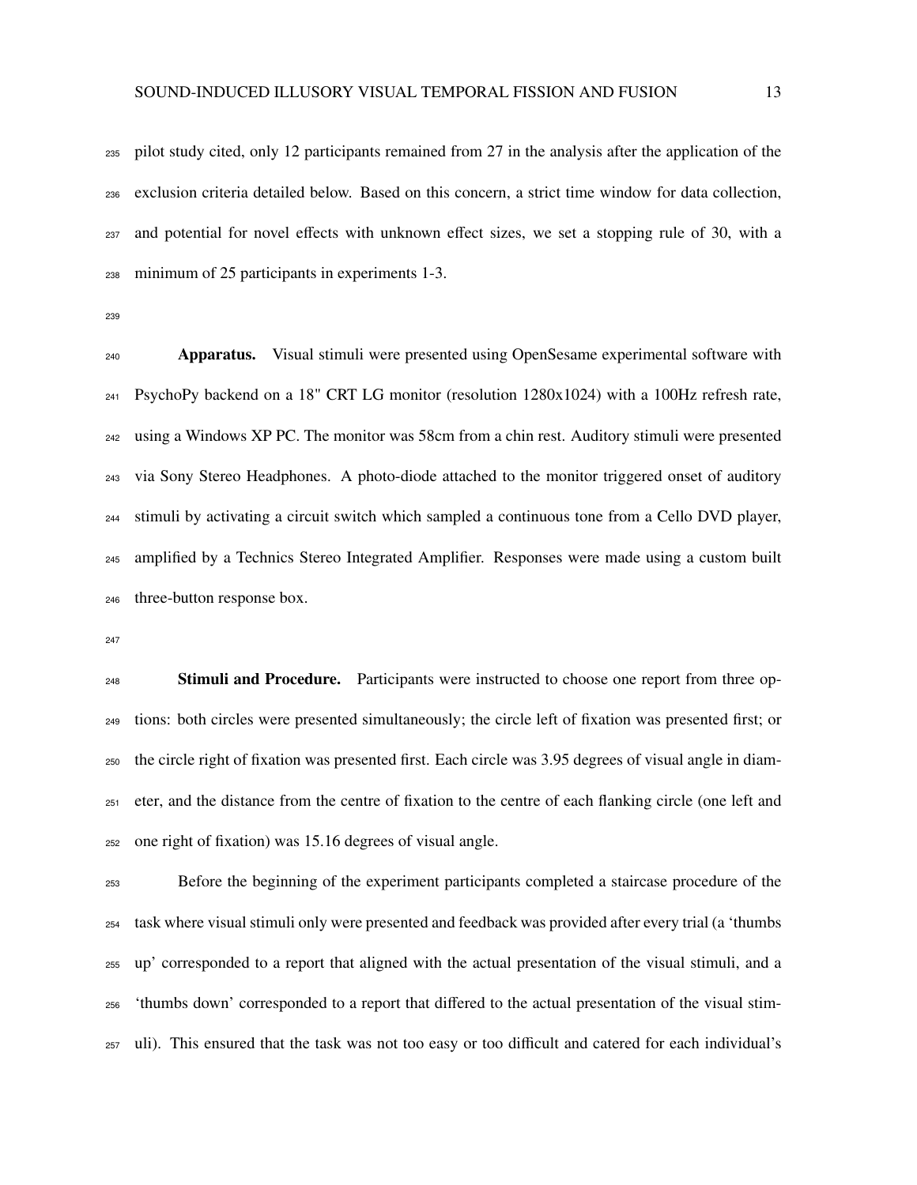pilot study cited, only 12 participants remained from 27 in the analysis after the application of the exclusion criteria detailed below. Based on this concern, a strict time window for data collection, and potential for novel effects with unknown effect sizes, we set a stopping rule of 30, with a minimum of 25 participants in experiments 1-3.

**Apparatus.** Visual stimuli were presented using OpenSesame experimental software with PsychoPy backend on a 18" CRT LG monitor (resolution 1280x1024) with a 100Hz refresh rate, using a Windows XP PC. The monitor was 58cm from a chin rest. Auditory stimuli were presented via Sony Stereo Headphones. A photo-diode attached to the monitor triggered onset of auditory stimuli by activating a circuit switch which sampled a continuous tone from a Cello DVD player, amplified by a Technics Stereo Integrated Amplifier. Responses were made using a custom built three-button response box.

**Stimuli and Procedure.** Participants were instructed to choose one report from three options: both circles were presented simultaneously; the circle left of fixation was presented first; or the circle right of fixation was presented first. Each circle was 3.95 degrees of visual angle in diameter, and the distance from the centre of fixation to the centre of each flanking circle (one left and one right of fixation) was 15.16 degrees of visual angle.

Before the beginning of the experiment participants completed a staircase procedure of the task where visual stimuli only were presented and feedback was provided after every trial (a 'thumbs up' corresponded to a report that aligned with the actual presentation of the visual stimuli, and a 'thumbs down' corresponded to a report that differed to the actual presentation of the visual stimuli). This ensured that the task was not too easy or too difficult and catered for each individual's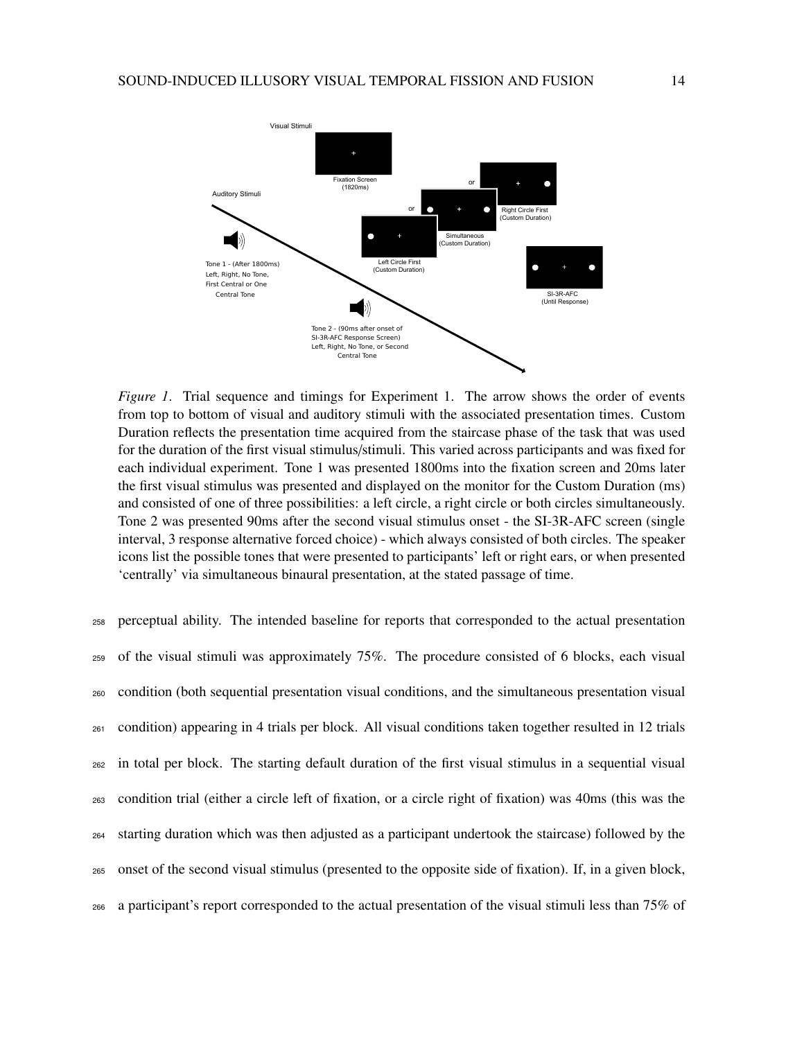*Figure 1*. Trial sequence and timings for Experiment 1. The arrow shows the order of events from top to bottom of visual and auditory stimuli with the associated presentation times. Custom Duration reflects the presentation time acquired from the staircase phase of the task that was used for the duration of the first visual stimulus/stimuli. This varied across participants and was fixed for each individual experiment. Tone 1 was presented 1800ms into the fixation screen and 20ms later the first visual stimulus was presented and displayed on the monitor for the Custom Duration (ms) and consisted of one of three possibilities: a left circle, a right circle or both circles simultaneously. Tone 2 was presented 90ms after the second visual stimulus onset - the SI-3R-AFC screen (single interval, 3 response alternative forced choice) - which always consisted of both circles. The speaker icons list the possible tones that were presented to participants' left or right ears, or when presented 'centrally' via simultaneous binaural presentation, at the stated passage of time.

perceptual ability. The intended baseline for reports that corresponded to the actual presentation of the visual stimuli was approximately 75%. The procedure consisted of 6 blocks, each visual condition (both sequential presentation visual conditions, and the simultaneous presentation visual condition) appearing in 4 trials per block. All visual conditions taken together resulted in 12 trials in total per block. The starting default duration of the first visual stimulus in a sequential visual condition trial (either a circle left of fixation, or a circle right of fixation) was 40ms (this was the starting duration which was then adjusted as a participant undertook the staircase) followed by the onset of the second visual stimulus (presented to the opposite side of fixation). If, in a given block, a participant's report corresponded to the actual presentation of the visual stimuli less than 75% of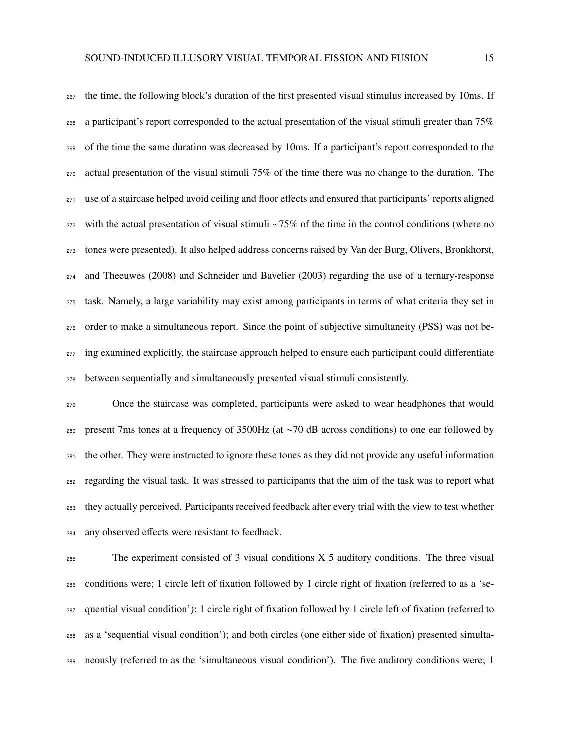the time, the following block's duration of the first presented visual stimulus increased by 10ms. If a participant's report corresponded to the actual presentation of the visual stimuli greater than 75% of the time the same duration was decreased by 10ms. If a participant's report corresponded to the actual presentation of the visual stimuli 75% of the time there was no change to the duration. The use of a staircase helped avoid ceiling and floor effects and ensured that participants' reports aligned with the actual presentation of visual stimuli ~75% of the time in the control conditions (where no tones were presented). It also helped address concerns raised by Van der Burg, Olivers, Bronkhorst, and Theeuwes (2008) and Schneider and Bavelier (2003) regarding the use of a ternary-response task. Namely, a large variability may exist among participants in terms of what criteria they set in order to make a simultaneous report. Since the point of subjective simultaneity (PSS) was not being examined explicitly, the staircase approach helped to ensure each participant could differentiate between sequentially and simultaneously presented visual stimuli consistently.

Once the staircase was completed, participants were asked to wear headphones that would present 7ms tones at a frequency of 3500Hz (at ~70 dB across conditions) to one ear followed by the other. They were instructed to ignore these tones as they did not provide any useful information regarding the visual task. It was stressed to participants that the aim of the task was to report what they actually perceived. Participants received feedback after every trial with the view to test whether any observed effects were resistant to feedback.

The experiment consisted of 3 visual conditions X 5 auditory conditions. The three visual conditions were; 1 circle left of fixation followed by 1 circle right of fixation (referred to as a 'sequential visual condition'); 1 circle right of fixation followed by 1 circle left of fixation (referred to as a 'sequential visual condition'); and both circles (one either side of fixation) presented simultaneously (referred to as the 'simultaneous visual condition'). The five auditory conditions were; 1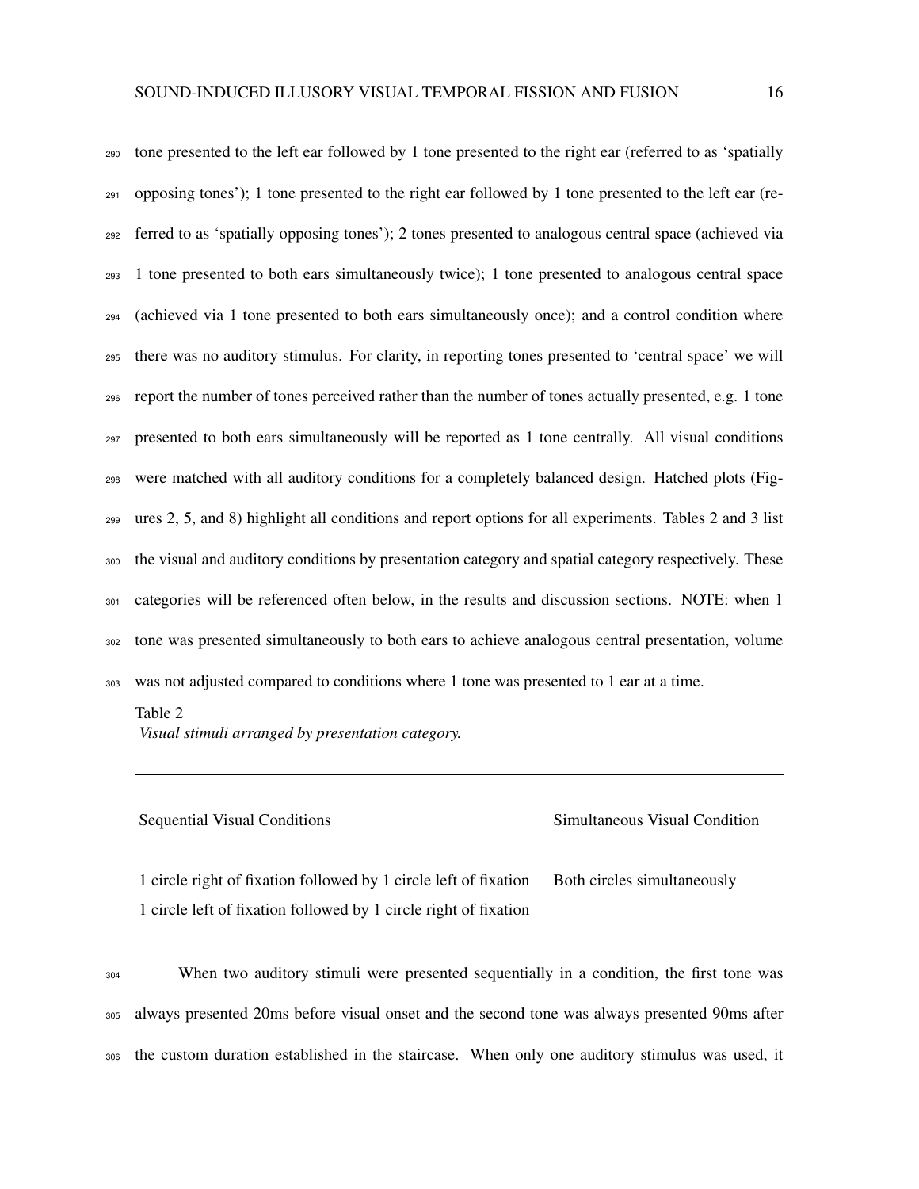tone presented to the left ear followed by 1 tone presented to the right ear (referred to as 'spatially opposing tones'); 1 tone presented to the right ear followed by 1 tone presented to the left ear (referred to as 'spatially opposing tones'); 2 tones presented to analogous central space (achieved via 1 tone presented to both ears simultaneously twice); 1 tone presented to analogous central space (achieved via 1 tone presented to both ears simultaneously once); and a control condition where there was no auditory stimulus. For clarity, in reporting tones presented to 'central space' we will report the number of tones perceived rather than the number of tones actually presented, e.g. 1 tone presented to both ears simultaneously will be reported as 1 tone centrally. All visual conditions were matched with all auditory conditions for a completely balanced design. Hatched plots (Figures 2, 5, and 8) highlight all conditions and report options for all experiments. Tables 2 and 3 list the visual and auditory conditions by presentation category and spatial category respectively. These categories will be referenced often below, in the results and discussion sections. NOTE: when 1 tone was presented simultaneously to both ears to achieve analogous central presentation, volume was not adjusted compared to conditions where 1 tone was presented to 1 ear at a time.

Table 2
*Visual stimuli arranged by presentation category.*

| Sequential Visual Conditions | Simultaneous Visual Condition |
|---|---|
| 1 circle right of fixation followed by 1 circle left of fixation | Both circles simultaneously |
| 1 circle left of fixation followed by 1 circle right of fixation | |

When two auditory stimuli were presented sequentially in a condition, the first tone was always presented 20ms before visual onset and the second tone was always presented 90ms after the custom duration established in the staircase. When only one auditory stimulus was used, it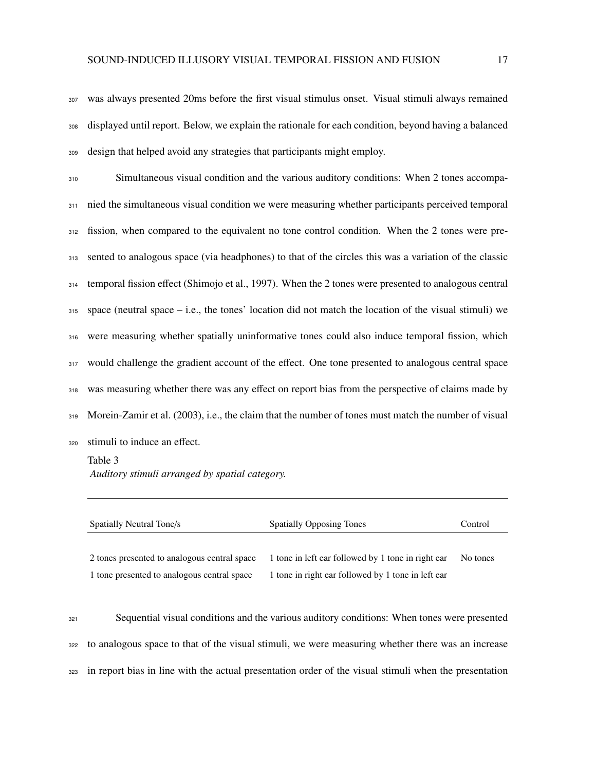was always presented 20ms before the first visual stimulus onset. Visual stimuli always remained displayed until report. Below, we explain the rationale for each condition, beyond having a balanced design that helped avoid any strategies that participants might employ.

Simultaneous visual condition and the various auditory conditions: When 2 tones accompanied the simultaneous visual condition we were measuring whether participants perceived temporal fission, when compared to the equivalent no tone control condition. When the 2 tones were presented to analogous space (via headphones) to that of the circles this was a variation of the classic temporal fission effect (Shimojo et al., 1997). When the 2 tones were presented to analogous central space (neutral space – i.e., the tones' location did not match the location of the visual stimuli) we were measuring whether spatially uninformative tones could also induce temporal fission, which would challenge the gradient account of the effect. One tone presented to analogous central space was measuring whether there was any effect on report bias from the perspective of claims made by Morein-Zamir et al. (2003), i.e., the claim that the number of tones must match the number of visual stimuli to induce an effect.

Table 3
*Auditory stimuli arranged by spatial category.*

| Spatially Neutral Tone/s | Spatially Opposing Tones | Control |
|---|---|---|
| 2 tones presented to analogous central space | 1 tone in left ear followed by 1 tone in right ear | No tones |
| 1 tone presented to analogous central space | 1 tone in right ear followed by 1 tone in left ear | |

Sequential visual conditions and the various auditory conditions: When tones were presented to analogous space to that of the visual stimuli, we were measuring whether there was an increase in report bias in line with the actual presentation order of the visual stimuli when the presentation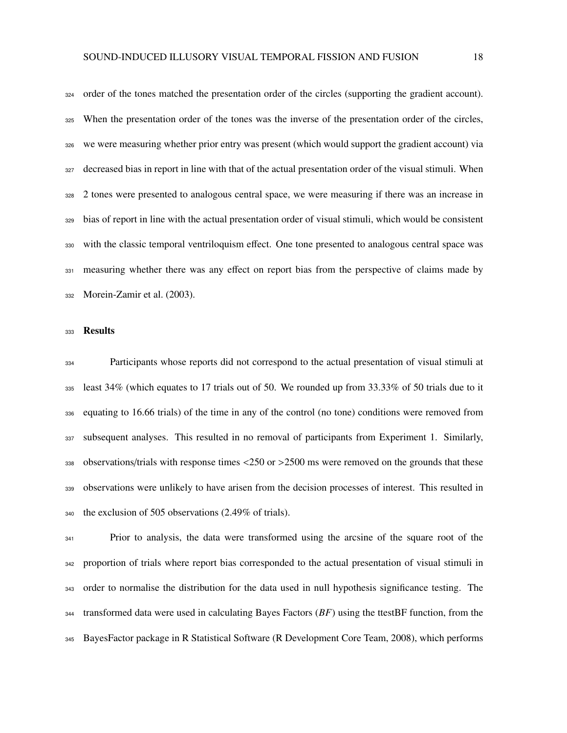order of the tones matched the presentation order of the circles (supporting the gradient account). When the presentation order of the tones was the inverse of the presentation order of the circles, we were measuring whether prior entry was present (which would support the gradient account) via decreased bias in report in line with that of the actual presentation order of the visual stimuli. When 2 tones were presented to analogous central space, we were measuring if there was an increase in bias of report in line with the actual presentation order of visual stimuli, which would be consistent with the classic temporal ventriloquism effect. One tone presented to analogous central space was measuring whether there was any effect on report bias from the perspective of claims made by Morein-Zamir et al. (2003).

## Results

Participants whose reports did not correspond to the actual presentation of visual stimuli at least 34% (which equates to 17 trials out of 50. We rounded up from 33.33% of 50 trials due to it equating to 16.66 trials) of the time in any of the control (no tone) conditions were removed from subsequent analyses. This resulted in no removal of participants from Experiment 1. Similarly, observations/trials with response times <250 or >2500 ms were removed on the grounds that these observations were unlikely to have arisen from the decision processes of interest. This resulted in the exclusion of 505 observations (2.49% of trials).

Prior to analysis, the data were transformed using the arcsine of the square root of the proportion of trials where report bias corresponded to the actual presentation of visual stimuli in order to normalise the distribution for the data used in null hypothesis significance testing. The transformed data were used in calculating Bayes Factors (*BF*) using the ttestBF function, from the BayesFactor package in R Statistical Software (R Development Core Team, 2008), which performs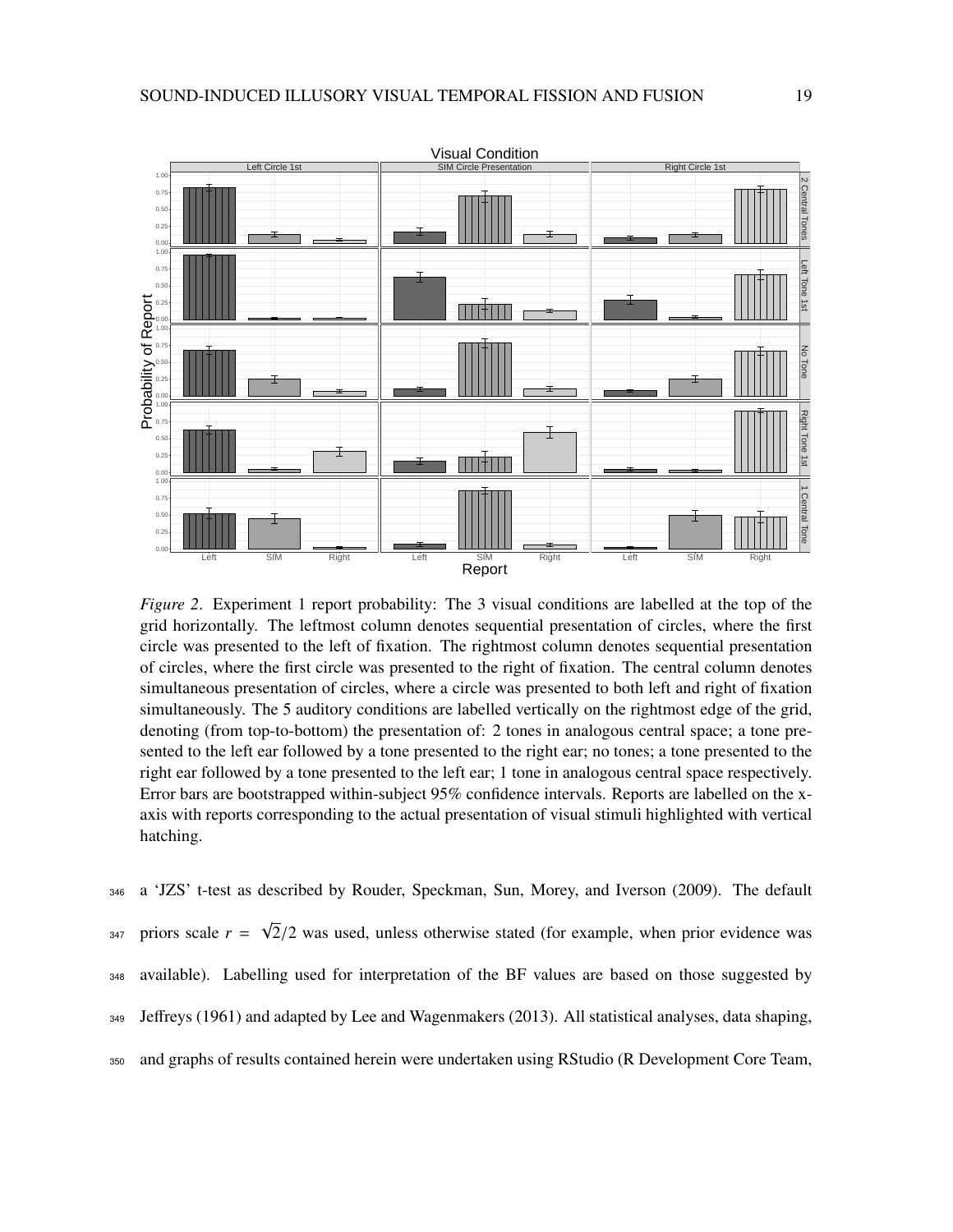*Figure 2*. Experiment 1 report probability: The 3 visual conditions are labelled at the top of the grid horizontally. The leftmost column denotes sequential presentation of circles, where the first circle was presented to the left of fixation. The rightmost column denotes sequential presentation of circles, where the first circle was presented to the right of fixation. The central column denotes simultaneous presentation of circles, where a circle was presented to both left and right of fixation simultaneously. The 5 auditory conditions are labelled vertically on the rightmost edge of the grid, denoting (from top-to-bottom) the presentation of: 2 tones in analogous central space; a tone presented to the left ear followed by a tone presented to the right ear; no tones; a tone presented to the right ear followed by a tone presented to the left ear; 1 tone in analogous central space respectively. Error bars are bootstrapped within-subject 95% confidence intervals. Reports are labelled on the x-axis with reports corresponding to the actual presentation of visual stimuli highlighted with vertical hatching.

a 'JZS' t-test as described by Rouder, Speckman, Sun, Morey, and Iverson (2009). The default priors scale $r = \sqrt{2}/2$ was used, unless otherwise stated (for example, when prior evidence was available). Labelling used for interpretation of the BF values are based on those suggested by Jeffreys (1961) and adapted by Lee and Wagenmakers (2013). All statistical analyses, data shaping, and graphs of results contained herein were undertaken using RStudio (R Development Core Team,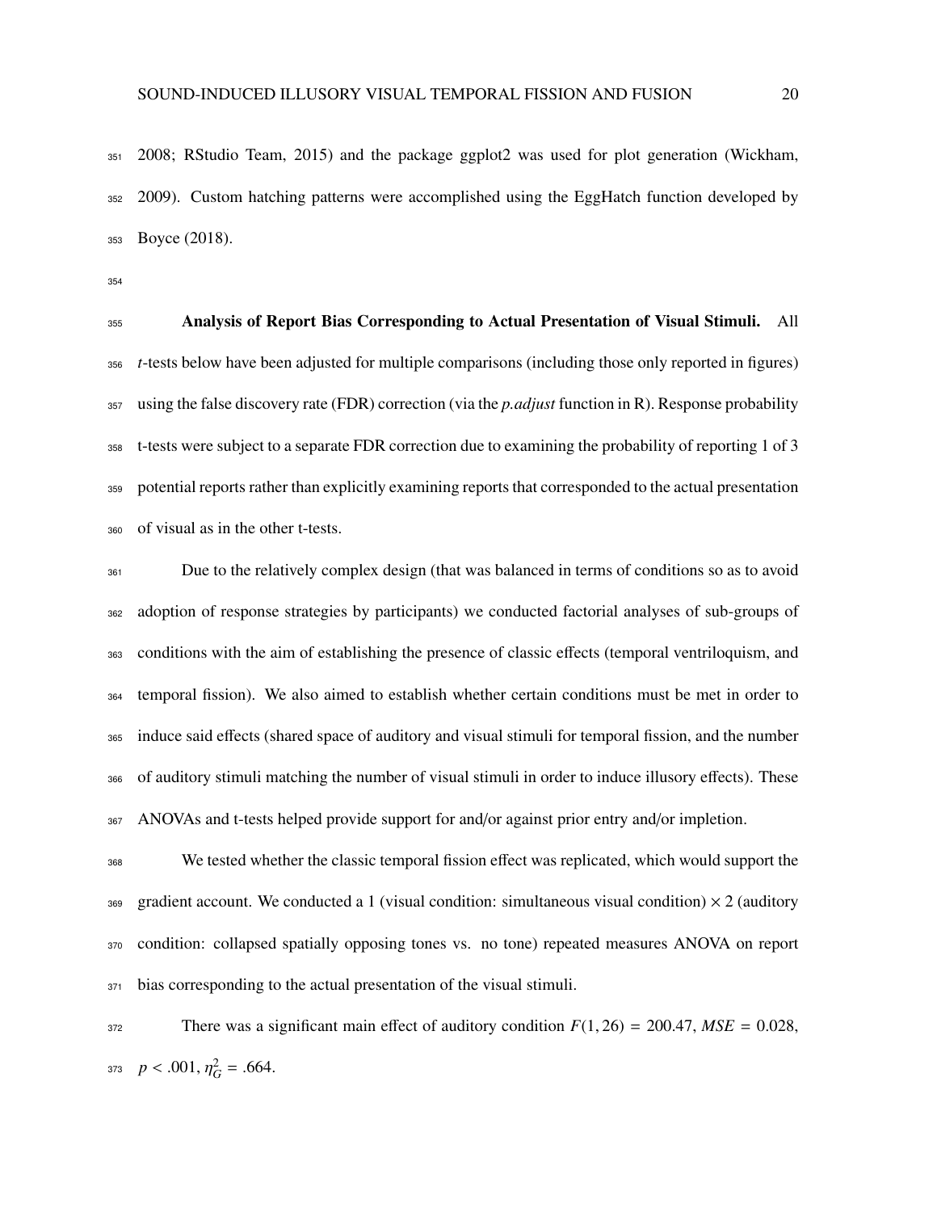2008; RStudio Team, 2015) and the package ggplot2 was used for plot generation (Wickham, 2009). Custom hatching patterns were accomplished using the EggHatch function developed by Boyce (2018).

**Analysis of Report Bias Corresponding to Actual Presentation of Visual Stimuli.** All *t*-tests below have been adjusted for multiple comparisons (including those only reported in figures) using the false discovery rate (FDR) correction (via the *p.adjust* function in R). Response probability t-tests were subject to a separate FDR correction due to examining the probability of reporting 1 of 3 potential reports rather than explicitly examining reports that corresponded to the actual presentation of visual as in the other t-tests.

Due to the relatively complex design (that was balanced in terms of conditions so as to avoid adoption of response strategies by participants) we conducted factorial analyses of sub-groups of conditions with the aim of establishing the presence of classic effects (temporal ventriloquism, and temporal fission). We also aimed to establish whether certain conditions must be met in order to induce said effects (shared space of auditory and visual stimuli for temporal fission, and the number of auditory stimuli matching the number of visual stimuli in order to induce illusory effects). These ANOVAs and t-tests helped provide support for and/or against prior entry and/or impletion.

We tested whether the classic temporal fission effect was replicated, which would support the gradient account. We conducted a 1 (visual condition: simultaneous visual condition) $\times$ 2 (auditory condition: collapsed spatially opposing tones vs. no tone) repeated measures ANOVA on report bias corresponding to the actual presentation of the visual stimuli.

There was a significant main effect of auditory condition $F(1, 26) = 200.47$, $MSE = 0.028$, $p < .001$, $\eta^2_G = .664$.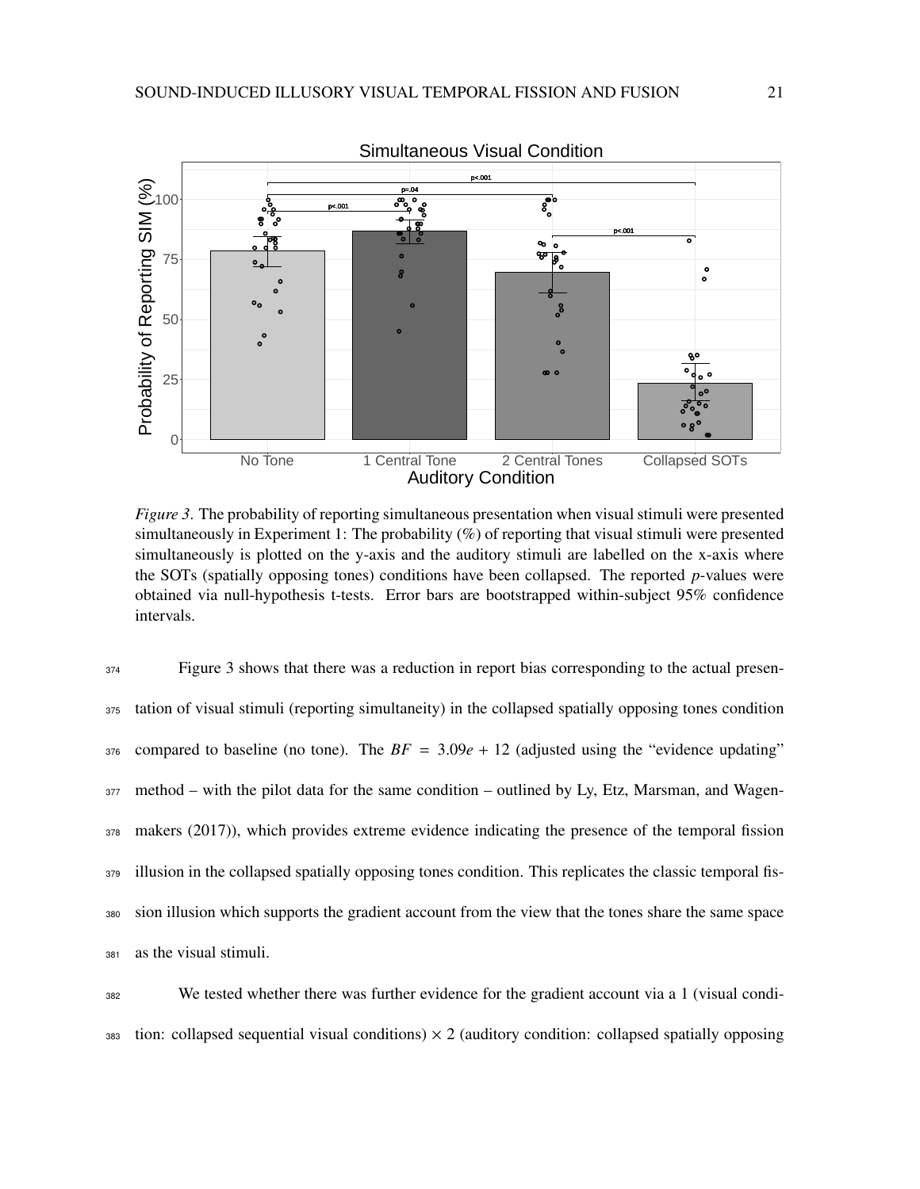*Figure 3*. The probability of reporting simultaneous presentation when visual stimuli were presented simultaneously in Experiment 1: The probability (%) of reporting that visual stimuli were presented simultaneously is plotted on the y-axis and the auditory stimuli are labelled on the x-axis where the SOTs (spatially opposing tones) conditions have been collapsed. The reported *p*-values were obtained via null-hypothesis t-tests. Error bars are bootstrapped within-subject 95% confidence intervals.

Figure 3 shows that there was a reduction in report bias corresponding to the actual presentation of visual stimuli (reporting simultaneity) in the collapsed spatially opposing tones condition compared to baseline (no tone). The $BF = 3.09e + 12$ (adjusted using the "evidence updating" method – with the pilot data for the same condition – outlined by Ly, Etz, Marsman, and Wagenmakers (2017)), which provides extreme evidence indicating the presence of the temporal fission illusion in the collapsed spatially opposing tones condition. This replicates the classic temporal fission illusion which supports the gradient account from the view that the tones share the same space as the visual stimuli.

We tested whether there was further evidence for the gradient account via a 1 (visual condition: collapsed sequential visual conditions) $\times$ 2 (auditory condition: collapsed spatially opposing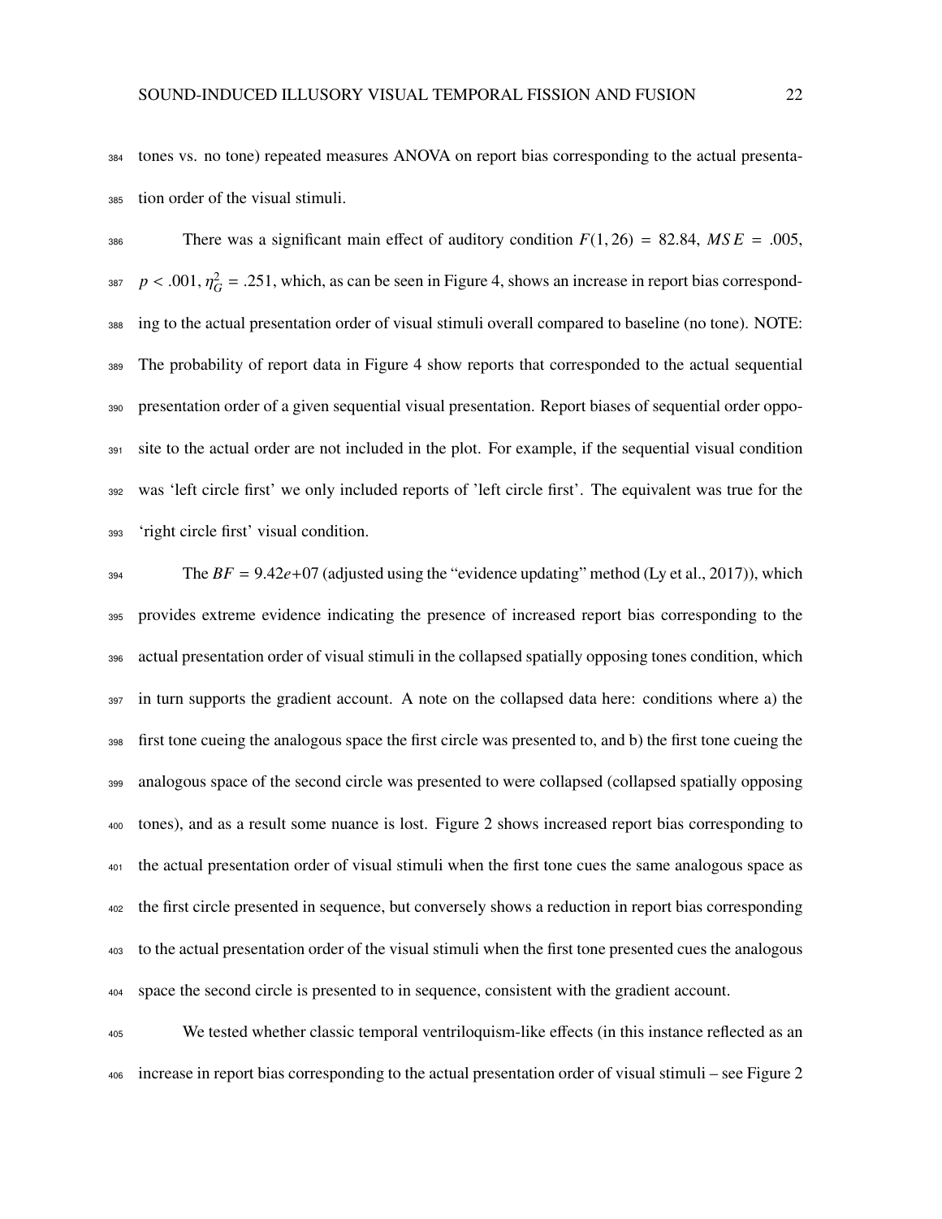tones vs. no tone) repeated measures ANOVA on report bias corresponding to the actual presentation order of the visual stimuli.

There was a significant main effect of auditory condition $F(1, 26) = 82.84$, $MSE = .005$, $p < .001$, $\eta^2_G = .251$, which, as can be seen in Figure 4, shows an increase in report bias corresponding to the actual presentation order of visual stimuli overall compared to baseline (no tone). NOTE: The probability of report data in Figure 4 show reports that corresponded to the actual sequential presentation order of a given sequential visual presentation. Report biases of sequential order opposite to the actual order are not included in the plot. For example, if the sequential visual condition was 'left circle first' we only included reports of 'left circle first'. The equivalent was true for the 'right circle first' visual condition.

The $BF = 9.42e{+}07$ (adjusted using the "evidence updating" method (Ly et al., 2017)), which provides extreme evidence indicating the presence of increased report bias corresponding to the actual presentation order of visual stimuli in the collapsed spatially opposing tones condition, which in turn supports the gradient account. A note on the collapsed data here: conditions where a) the first tone cueing the analogous space the first circle was presented to, and b) the first tone cueing the analogous space of the second circle was presented to were collapsed (collapsed spatially opposing tones), and as a result some nuance is lost. Figure 2 shows increased report bias corresponding to the actual presentation order of visual stimuli when the first tone cues the same analogous space as the first circle presented in sequence, but conversely shows a reduction in report bias corresponding to the actual presentation order of the visual stimuli when the first tone presented cues the analogous space the second circle is presented to in sequence, consistent with the gradient account.

We tested whether classic temporal ventriloquism-like effects (in this instance reflected as an increase in report bias corresponding to the actual presentation order of visual stimuli – see Figure 2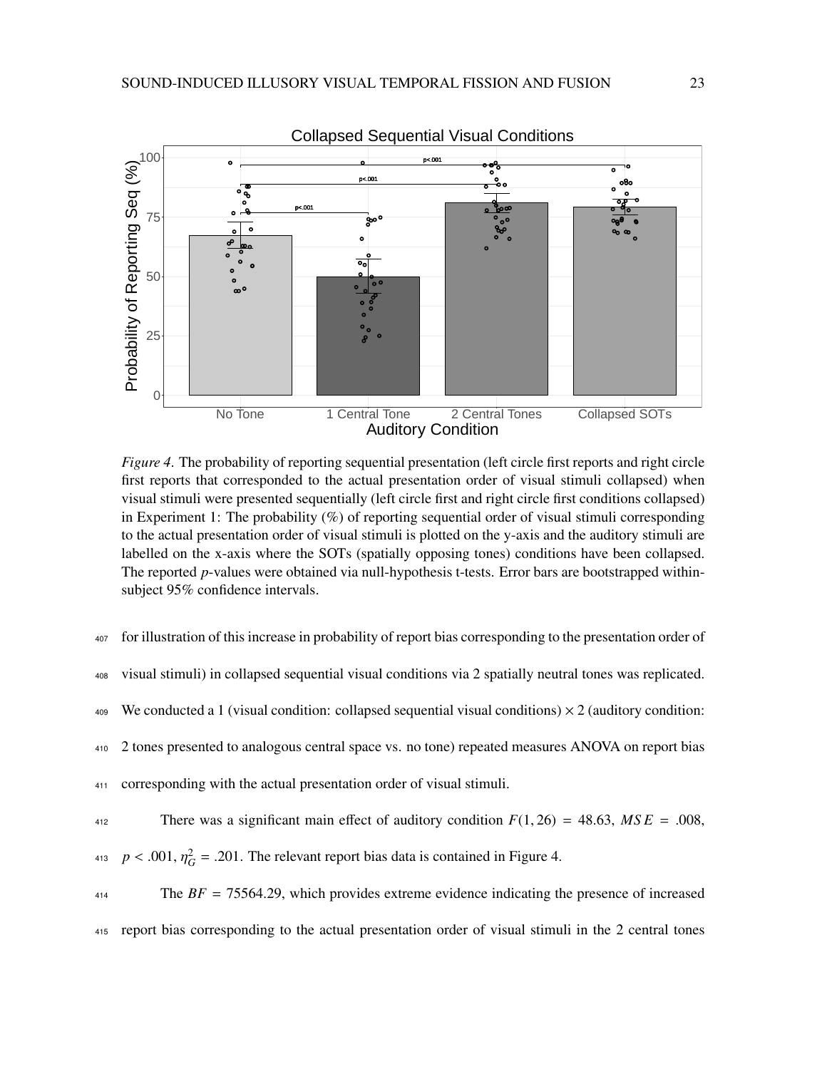*Figure 4*. The probability of reporting sequential presentation (left circle first reports and right circle first reports that corresponded to the actual presentation order of visual stimuli collapsed) when visual stimuli were presented sequentially (left circle first and right circle first conditions collapsed) in Experiment 1: The probability (%) of reporting sequential order of visual stimuli corresponding to the actual presentation order of visual stimuli is plotted on the y-axis and the auditory stimuli are labelled on the x-axis where the SOTs (spatially opposing tones) conditions have been collapsed. The reported *p*-values were obtained via null-hypothesis t-tests. Error bars are bootstrapped within-subject 95% confidence intervals.

for illustration of this increase in probability of report bias corresponding to the presentation order of visual stimuli) in collapsed sequential visual conditions via 2 spatially neutral tones was replicated. We conducted a 1 (visual condition: collapsed sequential visual conditions) × 2 (auditory condition: 2 tones presented to analogous central space vs. no tone) repeated measures ANOVA on report bias corresponding with the actual presentation order of visual stimuli.

There was a significant main effect of auditory condition $F(1, 26) = 48.63$, $MSE = .008$, $p < .001$, $\eta^2_G = .201$. The relevant report bias data is contained in Figure 4.

The $BF = 75564.29$, which provides extreme evidence indicating the presence of increased report bias corresponding to the actual presentation order of visual stimuli in the 2 central tones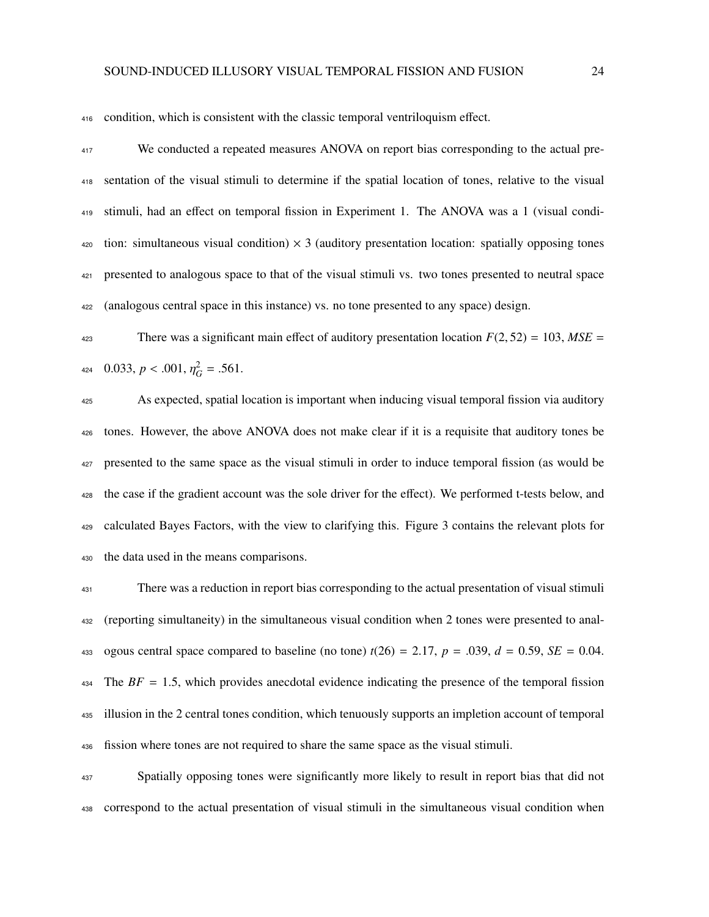condition, which is consistent with the classic temporal ventriloquism effect.

We conducted a repeated measures ANOVA on report bias corresponding to the actual presentation of the visual stimuli to determine if the spatial location of tones, relative to the visual stimuli, had an effect on temporal fission in Experiment 1. The ANOVA was a 1 (visual condition: simultaneous visual condition) $\times$ 3 (auditory presentation location: spatially opposing tones presented to analogous space to that of the visual stimuli vs. two tones presented to neutral space (analogous central space in this instance) vs. no tone presented to any space) design.

There was a significant main effect of auditory presentation location $F(2, 52) = 103$, $MSE = 0.033$, $p < .001$, $\eta^2_G = .561$.

As expected, spatial location is important when inducing visual temporal fission via auditory tones. However, the above ANOVA does not make clear if it is a requisite that auditory tones be presented to the same space as the visual stimuli in order to induce temporal fission (as would be the case if the gradient account was the sole driver for the effect). We performed t-tests below, and calculated Bayes Factors, with the view to clarifying this. Figure 3 contains the relevant plots for the data used in the means comparisons.

There was a reduction in report bias corresponding to the actual presentation of visual stimuli (reporting simultaneity) in the simultaneous visual condition when 2 tones were presented to analogous central space compared to baseline (no tone) $t(26) = 2.17$, $p = .039$, $d = 0.59$, $SE = 0.04$. The $BF = 1.5$, which provides anecdotal evidence indicating the presence of the temporal fission illusion in the 2 central tones condition, which tenuously supports an impletion account of temporal fission where tones are not required to share the same space as the visual stimuli.

Spatially opposing tones were significantly more likely to result in report bias that did not correspond to the actual presentation of visual stimuli in the simultaneous visual condition when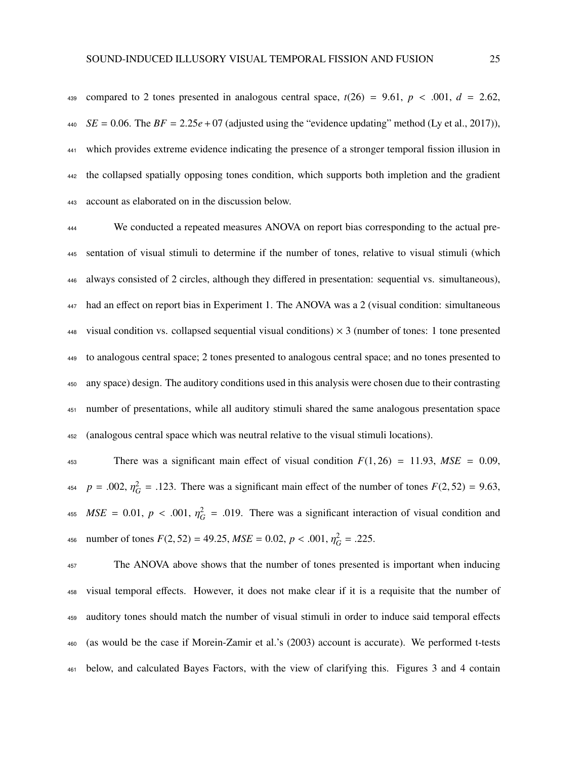compared to 2 tones presented in analogous central space, $t(26) = 9.61$, $p < .001$, $d = 2.62$, $SE = 0.06$. The $BF = 2.25e+07$ (adjusted using the "evidence updating" method (Ly et al., 2017)), which provides extreme evidence indicating the presence of a stronger temporal fission illusion in the collapsed spatially opposing tones condition, which supports both impletion and the gradient account as elaborated on in the discussion below.

We conducted a repeated measures ANOVA on report bias corresponding to the actual presentation of visual stimuli to determine if the number of tones, relative to visual stimuli (which always consisted of 2 circles, although they differed in presentation: sequential vs. simultaneous), had an effect on report bias in Experiment 1. The ANOVA was a 2 (visual condition: simultaneous visual condition vs. collapsed sequential visual conditions) × 3 (number of tones: 1 tone presented to analogous central space; 2 tones presented to analogous central space; and no tones presented to any space) design. The auditory conditions used in this analysis were chosen due to their contrasting number of presentations, while all auditory stimuli shared the same analogous presentation space (analogous central space which was neutral relative to the visual stimuli locations).

There was a significant main effect of visual condition $F(1, 26) = 11.93$, $MSE = 0.09$, $p = .002$, $\eta^2_G = .123$. There was a significant main effect of the number of tones $F(2, 52) = 9.63$, $MSE = 0.01$, $p < .001$, $\eta^2_G = .019$. There was a significant interaction of visual condition and number of tones $F(2, 52) = 49.25$, $MSE = 0.02$, $p < .001$, $\eta^2_G = .225$.

The ANOVA above shows that the number of tones presented is important when inducing visual temporal effects. However, it does not make clear if it is a requisite that the number of auditory tones should match the number of visual stimuli in order to induce said temporal effects (as would be the case if Morein-Zamir et al.'s (2003) account is accurate). We performed t-tests below, and calculated Bayes Factors, with the view of clarifying this. Figures 3 and 4 contain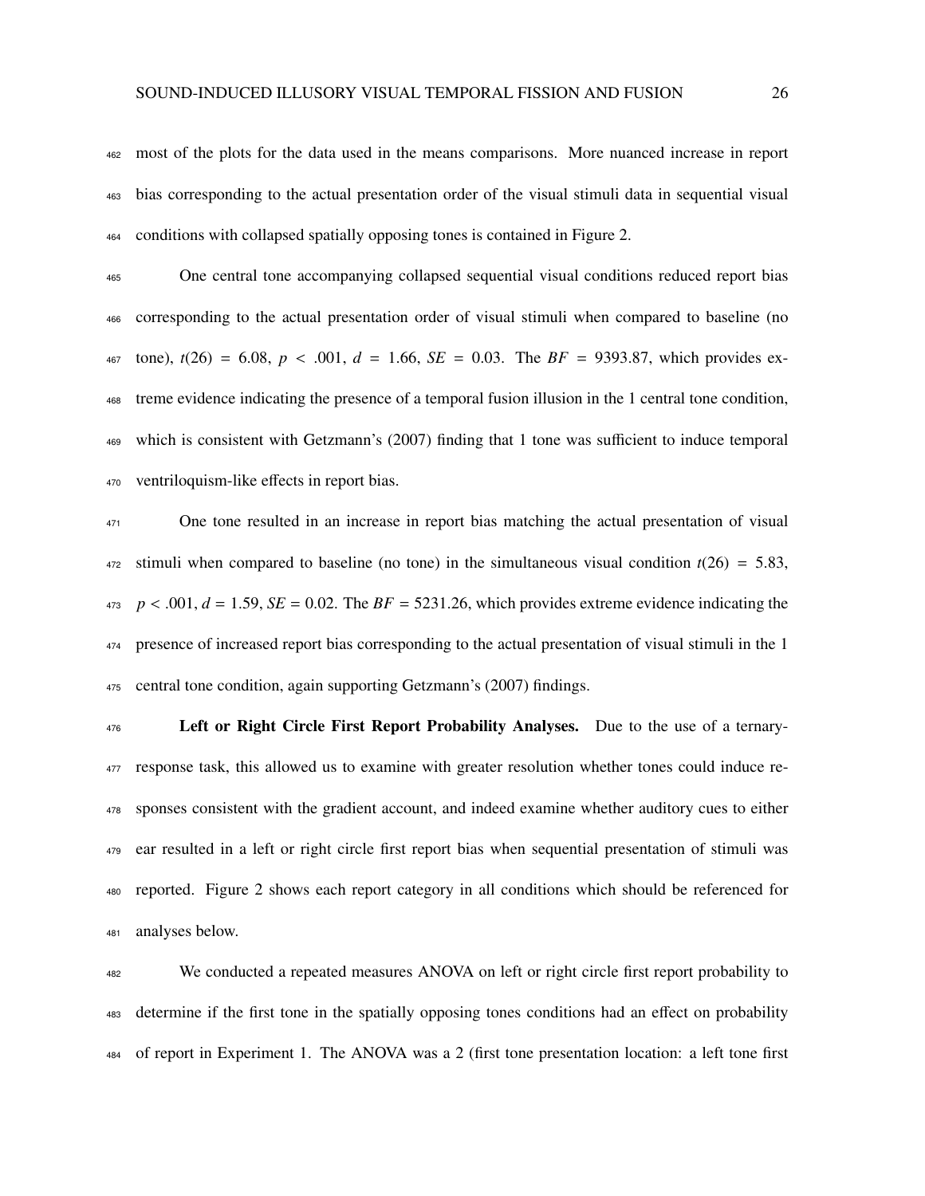most of the plots for the data used in the means comparisons. More nuanced increase in report bias corresponding to the actual presentation order of the visual stimuli data in sequential visual conditions with collapsed spatially opposing tones is contained in Figure 2.

One central tone accompanying collapsed sequential visual conditions reduced report bias corresponding to the actual presentation order of visual stimuli when compared to baseline (no tone), $t(26) = 6.08$, $p < .001$, $d = 1.66$, $SE = 0.03$. The $BF = 9393.87$, which provides extreme evidence indicating the presence of a temporal fusion illusion in the 1 central tone condition, which is consistent with Getzmann's (2007) finding that 1 tone was sufficient to induce temporal ventriloquism-like effects in report bias.

One tone resulted in an increase in report bias matching the actual presentation of visual stimuli when compared to baseline (no tone) in the simultaneous visual condition $t(26) = 5.83$, $p < .001$, $d = 1.59$, $SE = 0.02$. The $BF = 5231.26$, which provides extreme evidence indicating the presence of increased report bias corresponding to the actual presentation of visual stimuli in the 1 central tone condition, again supporting Getzmann's (2007) findings.

**Left or Right Circle First Report Probability Analyses.** Due to the use of a ternary-response task, this allowed us to examine with greater resolution whether tones could induce responses consistent with the gradient account, and indeed examine whether auditory cues to either ear resulted in a left or right circle first report bias when sequential presentation of stimuli was reported. Figure 2 shows each report category in all conditions which should be referenced for analyses below.

We conducted a repeated measures ANOVA on left or right circle first report probability to determine if the first tone in the spatially opposing tones conditions had an effect on probability of report in Experiment 1. The ANOVA was a 2 (first tone presentation location: a left tone first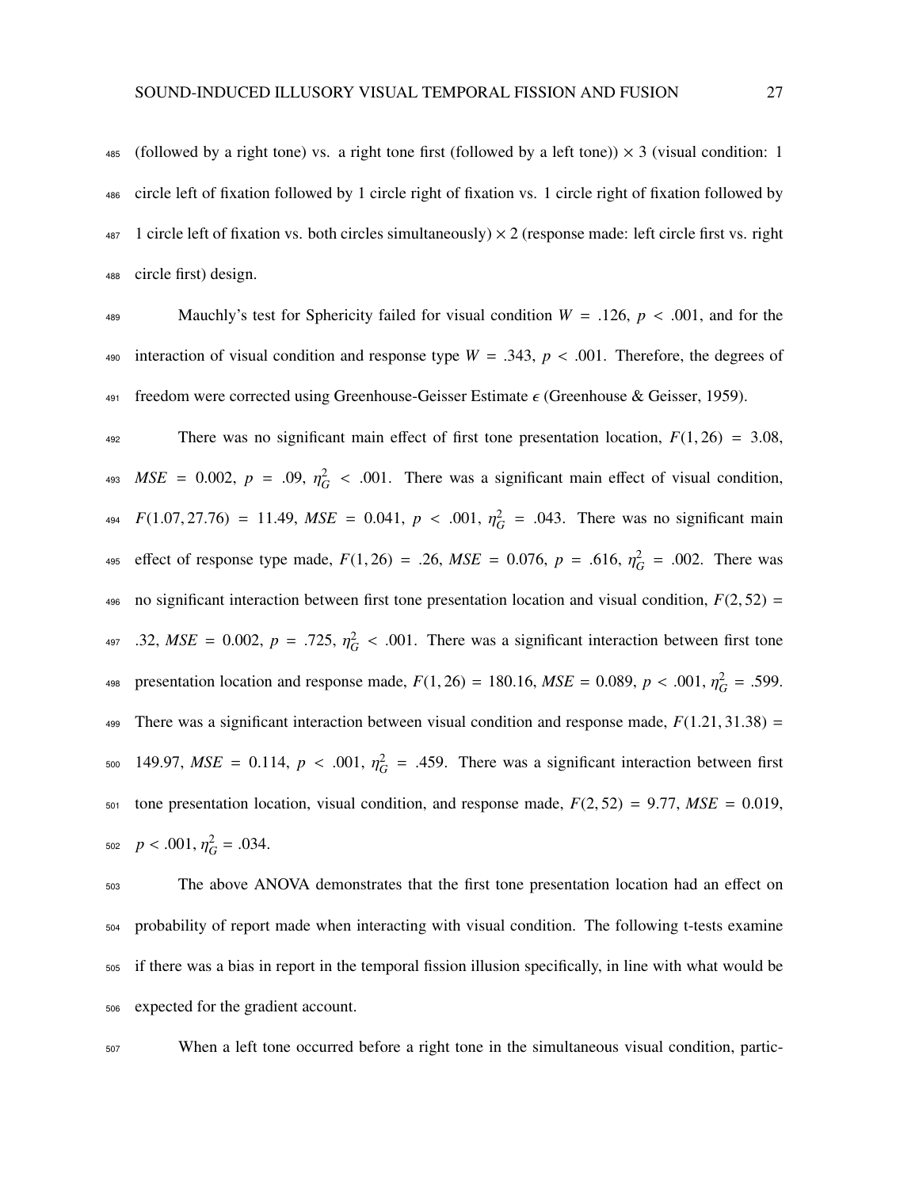(followed by a right tone) vs. a right tone first (followed by a left tone)) × 3 (visual condition: 1 circle left of fixation followed by 1 circle right of fixation vs. 1 circle right of fixation followed by 1 circle left of fixation vs. both circles simultaneously) × 2 (response made: left circle first vs. right circle first) design.

Mauchly's test for Sphericity failed for visual condition $W = .126$, $p < .001$, and for the interaction of visual condition and response type $W = .343$, $p < .001$. Therefore, the degrees of freedom were corrected using Greenhouse-Geisser Estimate $\epsilon$ (Greenhouse & Geisser, 1959).

There was no significant main effect of first tone presentation location, $F(1, 26) = 3.08$, $MSE = 0.002$, $p = .09$, $\eta^2_G < .001$. There was a significant main effect of visual condition, $F(1.07, 27.76) = 11.49$, $MSE = 0.041$, $p < .001$, $\eta^2_G = .043$. There was no significant main effect of response type made, $F(1, 26) = .26$, $MSE = 0.076$, $p = .616$, $\eta^2_G = .002$. There was no significant interaction between first tone presentation location and visual condition, $F(2, 52) = .32$, $MSE = 0.002$, $p = .725$, $\eta^2_G < .001$. There was a significant interaction between first tone presentation location and response made, $F(1, 26) = 180.16$, $MSE = 0.089$, $p < .001$, $\eta^2_G = .599$. There was a significant interaction between visual condition and response made, $F(1.21, 31.38) = 149.97$, $MSE = 0.114$, $p < .001$, $\eta^2_G = .459$. There was a significant interaction between first tone presentation location, visual condition, and response made, $F(2, 52) = 9.77$, $MSE = 0.019$, $p < .001$, $\eta^2_G = .034$.

The above ANOVA demonstrates that the first tone presentation location had an effect on probability of report made when interacting with visual condition. The following t-tests examine if there was a bias in report in the temporal fission illusion specifically, in line with what would be expected for the gradient account.

When a left tone occurred before a right tone in the simultaneous visual condition, partic-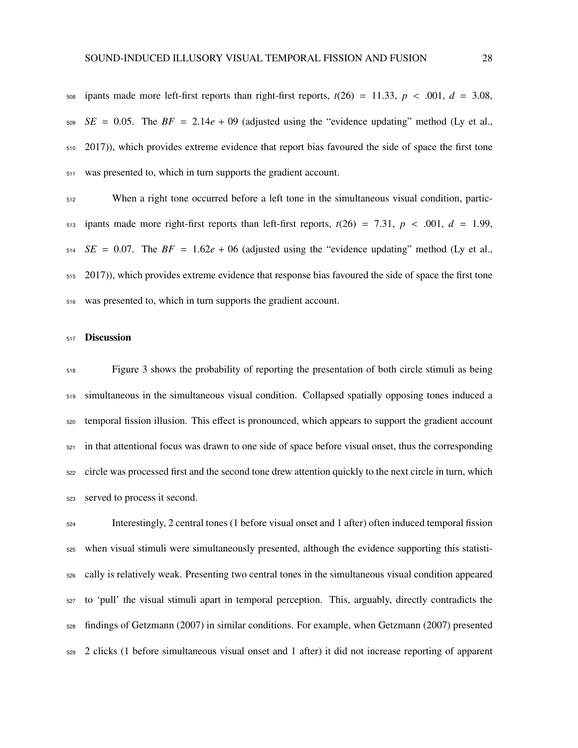ipants made more left-first reports than right-first reports, $t(26) = 11.33$, $p < .001$, $d = 3.08$, $SE = 0.05$. The $BF = 2.14e + 09$ (adjusted using the "evidence updating" method (Ly et al., 2017)), which provides extreme evidence that report bias favoured the side of space the first tone was presented to, which in turn supports the gradient account.

When a right tone occurred before a left tone in the simultaneous visual condition, participants made more right-first reports than left-first reports, $t(26) = 7.31$, $p < .001$, $d = 1.99$, $SE = 0.07$. The $BF = 1.62e + 06$ (adjusted using the "evidence updating" method (Ly et al., 2017)), which provides extreme evidence that response bias favoured the side of space the first tone was presented to, which in turn supports the gradient account.

## Discussion

Figure 3 shows the probability of reporting the presentation of both circle stimuli as being simultaneous in the simultaneous visual condition. Collapsed spatially opposing tones induced a temporal fission illusion. This effect is pronounced, which appears to support the gradient account in that attentional focus was drawn to one side of space before visual onset, thus the corresponding circle was processed first and the second tone drew attention quickly to the next circle in turn, which served to process it second.

Interestingly, 2 central tones (1 before visual onset and 1 after) often induced temporal fission when visual stimuli were simultaneously presented, although the evidence supporting this statistically is relatively weak. Presenting two central tones in the simultaneous visual condition appeared to 'pull' the visual stimuli apart in temporal perception. This, arguably, directly contradicts the findings of Getzmann (2007) in similar conditions. For example, when Getzmann (2007) presented 2 clicks (1 before simultaneous visual onset and 1 after) it did not increase reporting of apparent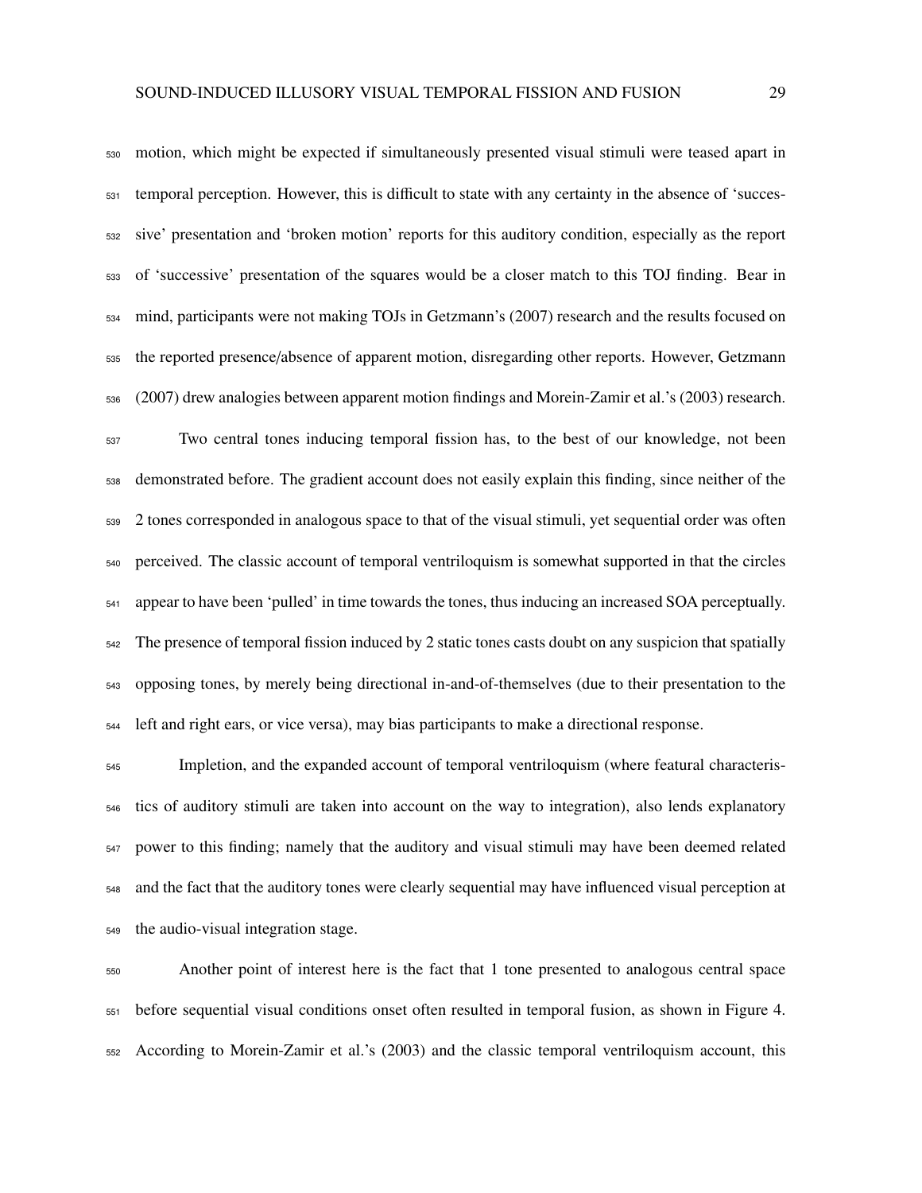motion, which might be expected if simultaneously presented visual stimuli were teased apart in temporal perception. However, this is difficult to state with any certainty in the absence of 'successive' presentation and 'broken motion' reports for this auditory condition, especially as the report of 'successive' presentation of the squares would be a closer match to this TOJ finding. Bear in mind, participants were not making TOJs in Getzmann's (2007) research and the results focused on the reported presence/absence of apparent motion, disregarding other reports. However, Getzmann (2007) drew analogies between apparent motion findings and Morein-Zamir et al.'s (2003) research.

Two central tones inducing temporal fission has, to the best of our knowledge, not been demonstrated before. The gradient account does not easily explain this finding, since neither of the 2 tones corresponded in analogous space to that of the visual stimuli, yet sequential order was often perceived. The classic account of temporal ventriloquism is somewhat supported in that the circles appear to have been 'pulled' in time towards the tones, thus inducing an increased SOA perceptually. The presence of temporal fission induced by 2 static tones casts doubt on any suspicion that spatially opposing tones, by merely being directional in-and-of-themselves (due to their presentation to the left and right ears, or vice versa), may bias participants to make a directional response.

Impletion, and the expanded account of temporal ventriloquism (where featural characteristics of auditory stimuli are taken into account on the way to integration), also lends explanatory power to this finding; namely that the auditory and visual stimuli may have been deemed related and the fact that the auditory tones were clearly sequential may have influenced visual perception at the audio-visual integration stage.

Another point of interest here is the fact that 1 tone presented to analogous central space before sequential visual conditions onset often resulted in temporal fusion, as shown in Figure 4. According to Morein-Zamir et al.'s (2003) and the classic temporal ventriloquism account, this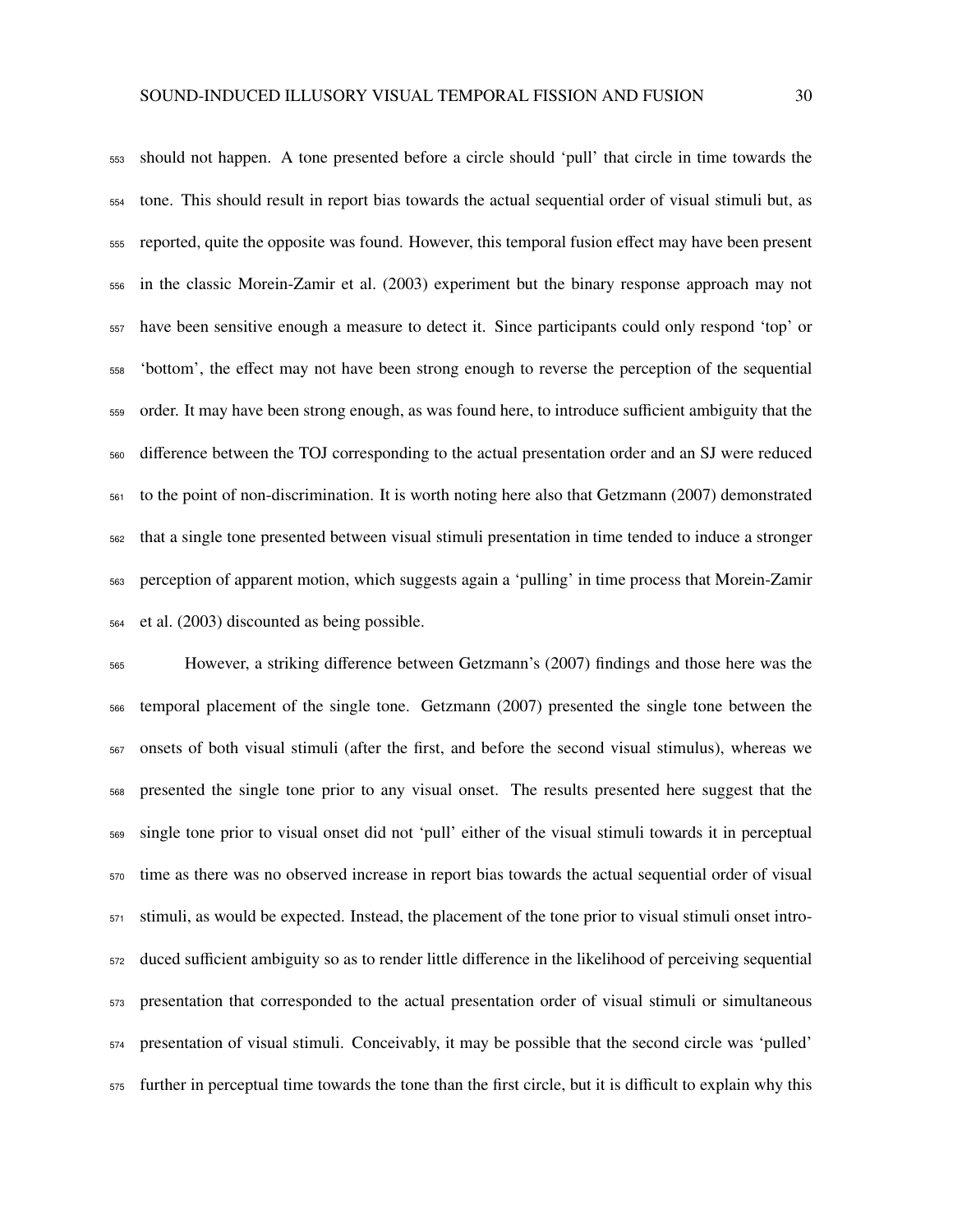should not happen. A tone presented before a circle should 'pull' that circle in time towards the tone. This should result in report bias towards the actual sequential order of visual stimuli but, as reported, quite the opposite was found. However, this temporal fusion effect may have been present in the classic Morein-Zamir et al. (2003) experiment but the binary response approach may not have been sensitive enough a measure to detect it. Since participants could only respond 'top' or 'bottom', the effect may not have been strong enough to reverse the perception of the sequential order. It may have been strong enough, as was found here, to introduce sufficient ambiguity that the difference between the TOJ corresponding to the actual presentation order and an SJ were reduced to the point of non-discrimination. It is worth noting here also that Getzmann (2007) demonstrated that a single tone presented between visual stimuli presentation in time tended to induce a stronger perception of apparent motion, which suggests again a 'pulling' in time process that Morein-Zamir et al. (2003) discounted as being possible.

However, a striking difference between Getzmann's (2007) findings and those here was the temporal placement of the single tone. Getzmann (2007) presented the single tone between the onsets of both visual stimuli (after the first, and before the second visual stimulus), whereas we presented the single tone prior to any visual onset. The results presented here suggest that the single tone prior to visual onset did not 'pull' either of the visual stimuli towards it in perceptual time as there was no observed increase in report bias towards the actual sequential order of visual stimuli, as would be expected. Instead, the placement of the tone prior to visual stimuli onset introduced sufficient ambiguity so as to render little difference in the likelihood of perceiving sequential presentation that corresponded to the actual presentation order of visual stimuli or simultaneous presentation of visual stimuli. Conceivably, it may be possible that the second circle was 'pulled' further in perceptual time towards the tone than the first circle, but it is difficult to explain why this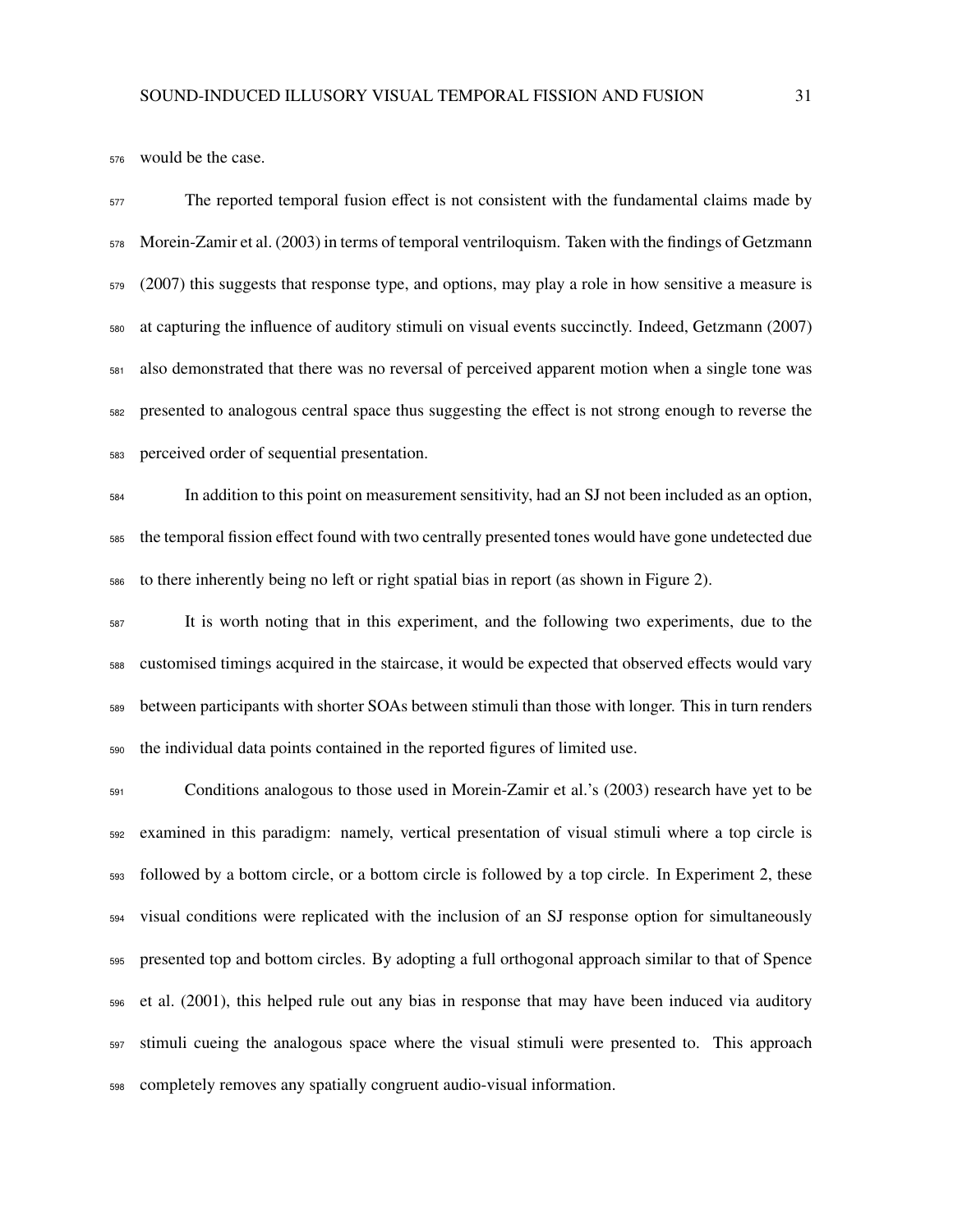would be the case.

The reported temporal fusion effect is not consistent with the fundamental claims made by Morein-Zamir et al. (2003) in terms of temporal ventriloquism. Taken with the findings of Getzmann (2007) this suggests that response type, and options, may play a role in how sensitive a measure is at capturing the influence of auditory stimuli on visual events succinctly. Indeed, Getzmann (2007) also demonstrated that there was no reversal of perceived apparent motion when a single tone was presented to analogous central space thus suggesting the effect is not strong enough to reverse the perceived order of sequential presentation.

In addition to this point on measurement sensitivity, had an SJ not been included as an option, the temporal fission effect found with two centrally presented tones would have gone undetected due to there inherently being no left or right spatial bias in report (as shown in Figure 2).

It is worth noting that in this experiment, and the following two experiments, due to the customised timings acquired in the staircase, it would be expected that observed effects would vary between participants with shorter SOAs between stimuli than those with longer. This in turn renders the individual data points contained in the reported figures of limited use.

Conditions analogous to those used in Morein-Zamir et al.'s (2003) research have yet to be examined in this paradigm: namely, vertical presentation of visual stimuli where a top circle is followed by a bottom circle, or a bottom circle is followed by a top circle. In Experiment 2, these visual conditions were replicated with the inclusion of an SJ response option for simultaneously presented top and bottom circles. By adopting a full orthogonal approach similar to that of Spence et al. (2001), this helped rule out any bias in response that may have been induced via auditory stimuli cueing the analogous space where the visual stimuli were presented to. This approach completely removes any spatially congruent audio-visual information.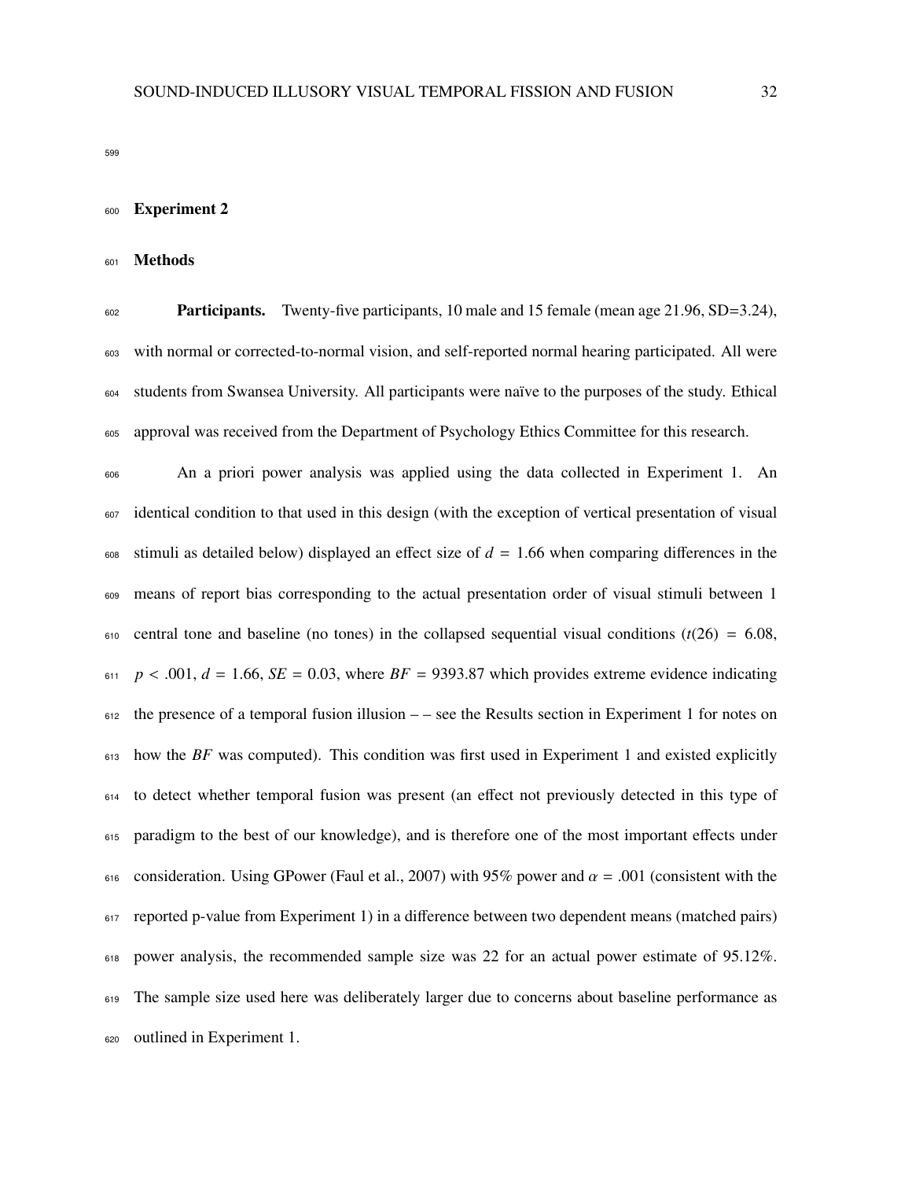## Experiment 2

### Methods

**Participants.** Twenty-five participants, 10 male and 15 female (mean age 21.96, SD=3.24), with normal or corrected-to-normal vision, and self-reported normal hearing participated. All were students from Swansea University. All participants were naïve to the purposes of the study. Ethical approval was received from the Department of Psychology Ethics Committee for this research.

An a priori power analysis was applied using the data collected in Experiment 1. An identical condition to that used in this design (with the exception of vertical presentation of visual stimuli as detailed below) displayed an effect size of $d$ = 1.66 when comparing differences in the means of report bias corresponding to the actual presentation order of visual stimuli between 1 central tone and baseline (no tones) in the collapsed sequential visual conditions ($t(26)$ = 6.08, $p < .001$, $d$ = 1.66, $SE$ = 0.03, where $BF$ = 9393.87 which provides extreme evidence indicating the presence of a temporal fusion illusion – – see the Results section in Experiment 1 for notes on how the $BF$ was computed). This condition was first used in Experiment 1 and existed explicitly to detect whether temporal fusion was present (an effect not previously detected in this type of paradigm to the best of our knowledge), and is therefore one of the most important effects under consideration. Using GPower (Faul et al., 2007) with 95% power and $\alpha$ = .001 (consistent with the reported p-value from Experiment 1) in a difference between two dependent means (matched pairs) power analysis, the recommended sample size was 22 for an actual power estimate of 95.12%. The sample size used here was deliberately larger due to concerns about baseline performance as outlined in Experiment 1.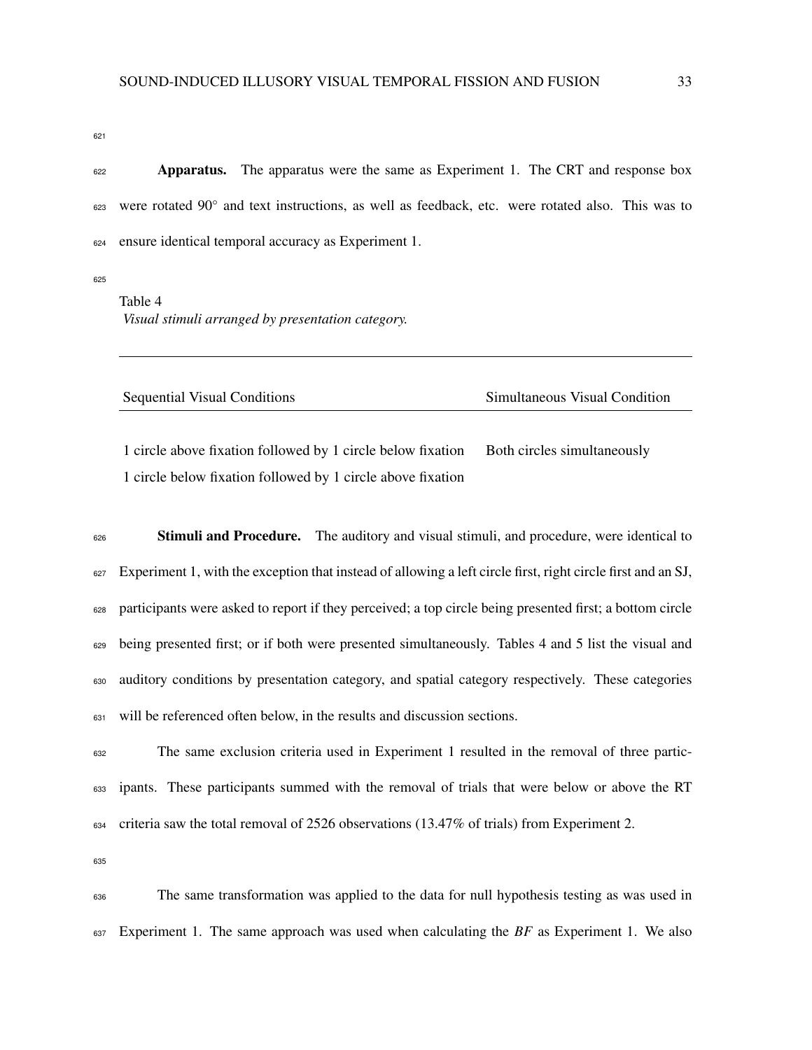**Apparatus.** The apparatus were the same as Experiment 1. The CRT and response box were rotated 90° and text instructions, as well as feedback, etc. were rotated also. This was to ensure identical temporal accuracy as Experiment 1.

Table 4
*Visual stimuli arranged by presentation category.*

| Sequential Visual Conditions | Simultaneous Visual Condition |
| --- | --- |
| 1 circle above fixation followed by 1 circle below fixation | Both circles simultaneously |
| 1 circle below fixation followed by 1 circle above fixation | |

**Stimuli and Procedure.** The auditory and visual stimuli, and procedure, were identical to Experiment 1, with the exception that instead of allowing a left circle first, right circle first and an SJ, participants were asked to report if they perceived; a top circle being presented first; a bottom circle being presented first; or if both were presented simultaneously. Tables 4 and 5 list the visual and auditory conditions by presentation category, and spatial category respectively. These categories will be referenced often below, in the results and discussion sections.

The same exclusion criteria used in Experiment 1 resulted in the removal of three participants. These participants summed with the removal of trials that were below or above the RT criteria saw the total removal of 2526 observations (13.47% of trials) from Experiment 2.

The same transformation was applied to the data for null hypothesis testing as was used in Experiment 1. The same approach was used when calculating the *BF* as Experiment 1. We also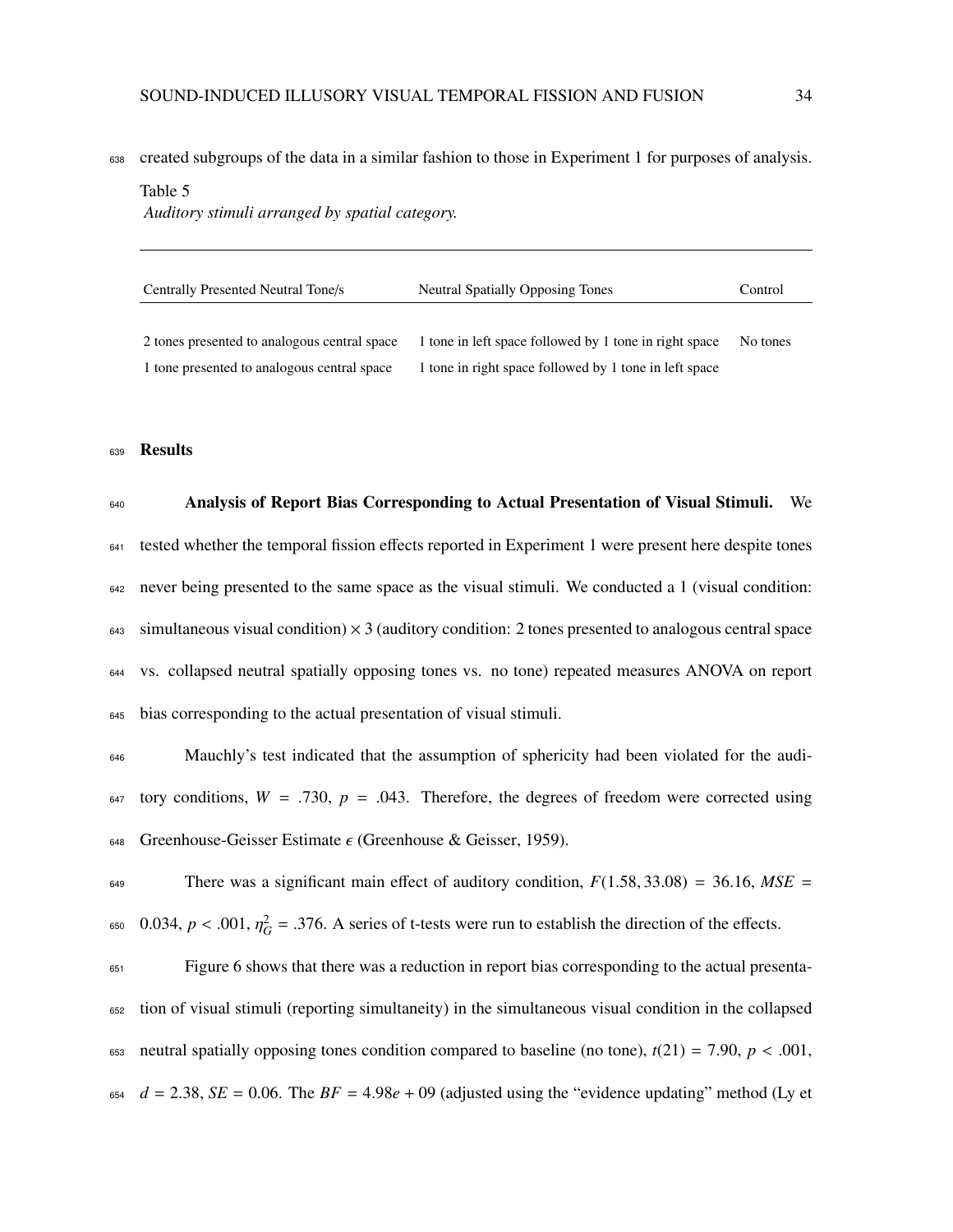created subgroups of the data in a similar fashion to those in Experiment 1 for purposes of analysis.

Table 5
*Auditory stimuli arranged by spatial category.*

| Centrally Presented Neutral Tone/s | Neutral Spatially Opposing Tones | Control |
|---|---|---|
| 2 tones presented to analogous central space | 1 tone in left space followed by 1 tone in right space | No tones |
| 1 tone presented to analogous central space | 1 tone in right space followed by 1 tone in left space | |

## Results

**Analysis of Report Bias Corresponding to Actual Presentation of Visual Stimuli.** We tested whether the temporal fission effects reported in Experiment 1 were present here despite tones never being presented to the same space as the visual stimuli. We conducted a 1 (visual condition: simultaneous visual condition) × 3 (auditory condition: 2 tones presented to analogous central space vs. collapsed neutral spatially opposing tones vs. no tone) repeated measures ANOVA on report bias corresponding to the actual presentation of visual stimuli.

Mauchly's test indicated that the assumption of sphericity had been violated for the auditory conditions, $W = .730$, $p = .043$. Therefore, the degrees of freedom were corrected using Greenhouse-Geisser Estimate $\epsilon$ (Greenhouse & Geisser, 1959).

There was a significant main effect of auditory condition, $F(1.58, 33.08) = 36.16$, $MSE = 0.034$, $p < .001$, $\eta^2_G = .376$. A series of t-tests were run to establish the direction of the effects.

Figure 6 shows that there was a reduction in report bias corresponding to the actual presentation of visual stimuli (reporting simultaneity) in the simultaneous visual condition in the collapsed neutral spatially opposing tones condition compared to baseline (no tone), $t(21) = 7.90$, $p < .001$, $d = 2.38$, $SE = 0.06$. The $BF = 4.98e + 09$ (adjusted using the "evidence updating" method (Ly et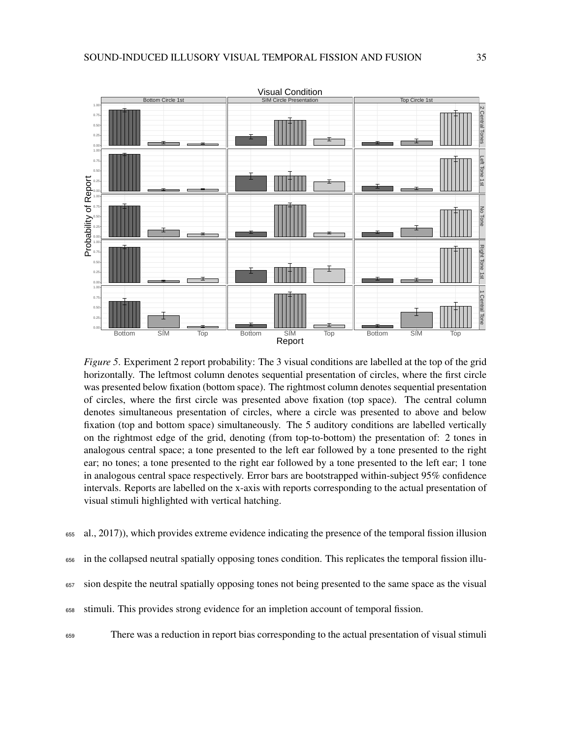*Figure 5*. Experiment 2 report probability: The 3 visual conditions are labelled at the top of the grid horizontally. The leftmost column denotes sequential presentation of circles, where the first circle was presented below fixation (bottom space). The rightmost column denotes sequential presentation of circles, where the first circle was presented above fixation (top space). The central column denotes simultaneous presentation of circles, where a circle was presented to above and below fixation (top and bottom space) simultaneously. The 5 auditory conditions are labelled vertically on the rightmost edge of the grid, denoting (from top-to-bottom) the presentation of: 2 tones in analogous central space; a tone presented to the left ear followed by a tone presented to the right ear; no tones; a tone presented to the right ear followed by a tone presented to the left ear; 1 tone in analogous central space respectively. Error bars are bootstrapped within-subject 95% confidence intervals. Reports are labelled on the x-axis with reports corresponding to the actual presentation of visual stimuli highlighted with vertical hatching.

al., 2017)), which provides extreme evidence indicating the presence of the temporal fission illusion in the collapsed neutral spatially opposing tones condition. This replicates the temporal fission illusion despite the neutral spatially opposing tones not being presented to the same space as the visual stimuli. This provides strong evidence for an impletion account of temporal fission.

There was a reduction in report bias corresponding to the actual presentation of visual stimuli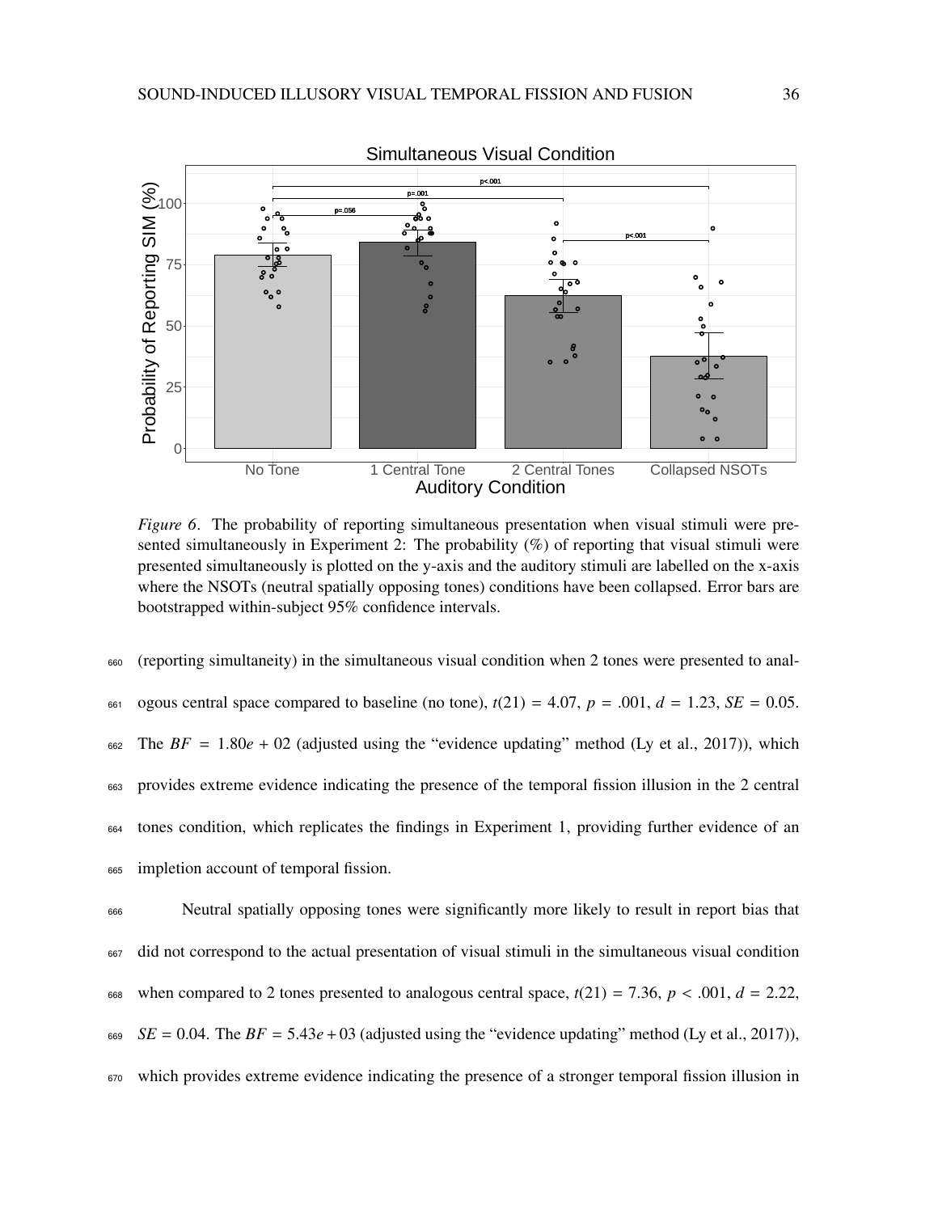*Figure 6*. The probability of reporting simultaneous presentation when visual stimuli were presented simultaneously in Experiment 2: The probability (%) of reporting that visual stimuli were presented simultaneously is plotted on the y-axis and the auditory stimuli are labelled on the x-axis where the NSOTs (neutral spatially opposing tones) conditions have been collapsed. Error bars are bootstrapped within-subject 95% confidence intervals.

(reporting simultaneity) in the simultaneous visual condition when 2 tones were presented to analogous central space compared to baseline (no tone), $t(21) = 4.07$, $p = .001$, $d = 1.23$, $SE = 0.05$. The $BF = 1.80e + 02$ (adjusted using the "evidence updating" method (Ly et al., 2017)), which provides extreme evidence indicating the presence of the temporal fission illusion in the 2 central tones condition, which replicates the findings in Experiment 1, providing further evidence of an impletion account of temporal fission.

Neutral spatially opposing tones were significantly more likely to result in report bias that did not correspond to the actual presentation of visual stimuli in the simultaneous visual condition when compared to 2 tones presented to analogous central space, $t(21) = 7.36$, $p < .001$, $d = 2.22$, $SE = 0.04$. The $BF = 5.43e + 03$ (adjusted using the "evidence updating" method (Ly et al., 2017)), which provides extreme evidence indicating the presence of a stronger temporal fission illusion in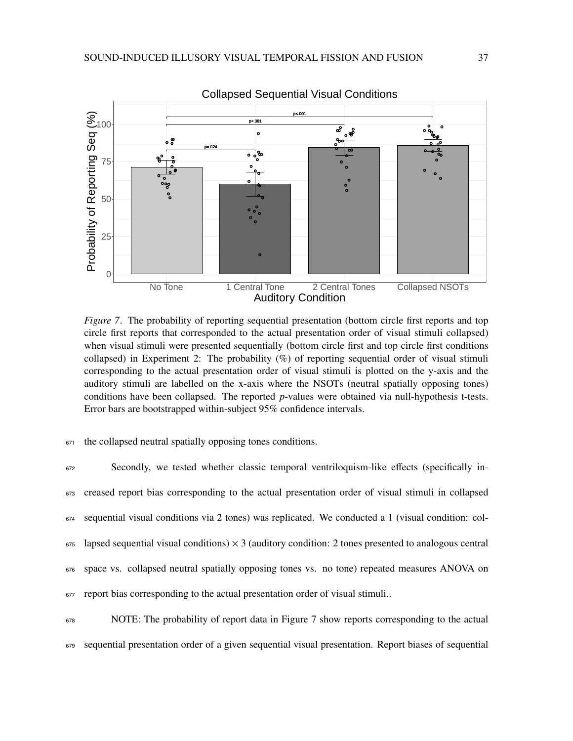*Figure 7*. The probability of reporting sequential presentation (bottom circle first reports and top circle first reports that corresponded to the actual presentation order of visual stimuli collapsed) when visual stimuli were presented sequentially (bottom circle first and top circle first conditions collapsed) in Experiment 2: The probability (%) of reporting sequential order of visual stimuli corresponding to the actual presentation order of visual stimuli is plotted on the y-axis and the auditory stimuli are labelled on the x-axis where the NSOTs (neutral spatially opposing tones) conditions have been collapsed. The reported *p*-values were obtained via null-hypothesis t-tests. Error bars are bootstrapped within-subject 95% confidence intervals.

the collapsed neutral spatially opposing tones conditions.

Secondly, we tested whether classic temporal ventriloquism-like effects (specifically increased report bias corresponding to the actual presentation order of visual stimuli in collapsed sequential visual conditions via 2 tones) was replicated. We conducted a 1 (visual condition: collapsed sequential visual conditions) $\times$ 3 (auditory condition: 2 tones presented to analogous central space vs. collapsed neutral spatially opposing tones vs. no tone) repeated measures ANOVA on report bias corresponding to the actual presentation order of visual stimuli..

NOTE: The probability of report data in Figure 7 show reports corresponding to the actual sequential presentation order of a given sequential visual presentation. Report biases of sequential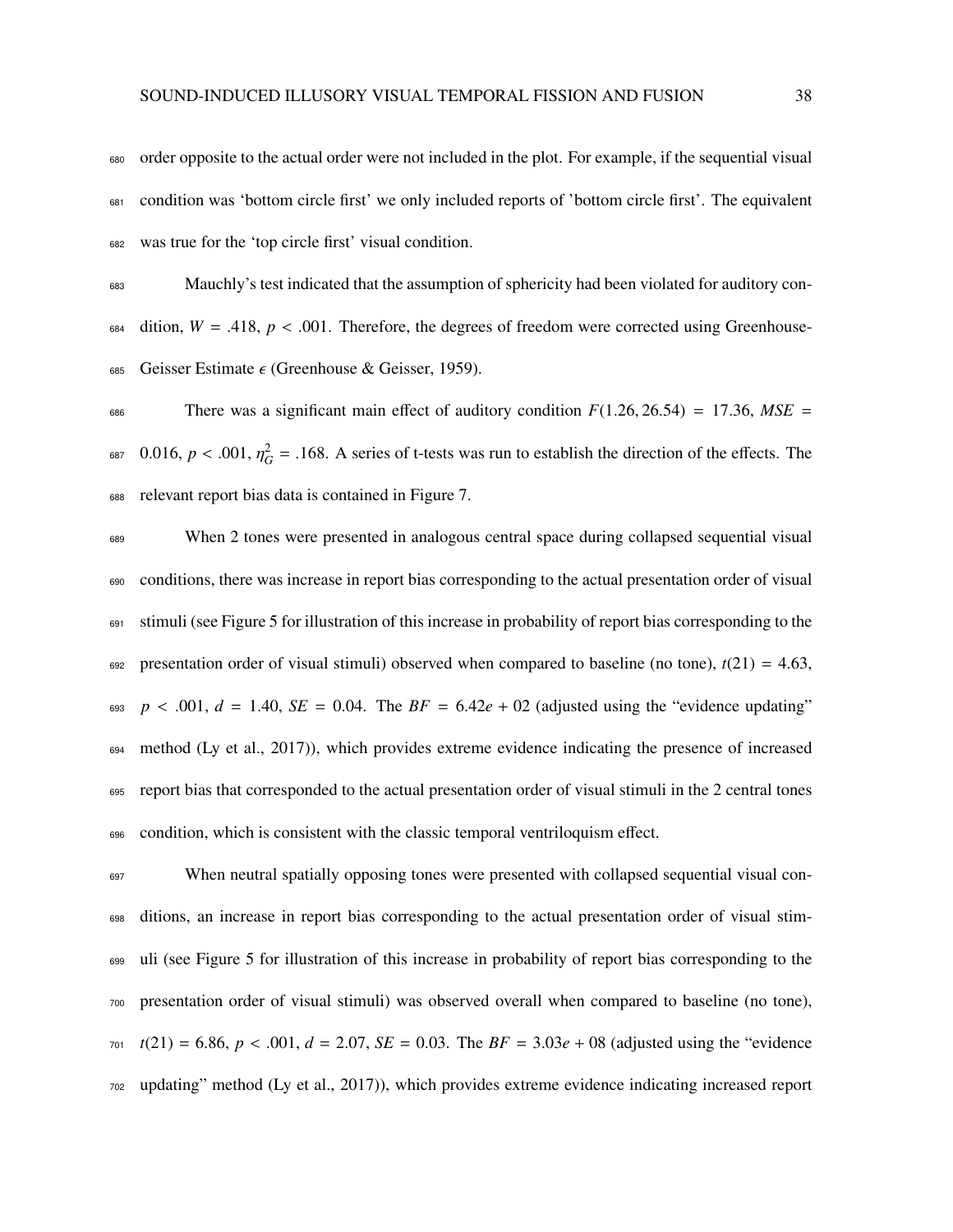order opposite to the actual order were not included in the plot. For example, if the sequential visual condition was 'bottom circle first' we only included reports of 'bottom circle first'. The equivalent was true for the 'top circle first' visual condition.

Mauchly's test indicated that the assumption of sphericity had been violated for auditory condition, $W = .418$, $p < .001$. Therefore, the degrees of freedom were corrected using Greenhouse-Geisser Estimate $\epsilon$ (Greenhouse & Geisser, 1959).

There was a significant main effect of auditory condition $F(1.26, 26.54) = 17.36$, $MSE = 0.016$, $p < .001$, $\eta^2_G = .168$. A series of t-tests was run to establish the direction of the effects. The relevant report bias data is contained in Figure 7.

When 2 tones were presented in analogous central space during collapsed sequential visual conditions, there was increase in report bias corresponding to the actual presentation order of visual stimuli (see Figure 5 for illustration of this increase in probability of report bias corresponding to the presentation order of visual stimuli) observed when compared to baseline (no tone), $t(21) = 4.63$, $p < .001$, $d = 1.40$, $SE = 0.04$. The $BF = 6.42e + 02$ (adjusted using the "evidence updating" method (Ly et al., 2017)), which provides extreme evidence indicating the presence of increased report bias that corresponded to the actual presentation order of visual stimuli in the 2 central tones condition, which is consistent with the classic temporal ventriloquism effect.

When neutral spatially opposing tones were presented with collapsed sequential visual conditions, an increase in report bias corresponding to the actual presentation order of visual stimuli (see Figure 5 for illustration of this increase in probability of report bias corresponding to the presentation order of visual stimuli) was observed overall when compared to baseline (no tone), $t(21) = 6.86$, $p < .001$, $d = 2.07$, $SE = 0.03$. The $BF = 3.03e + 08$ (adjusted using the "evidence updating" method (Ly et al., 2017)), which provides extreme evidence indicating increased report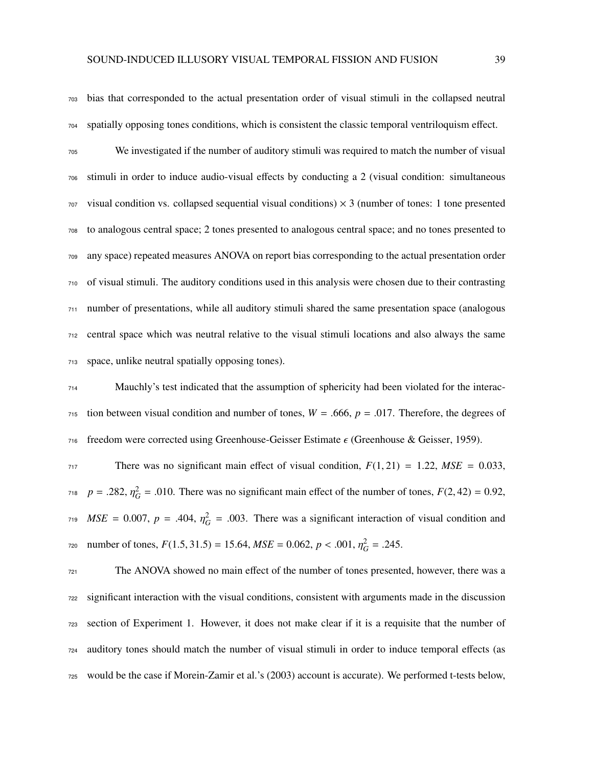bias that corresponded to the actual presentation order of visual stimuli in the collapsed neutral spatially opposing tones conditions, which is consistent the classic temporal ventriloquism effect.

We investigated if the number of auditory stimuli was required to match the number of visual stimuli in order to induce audio-visual effects by conducting a 2 (visual condition: simultaneous visual condition vs. collapsed sequential visual conditions) × 3 (number of tones: 1 tone presented to analogous central space; 2 tones presented to analogous central space; and no tones presented to any space) repeated measures ANOVA on report bias corresponding to the actual presentation order of visual stimuli. The auditory conditions used in this analysis were chosen due to their contrasting number of presentations, while all auditory stimuli shared the same presentation space (analogous central space which was neutral relative to the visual stimuli locations and also always the same space, unlike neutral spatially opposing tones).

Mauchly's test indicated that the assumption of sphericity had been violated for the interaction between visual condition and number of tones, $W = .666$, $p = .017$. Therefore, the degrees of freedom were corrected using Greenhouse-Geisser Estimate $\epsilon$ (Greenhouse & Geisser, 1959).

There was no significant main effect of visual condition, $F(1, 21) = 1.22$, $MSE = 0.033$, $p = .282$, $\eta^2_G = .010$. There was no significant main effect of the number of tones, $F(2, 42) = 0.92$, $MSE = 0.007$, $p = .404$, $\eta^2_G = .003$. There was a significant interaction of visual condition and number of tones, $F(1.5, 31.5) = 15.64$, $MSE = 0.062$, $p < .001$, $\eta^2_G = .245$.

The ANOVA showed no main effect of the number of tones presented, however, there was a significant interaction with the visual conditions, consistent with arguments made in the discussion section of Experiment 1. However, it does not make clear if it is a requisite that the number of auditory tones should match the number of visual stimuli in order to induce temporal effects (as would be the case if Morein-Zamir et al.'s (2003) account is accurate). We performed t-tests below,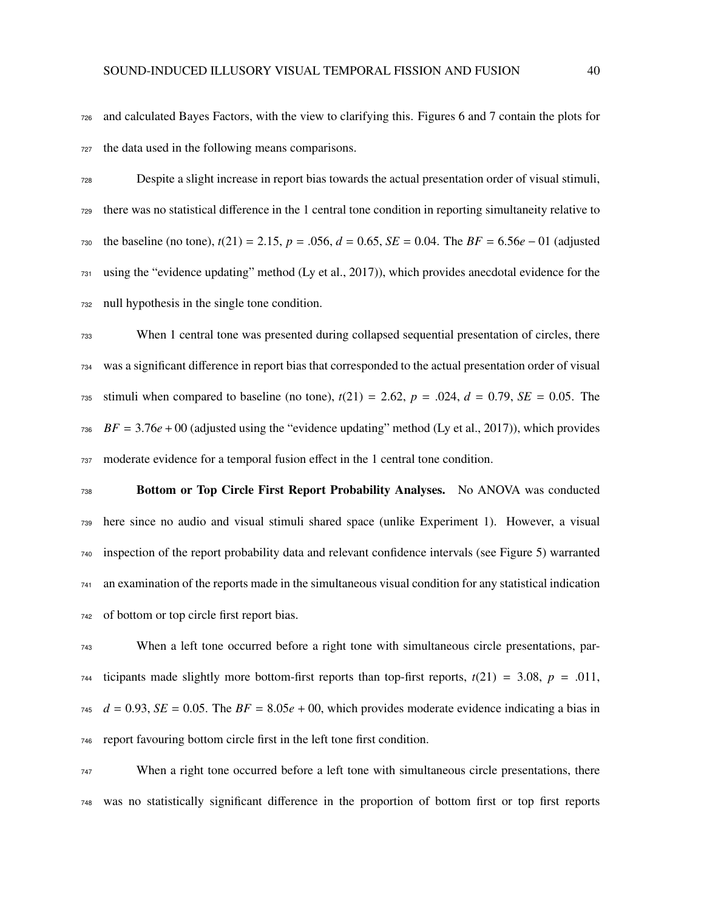and calculated Bayes Factors, with the view to clarifying this. Figures 6 and 7 contain the plots for the data used in the following means comparisons.

Despite a slight increase in report bias towards the actual presentation order of visual stimuli, there was no statistical difference in the 1 central tone condition in reporting simultaneity relative to the baseline (no tone), $t(21) = 2.15$, $p = .056$, $d = 0.65$, $SE = 0.04$. The $BF = 6.56e-01$ (adjusted using the "evidence updating" method (Ly et al., 2017)), which provides anecdotal evidence for the null hypothesis in the single tone condition.

When 1 central tone was presented during collapsed sequential presentation of circles, there was a significant difference in report bias that corresponded to the actual presentation order of visual stimuli when compared to baseline (no tone), $t(21) = 2.62$, $p = .024$, $d = 0.79$, $SE = 0.05$. The $BF = 3.76e+00$ (adjusted using the "evidence updating" method (Ly et al., 2017)), which provides moderate evidence for a temporal fusion effect in the 1 central tone condition.

**Bottom or Top Circle First Report Probability Analyses.** No ANOVA was conducted here since no audio and visual stimuli shared space (unlike Experiment 1). However, a visual inspection of the report probability data and relevant confidence intervals (see Figure 5) warranted an examination of the reports made in the simultaneous visual condition for any statistical indication of bottom or top circle first report bias.

When a left tone occurred before a right tone with simultaneous circle presentations, participants made slightly more bottom-first reports than top-first reports, $t(21) = 3.08$, $p = .011$, $d = 0.93$, $SE = 0.05$. The $BF = 8.05e+00$, which provides moderate evidence indicating a bias in report favouring bottom circle first in the left tone first condition.

When a right tone occurred before a left tone with simultaneous circle presentations, there was no statistically significant difference in the proportion of bottom first or top first reports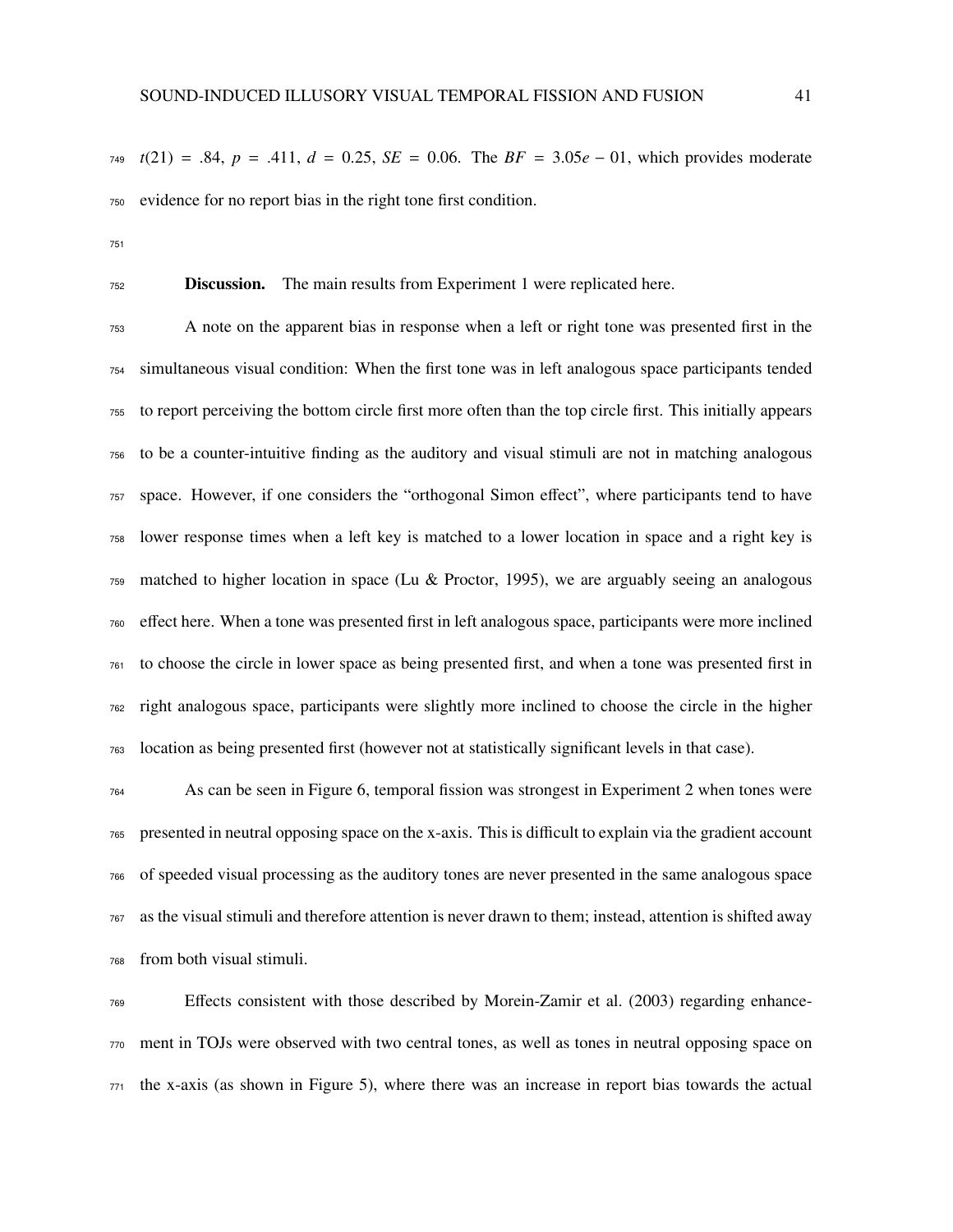$t(21) = .84$, $p = .411$, $d = 0.25$, $SE = 0.06$. The $BF = 3.05e-01$, which provides moderate evidence for no report bias in the right tone first condition.

**Discussion.** The main results from Experiment 1 were replicated here.

A note on the apparent bias in response when a left or right tone was presented first in the simultaneous visual condition: When the first tone was in left analogous space participants tended to report perceiving the bottom circle first more often than the top circle first. This initially appears to be a counter-intuitive finding as the auditory and visual stimuli are not in matching analogous space. However, if one considers the "orthogonal Simon effect", where participants tend to have lower response times when a left key is matched to a lower location in space and a right key is matched to higher location in space (Lu & Proctor, 1995), we are arguably seeing an analogous effect here. When a tone was presented first in left analogous space, participants were more inclined to choose the circle in lower space as being presented first, and when a tone was presented first in right analogous space, participants were slightly more inclined to choose the circle in the higher location as being presented first (however not at statistically significant levels in that case).

As can be seen in Figure 6, temporal fission was strongest in Experiment 2 when tones were presented in neutral opposing space on the x-axis. This is difficult to explain via the gradient account of speeded visual processing as the auditory tones are never presented in the same analogous space as the visual stimuli and therefore attention is never drawn to them; instead, attention is shifted away from both visual stimuli.

Effects consistent with those described by Morein-Zamir et al. (2003) regarding enhancement in TOJs were observed with two central tones, as well as tones in neutral opposing space on the x-axis (as shown in Figure 5), where there was an increase in report bias towards the actual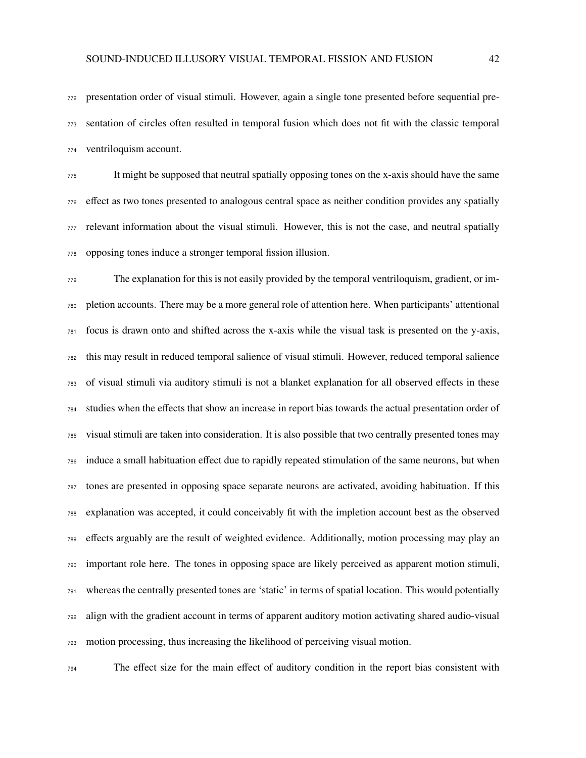presentation order of visual stimuli. However, again a single tone presented before sequential presentation of circles often resulted in temporal fusion which does not fit with the classic temporal ventriloquism account.

It might be supposed that neutral spatially opposing tones on the x-axis should have the same effect as two tones presented to analogous central space as neither condition provides any spatially relevant information about the visual stimuli. However, this is not the case, and neutral spatially opposing tones induce a stronger temporal fission illusion.

The explanation for this is not easily provided by the temporal ventriloquism, gradient, or impletion accounts. There may be a more general role of attention here. When participants' attentional focus is drawn onto and shifted across the x-axis while the visual task is presented on the y-axis, this may result in reduced temporal salience of visual stimuli. However, reduced temporal salience of visual stimuli via auditory stimuli is not a blanket explanation for all observed effects in these studies when the effects that show an increase in report bias towards the actual presentation order of visual stimuli are taken into consideration. It is also possible that two centrally presented tones may induce a small habituation effect due to rapidly repeated stimulation of the same neurons, but when tones are presented in opposing space separate neurons are activated, avoiding habituation. If this explanation was accepted, it could conceivably fit with the impletion account best as the observed effects arguably are the result of weighted evidence. Additionally, motion processing may play an important role here. The tones in opposing space are likely perceived as apparent motion stimuli, whereas the centrally presented tones are 'static' in terms of spatial location. This would potentially align with the gradient account in terms of apparent auditory motion activating shared audio-visual motion processing, thus increasing the likelihood of perceiving visual motion.

The effect size for the main effect of auditory condition in the report bias consistent with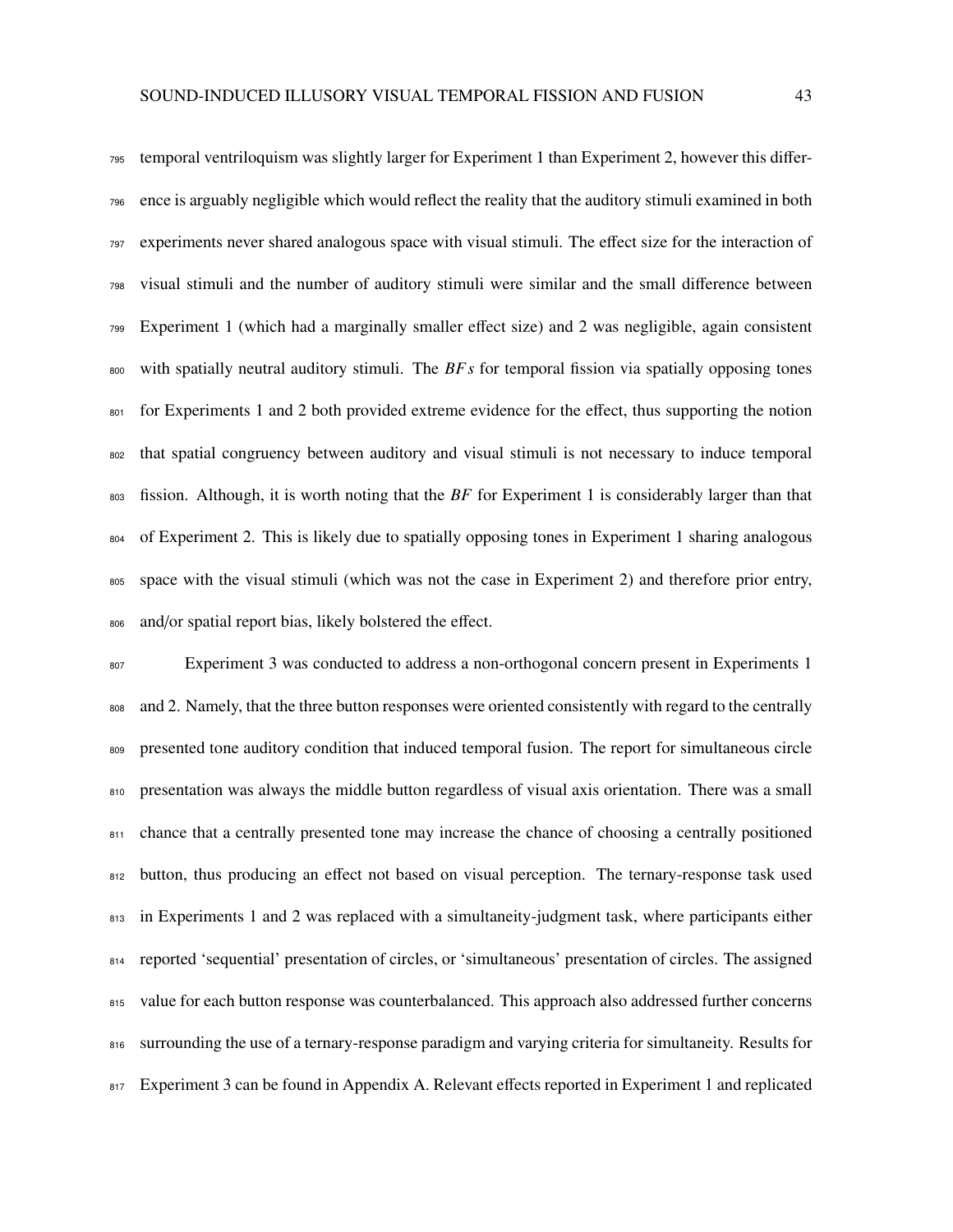temporal ventriloquism was slightly larger for Experiment 1 than Experiment 2, however this difference is arguably negligible which would reflect the reality that the auditory stimuli examined in both experiments never shared analogous space with visual stimuli. The effect size for the interaction of visual stimuli and the number of auditory stimuli were similar and the small difference between Experiment 1 (which had a marginally smaller effect size) and 2 was negligible, again consistent with spatially neutral auditory stimuli. The *BFs* for temporal fission via spatially opposing tones for Experiments 1 and 2 both provided extreme evidence for the effect, thus supporting the notion that spatial congruency between auditory and visual stimuli is not necessary to induce temporal fission. Although, it is worth noting that the *BF* for Experiment 1 is considerably larger than that of Experiment 2. This is likely due to spatially opposing tones in Experiment 1 sharing analogous space with the visual stimuli (which was not the case in Experiment 2) and therefore prior entry, and/or spatial report bias, likely bolstered the effect.

Experiment 3 was conducted to address a non-orthogonal concern present in Experiments 1 and 2. Namely, that the three button responses were oriented consistently with regard to the centrally presented tone auditory condition that induced temporal fusion. The report for simultaneous circle presentation was always the middle button regardless of visual axis orientation. There was a small chance that a centrally presented tone may increase the chance of choosing a centrally positioned button, thus producing an effect not based on visual perception. The ternary-response task used in Experiments 1 and 2 was replaced with a simultaneity-judgment task, where participants either reported 'sequential' presentation of circles, or 'simultaneous' presentation of circles. The assigned value for each button response was counterbalanced. This approach also addressed further concerns surrounding the use of a ternary-response paradigm and varying criteria for simultaneity. Results for Experiment 3 can be found in Appendix A. Relevant effects reported in Experiment 1 and replicated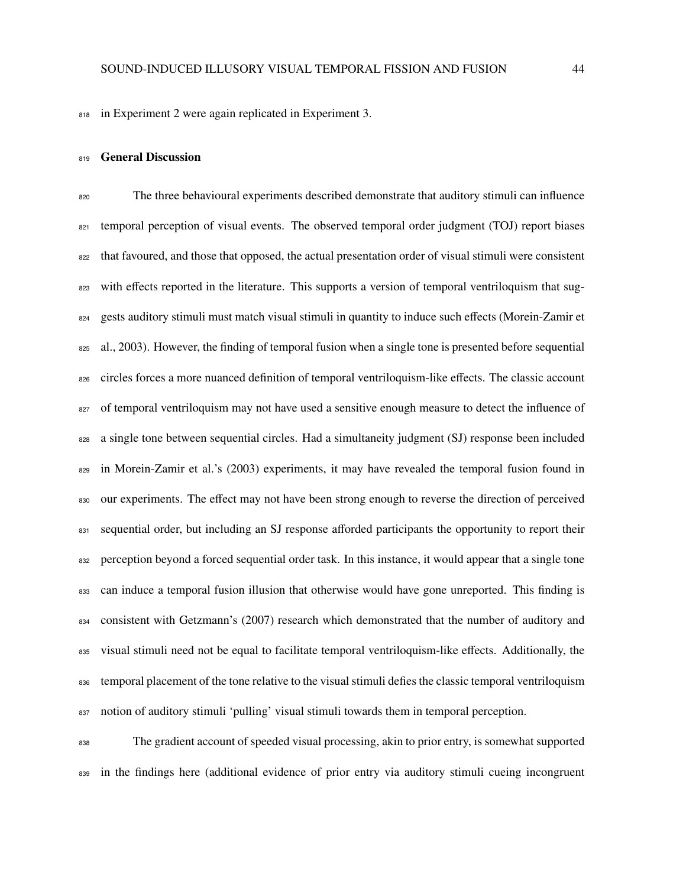in Experiment 2 were again replicated in Experiment 3.

## General Discussion

The three behavioural experiments described demonstrate that auditory stimuli can influence temporal perception of visual events. The observed temporal order judgment (TOJ) report biases that favoured, and those that opposed, the actual presentation order of visual stimuli were consistent with effects reported in the literature. This supports a version of temporal ventriloquism that suggests auditory stimuli must match visual stimuli in quantity to induce such effects (Morein-Zamir et al., 2003). However, the finding of temporal fusion when a single tone is presented before sequential circles forces a more nuanced definition of temporal ventriloquism-like effects. The classic account of temporal ventriloquism may not have used a sensitive enough measure to detect the influence of a single tone between sequential circles. Had a simultaneity judgment (SJ) response been included in Morein-Zamir et al.'s (2003) experiments, it may have revealed the temporal fusion found in our experiments. The effect may not have been strong enough to reverse the direction of perceived sequential order, but including an SJ response afforded participants the opportunity to report their perception beyond a forced sequential order task. In this instance, it would appear that a single tone can induce a temporal fusion illusion that otherwise would have gone unreported. This finding is consistent with Getzmann's (2007) research which demonstrated that the number of auditory and visual stimuli need not be equal to facilitate temporal ventriloquism-like effects. Additionally, the temporal placement of the tone relative to the visual stimuli defies the classic temporal ventriloquism notion of auditory stimuli 'pulling' visual stimuli towards them in temporal perception.

The gradient account of speeded visual processing, akin to prior entry, is somewhat supported in the findings here (additional evidence of prior entry via auditory stimuli cueing incongruent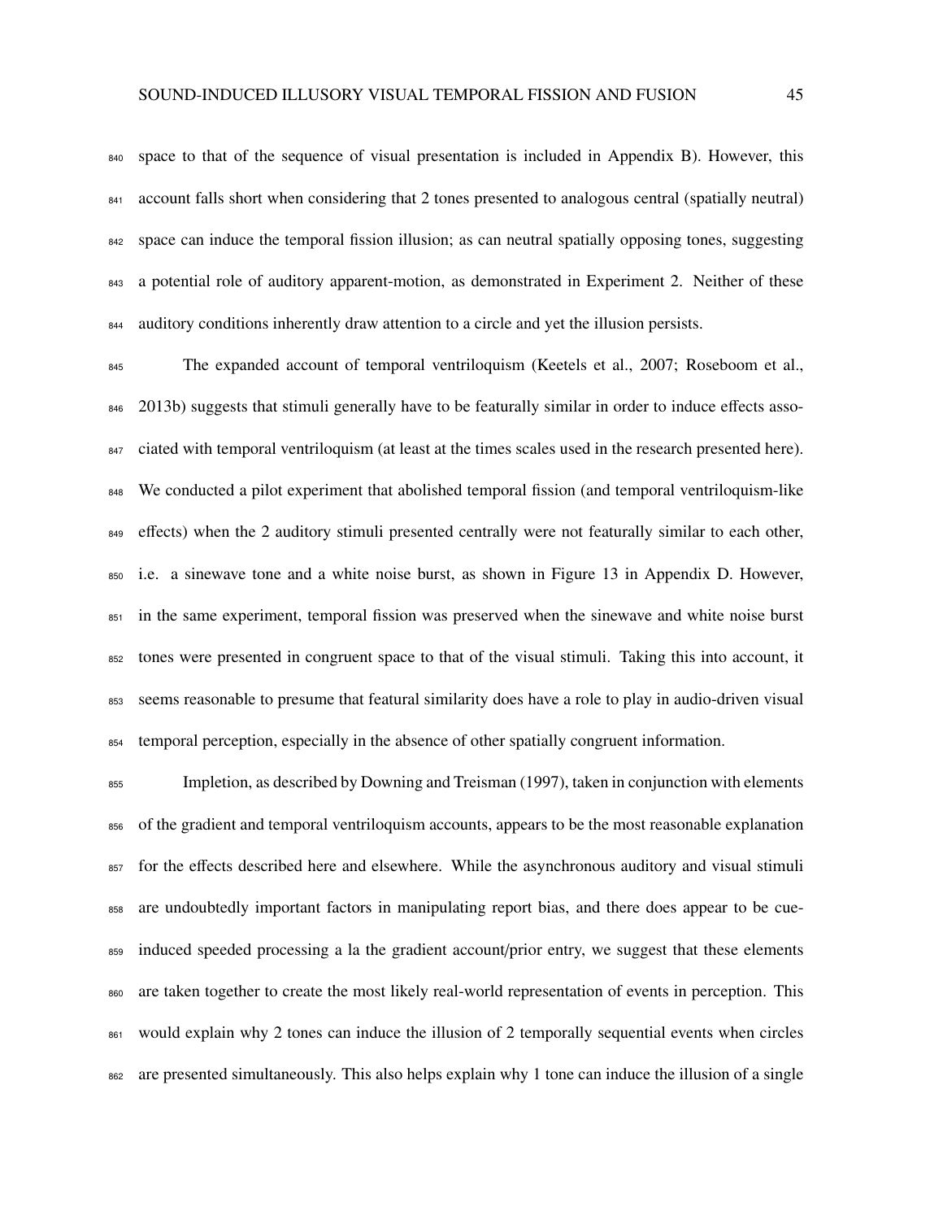space to that of the sequence of visual presentation is included in Appendix B). However, this account falls short when considering that 2 tones presented to analogous central (spatially neutral) space can induce the temporal fission illusion; as can neutral spatially opposing tones, suggesting a potential role of auditory apparent-motion, as demonstrated in Experiment 2. Neither of these auditory conditions inherently draw attention to a circle and yet the illusion persists.

The expanded account of temporal ventriloquism (Keetels et al., 2007; Roseboom et al., 2013b) suggests that stimuli generally have to be featurally similar in order to induce effects associated with temporal ventriloquism (at least at the times scales used in the research presented here). We conducted a pilot experiment that abolished temporal fission (and temporal ventriloquism-like effects) when the 2 auditory stimuli presented centrally were not featurally similar to each other, i.e. a sinewave tone and a white noise burst, as shown in Figure 13 in Appendix D. However, in the same experiment, temporal fission was preserved when the sinewave and white noise burst tones were presented in congruent space to that of the visual stimuli. Taking this into account, it seems reasonable to presume that featural similarity does have a role to play in audio-driven visual temporal perception, especially in the absence of other spatially congruent information.

Impletion, as described by Downing and Treisman (1997), taken in conjunction with elements of the gradient and temporal ventriloquism accounts, appears to be the most reasonable explanation for the effects described here and elsewhere. While the asynchronous auditory and visual stimuli are undoubtedly important factors in manipulating report bias, and there does appear to be cue-induced speeded processing a la the gradient account/prior entry, we suggest that these elements are taken together to create the most likely real-world representation of events in perception. This would explain why 2 tones can induce the illusion of 2 temporally sequential events when circles are presented simultaneously. This also helps explain why 1 tone can induce the illusion of a single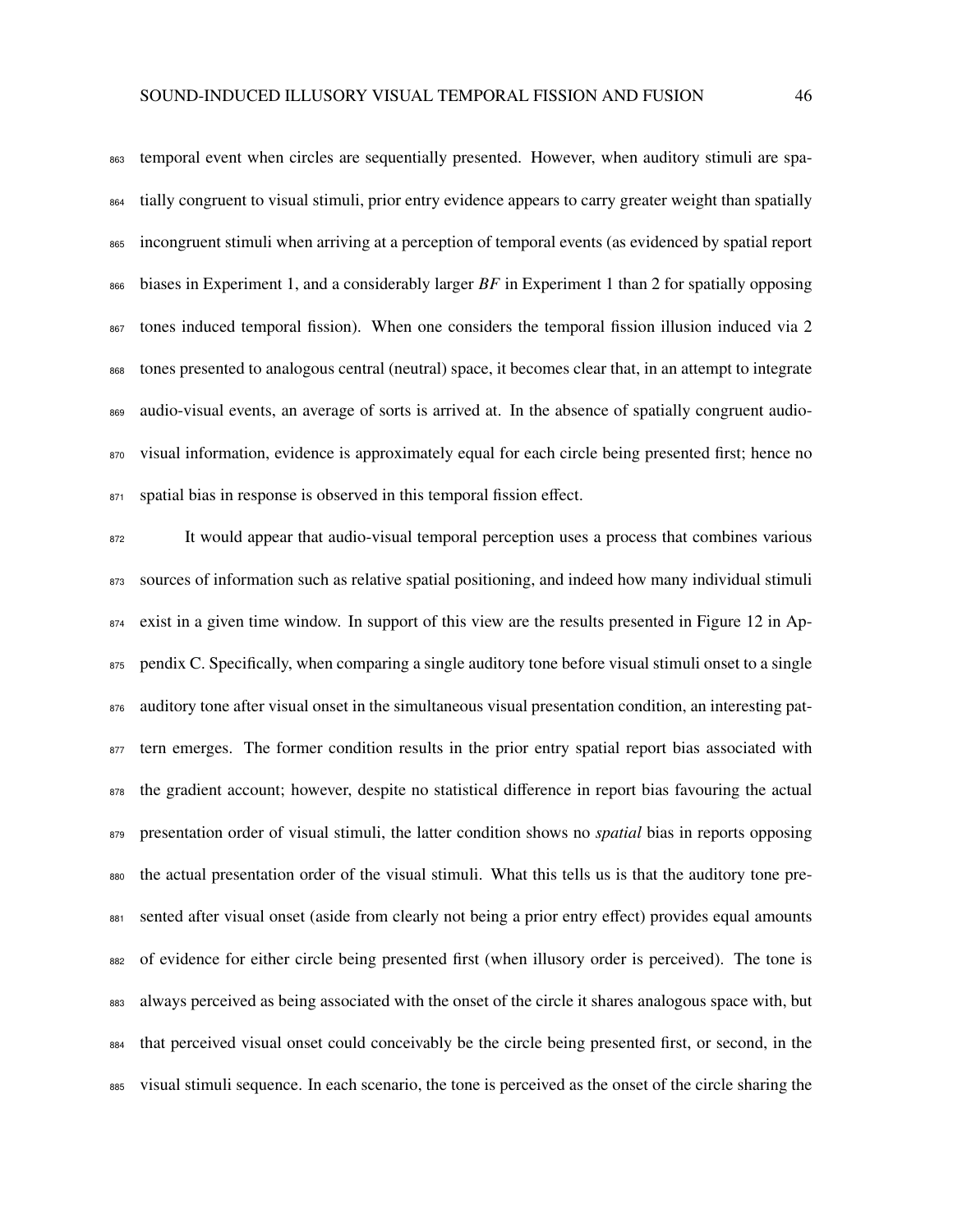temporal event when circles are sequentially presented. However, when auditory stimuli are spatially congruent to visual stimuli, prior entry evidence appears to carry greater weight than spatially incongruent stimuli when arriving at a perception of temporal events (as evidenced by spatial report biases in Experiment 1, and a considerably larger *BF* in Experiment 1 than 2 for spatially opposing tones induced temporal fission). When one considers the temporal fission illusion induced via 2 tones presented to analogous central (neutral) space, it becomes clear that, in an attempt to integrate audio-visual events, an average of sorts is arrived at. In the absence of spatially congruent audio-visual information, evidence is approximately equal for each circle being presented first; hence no spatial bias in response is observed in this temporal fission effect.

It would appear that audio-visual temporal perception uses a process that combines various sources of information such as relative spatial positioning, and indeed how many individual stimuli exist in a given time window. In support of this view are the results presented in Figure 12 in Appendix C. Specifically, when comparing a single auditory tone before visual stimuli onset to a single auditory tone after visual onset in the simultaneous visual presentation condition, an interesting pattern emerges. The former condition results in the prior entry spatial report bias associated with the gradient account; however, despite no statistical difference in report bias favouring the actual presentation order of visual stimuli, the latter condition shows no *spatial* bias in reports opposing the actual presentation order of the visual stimuli. What this tells us is that the auditory tone presented after visual onset (aside from clearly not being a prior entry effect) provides equal amounts of evidence for either circle being presented first (when illusory order is perceived). The tone is always perceived as being associated with the onset of the circle it shares analogous space with, but that perceived visual onset could conceivably be the circle being presented first, or second, in the visual stimuli sequence. In each scenario, the tone is perceived as the onset of the circle sharing the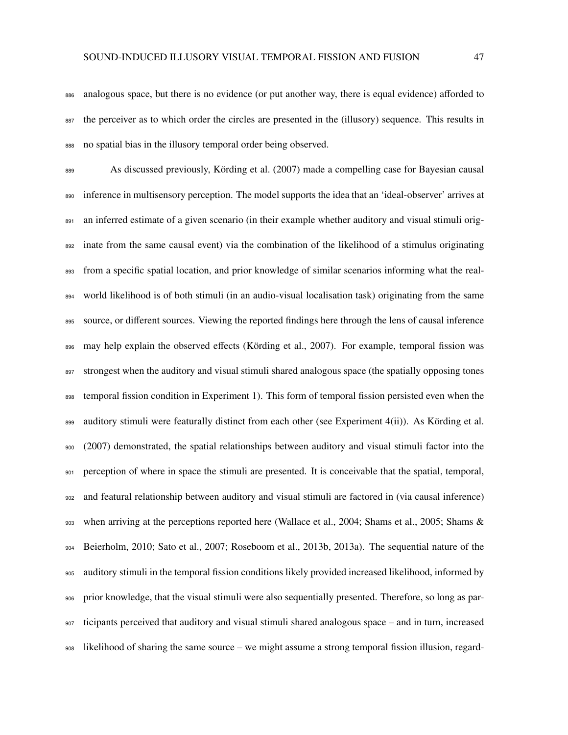analogous space, but there is no evidence (or put another way, there is equal evidence) afforded to the perceiver as to which order the circles are presented in the (illusory) sequence. This results in no spatial bias in the illusory temporal order being observed.

As discussed previously, Körding et al. (2007) made a compelling case for Bayesian causal inference in multisensory perception. The model supports the idea that an 'ideal-observer' arrives at an inferred estimate of a given scenario (in their example whether auditory and visual stimuli originate from the same causal event) via the combination of the likelihood of a stimulus originating from a specific spatial location, and prior knowledge of similar scenarios informing what the real-world likelihood is of both stimuli (in an audio-visual localisation task) originating from the same source, or different sources. Viewing the reported findings here through the lens of causal inference may help explain the observed effects (Körding et al., 2007). For example, temporal fission was strongest when the auditory and visual stimuli shared analogous space (the spatially opposing tones temporal fission condition in Experiment 1). This form of temporal fission persisted even when the auditory stimuli were featurally distinct from each other (see Experiment 4(ii)). As Körding et al. (2007) demonstrated, the spatial relationships between auditory and visual stimuli factor into the perception of where in space the stimuli are presented. It is conceivable that the spatial, temporal, and featural relationship between auditory and visual stimuli are factored in (via causal inference) when arriving at the perceptions reported here (Wallace et al., 2004; Shams et al., 2005; Shams & Beierholm, 2010; Sato et al., 2007; Roseboom et al., 2013b, 2013a). The sequential nature of the auditory stimuli in the temporal fission conditions likely provided increased likelihood, informed by prior knowledge, that the visual stimuli were also sequentially presented. Therefore, so long as participants perceived that auditory and visual stimuli shared analogous space – and in turn, increased likelihood of sharing the same source – we might assume a strong temporal fission illusion, regard-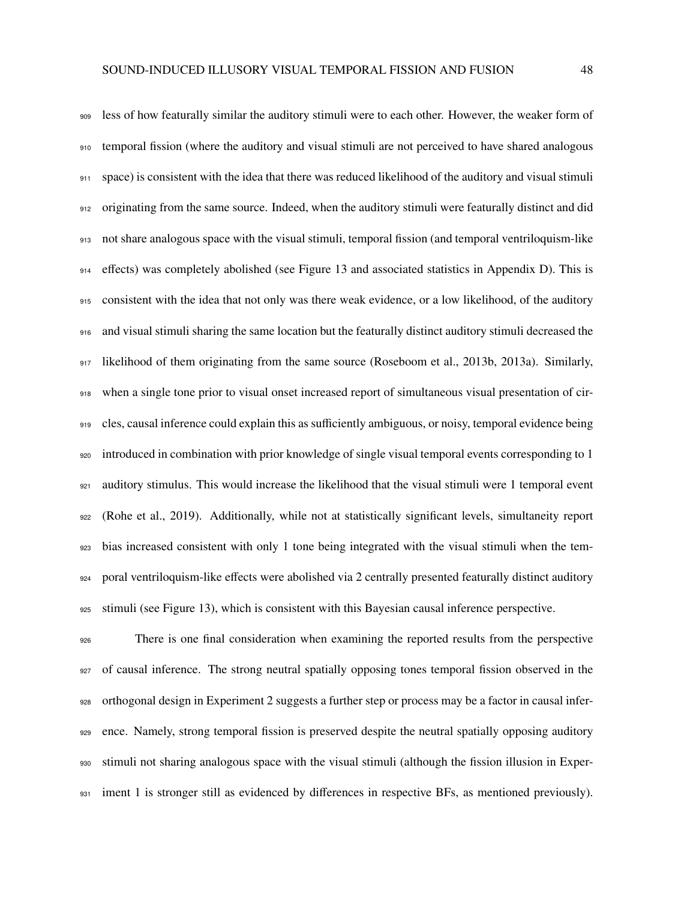less of how featurally similar the auditory stimuli were to each other. However, the weaker form of temporal fission (where the auditory and visual stimuli are not perceived to have shared analogous space) is consistent with the idea that there was reduced likelihood of the auditory and visual stimuli originating from the same source. Indeed, when the auditory stimuli were featurally distinct and did not share analogous space with the visual stimuli, temporal fission (and temporal ventriloquism-like effects) was completely abolished (see Figure 13 and associated statistics in Appendix D). This is consistent with the idea that not only was there weak evidence, or a low likelihood, of the auditory and visual stimuli sharing the same location but the featurally distinct auditory stimuli decreased the likelihood of them originating from the same source (Roseboom et al., 2013b, 2013a). Similarly, when a single tone prior to visual onset increased report of simultaneous visual presentation of circles, causal inference could explain this as sufficiently ambiguous, or noisy, temporal evidence being introduced in combination with prior knowledge of single visual temporal events corresponding to 1 auditory stimulus. This would increase the likelihood that the visual stimuli were 1 temporal event (Rohe et al., 2019). Additionally, while not at statistically significant levels, simultaneity report bias increased consistent with only 1 tone being integrated with the visual stimuli when the temporal ventriloquism-like effects were abolished via 2 centrally presented featurally distinct auditory stimuli (see Figure 13), which is consistent with this Bayesian causal inference perspective.

There is one final consideration when examining the reported results from the perspective of causal inference. The strong neutral spatially opposing tones temporal fission observed in the orthogonal design in Experiment 2 suggests a further step or process may be a factor in causal inference. Namely, strong temporal fission is preserved despite the neutral spatially opposing auditory stimuli not sharing analogous space with the visual stimuli (although the fission illusion in Experiment 1 is stronger still as evidenced by differences in respective BFs, as mentioned previously).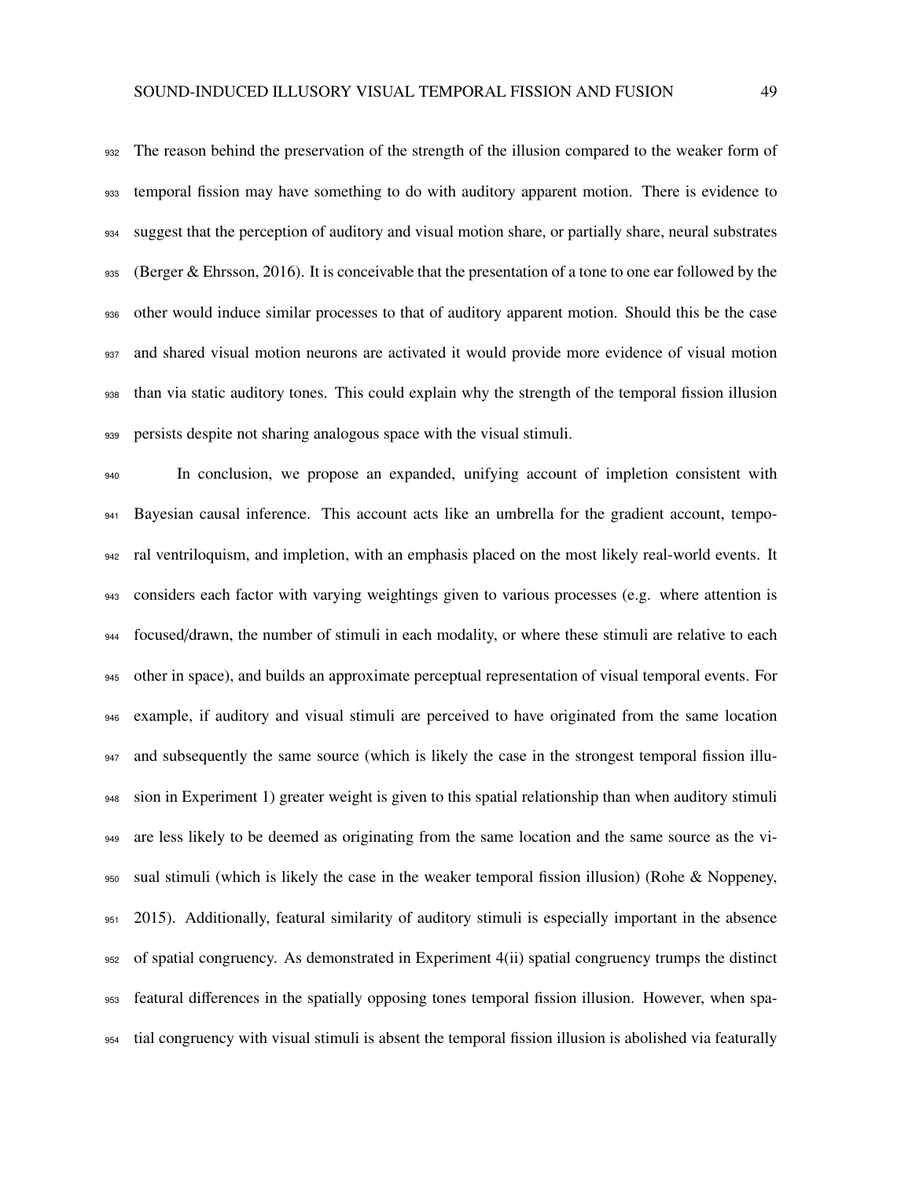The reason behind the preservation of the strength of the illusion compared to the weaker form of temporal fission may have something to do with auditory apparent motion. There is evidence to suggest that the perception of auditory and visual motion share, or partially share, neural substrates (Berger & Ehrsson, 2016). It is conceivable that the presentation of a tone to one ear followed by the other would induce similar processes to that of auditory apparent motion. Should this be the case and shared visual motion neurons are activated it would provide more evidence of visual motion than via static auditory tones. This could explain why the strength of the temporal fission illusion persists despite not sharing analogous space with the visual stimuli.

In conclusion, we propose an expanded, unifying account of impletion consistent with Bayesian causal inference. This account acts like an umbrella for the gradient account, temporal ventriloquism, and impletion, with an emphasis placed on the most likely real-world events. It considers each factor with varying weightings given to various processes (e.g. where attention is focused/drawn, the number of stimuli in each modality, or where these stimuli are relative to each other in space), and builds an approximate perceptual representation of visual temporal events. For example, if auditory and visual stimuli are perceived to have originated from the same location and subsequently the same source (which is likely the case in the strongest temporal fission illusion in Experiment 1) greater weight is given to this spatial relationship than when auditory stimuli are less likely to be deemed as originating from the same location and the same source as the visual stimuli (which is likely the case in the weaker temporal fission illusion) (Rohe & Noppeney, 2015). Additionally, featural similarity of auditory stimuli is especially important in the absence of spatial congruency. As demonstrated in Experiment 4(ii) spatial congruency trumps the distinct featural differences in the spatially opposing tones temporal fission illusion. However, when spatial congruency with visual stimuli is absent the temporal fission illusion is abolished via featurally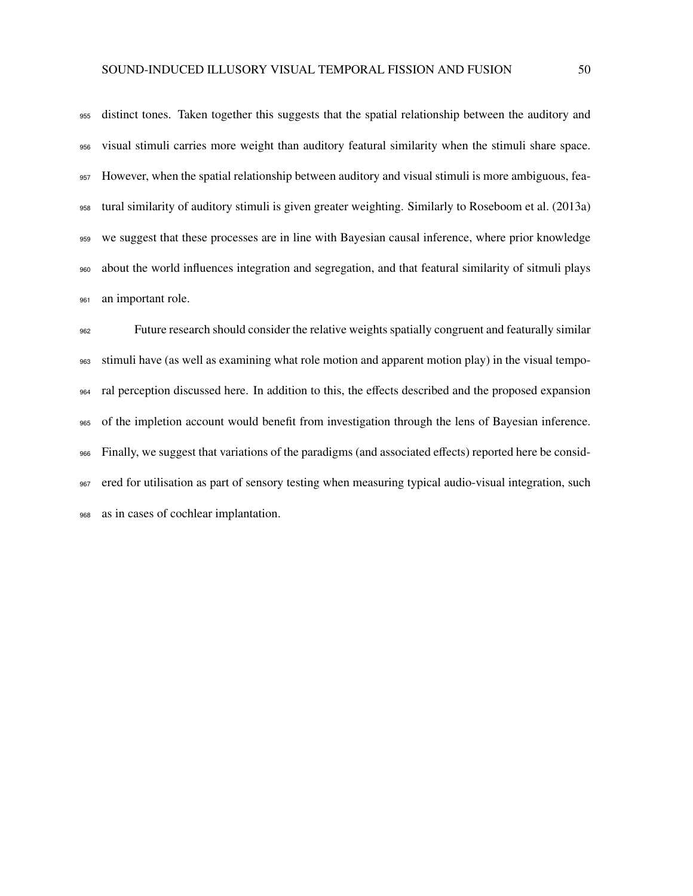distinct tones. Taken together this suggests that the spatial relationship between the auditory and visual stimuli carries more weight than auditory featural similarity when the stimuli share space. However, when the spatial relationship between auditory and visual stimuli is more ambiguous, featural similarity of auditory stimuli is given greater weighting. Similarly to Roseboom et al. (2013a) we suggest that these processes are in line with Bayesian causal inference, where prior knowledge about the world influences integration and segregation, and that featural similarity of sitmuli plays an important role.

Future research should consider the relative weights spatially congruent and featurally similar stimuli have (as well as examining what role motion and apparent motion play) in the visual temporal perception discussed here. In addition to this, the effects described and the proposed expansion of the impletion account would benefit from investigation through the lens of Bayesian inference. Finally, we suggest that variations of the paradigms (and associated effects) reported here be considered for utilisation as part of sensory testing when measuring typical audio-visual integration, such as in cases of cochlear implantation.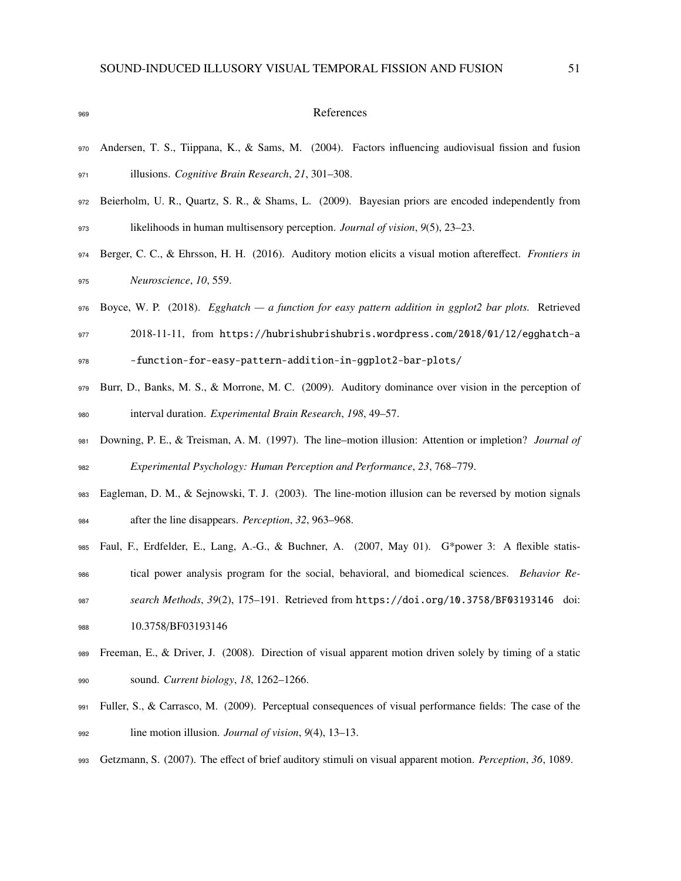# References

Andersen, T. S., Tiippana, K., & Sams, M. (2004). Factors influencing audiovisual fission and fusion illusions. *Cognitive Brain Research*, *21*, 301–308.

Beierholm, U. R., Quartz, S. R., & Shams, L. (2009). Bayesian priors are encoded independently from likelihoods in human multisensory perception. *Journal of vision*, *9*(5), 23–23.

Berger, C. C., & Ehrsson, H. H. (2016). Auditory motion elicits a visual motion aftereffect. *Frontiers in Neuroscience*, *10*, 559.

Boyce, W. P. (2018). *Egghatch — a function for easy pattern addition in ggplot2 bar plots.* Retrieved 2018-11-11, from https://hubrishubrishubris.wordpress.com/2018/01/12/egghatch-a-function-for-easy-pattern-addition-in-ggplot2-bar-plots/

Burr, D., Banks, M. S., & Morrone, M. C. (2009). Auditory dominance over vision in the perception of interval duration. *Experimental Brain Research*, *198*, 49–57.

Downing, P. E., & Treisman, A. M. (1997). The line–motion illusion: Attention or impletion? *Journal of Experimental Psychology: Human Perception and Performance*, *23*, 768–779.

Eagleman, D. M., & Sejnowski, T. J. (2003). The line-motion illusion can be reversed by motion signals after the line disappears. *Perception*, *32*, 963–968.

Faul, F., Erdfelder, E., Lang, A.-G., & Buchner, A. (2007, May 01). G*power 3: A flexible statistical power analysis program for the social, behavioral, and biomedical sciences. *Behavior Research Methods*, *39*(2), 175–191. Retrieved from https://doi.org/10.3758/BF03193146 doi: 10.3758/BF03193146

Freeman, E., & Driver, J. (2008). Direction of visual apparent motion driven solely by timing of a static sound. *Current biology*, *18*, 1262–1266.

Fuller, S., & Carrasco, M. (2009). Perceptual consequences of visual performance fields: The case of the line motion illusion. *Journal of vision*, *9*(4), 13–13.

Getzmann, S. (2007). The effect of brief auditory stimuli on visual apparent motion. *Perception*, *36*, 1089.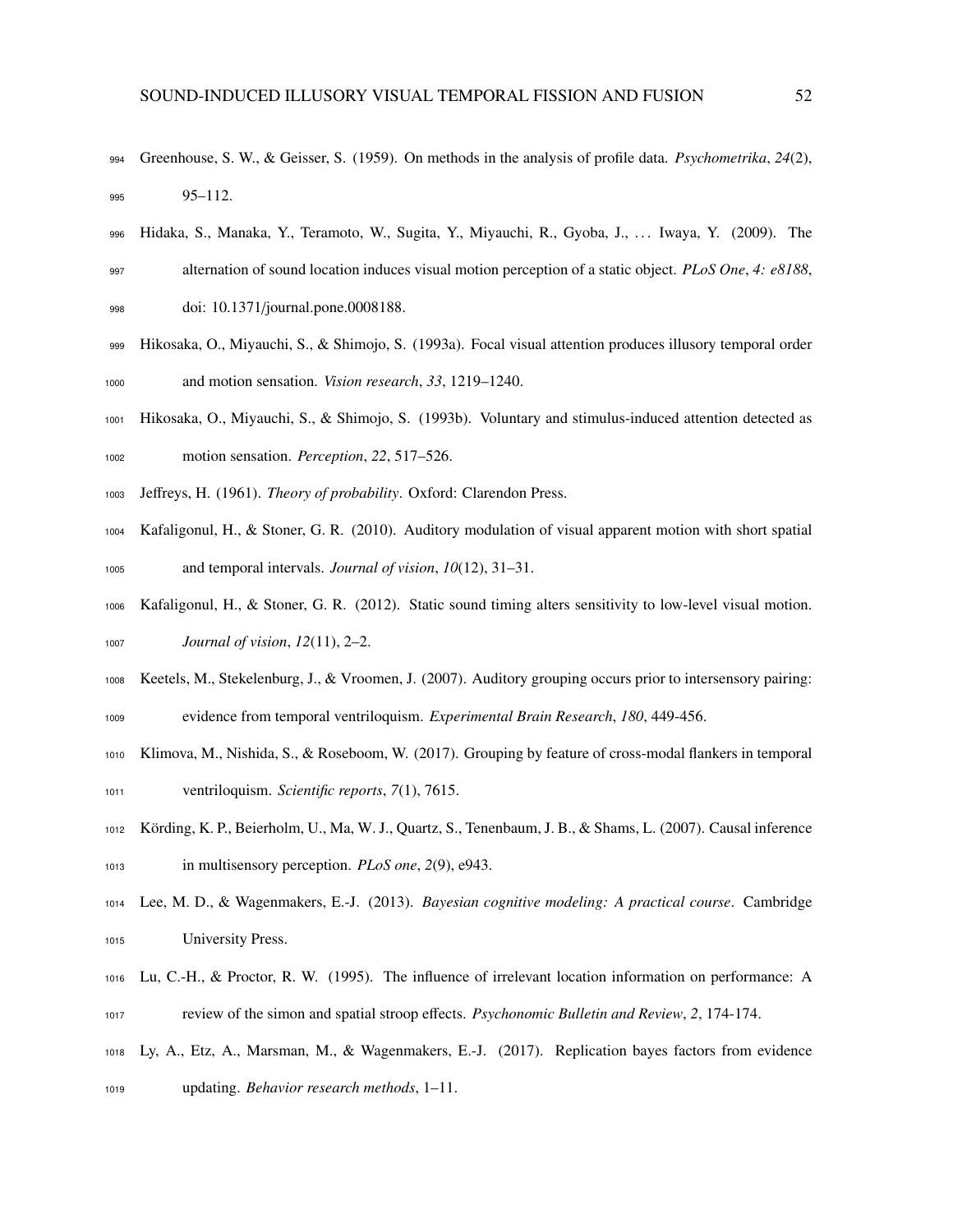Greenhouse, S. W., & Geisser, S. (1959). On methods in the analysis of profile data. *Psychometrika*, *24*(2), 95–112.

Hidaka, S., Manaka, Y., Teramoto, W., Sugita, Y., Miyauchi, R., Gyoba, J., … Iwaya, Y. (2009). The alternation of sound location induces visual motion perception of a static object. *PLoS One*, *4: e8188*, doi: 10.1371/journal.pone.0008188.

Hikosaka, O., Miyauchi, S., & Shimojo, S. (1993a). Focal visual attention produces illusory temporal order and motion sensation. *Vision research*, *33*, 1219–1240.

Hikosaka, O., Miyauchi, S., & Shimojo, S. (1993b). Voluntary and stimulus-induced attention detected as motion sensation. *Perception*, *22*, 517–526.

Jeffreys, H. (1961). *Theory of probability*. Oxford: Clarendon Press.

Kafaligonul, H., & Stoner, G. R. (2010). Auditory modulation of visual apparent motion with short spatial and temporal intervals. *Journal of vision*, *10*(12), 31–31.

Kafaligonul, H., & Stoner, G. R. (2012). Static sound timing alters sensitivity to low-level visual motion. *Journal of vision*, *12*(11), 2–2.

Keetels, M., Stekelenburg, J., & Vroomen, J. (2007). Auditory grouping occurs prior to intersensory pairing: evidence from temporal ventriloquism. *Experimental Brain Research*, *180*, 449-456.

Klimova, M., Nishida, S., & Roseboom, W. (2017). Grouping by feature of cross-modal flankers in temporal ventriloquism. *Scientific reports*, *7*(1), 7615.

Körding, K. P., Beierholm, U., Ma, W. J., Quartz, S., Tenenbaum, J. B., & Shams, L. (2007). Causal inference in multisensory perception. *PLoS one*, *2*(9), e943.

Lee, M. D., & Wagenmakers, E.-J. (2013). *Bayesian cognitive modeling: A practical course*. Cambridge University Press.

Lu, C.-H., & Proctor, R. W. (1995). The influence of irrelevant location information on performance: A review of the simon and spatial stroop effects. *Psychonomic Bulletin and Review*, *2*, 174-174.

Ly, A., Etz, A., Marsman, M., & Wagenmakers, E.-J. (2017). Replication bayes factors from evidence updating. *Behavior research methods*, 1–11.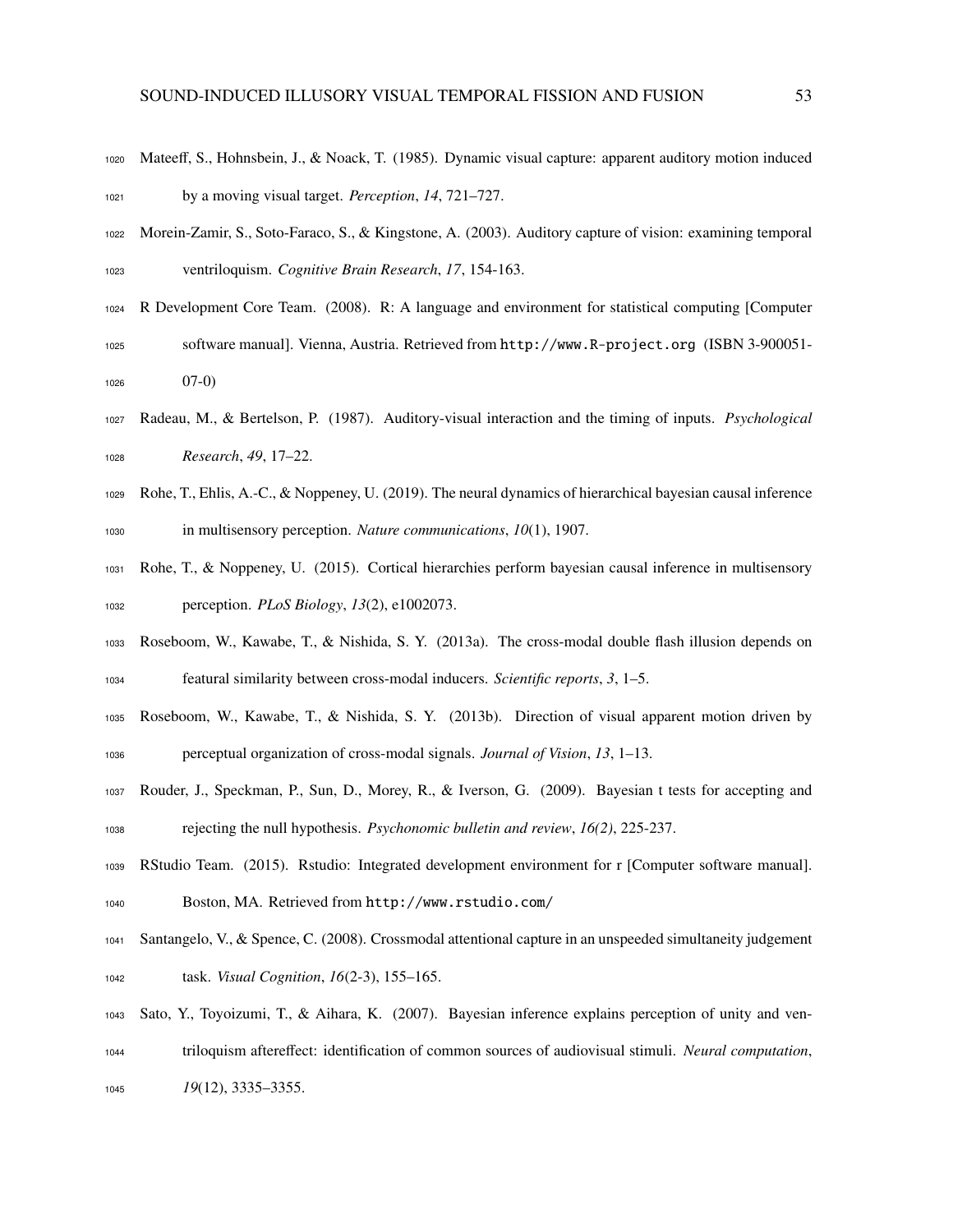Mateeff, S., Hohnsbein, J., & Noack, T. (1985). Dynamic visual capture: apparent auditory motion induced by a moving visual target. *Perception*, *14*, 721–727.

Morein-Zamir, S., Soto-Faraco, S., & Kingstone, A. (2003). Auditory capture of vision: examining temporal ventriloquism. *Cognitive Brain Research*, *17*, 154-163.

R Development Core Team. (2008). R: A language and environment for statistical computing [Computer software manual]. Vienna, Austria. Retrieved from http://www.R-project.org (ISBN 3-900051-07-0)

Radeau, M., & Bertelson, P. (1987). Auditory-visual interaction and the timing of inputs. *Psychological Research*, *49*, 17–22.

Rohe, T., Ehlis, A.-C., & Noppeney, U. (2019). The neural dynamics of hierarchical bayesian causal inference in multisensory perception. *Nature communications*, *10*(1), 1907.

Rohe, T., & Noppeney, U. (2015). Cortical hierarchies perform bayesian causal inference in multisensory perception. *PLoS Biology*, *13*(2), e1002073.

Roseboom, W., Kawabe, T., & Nishida, S. Y. (2013a). The cross-modal double flash illusion depends on featural similarity between cross-modal inducers. *Scientific reports*, *3*, 1–5.

Roseboom, W., Kawabe, T., & Nishida, S. Y. (2013b). Direction of visual apparent motion driven by perceptual organization of cross-modal signals. *Journal of Vision*, *13*, 1–13.

Rouder, J., Speckman, P., Sun, D., Morey, R., & Iverson, G. (2009). Bayesian t tests for accepting and rejecting the null hypothesis. *Psychonomic bulletin and review*, *16(2)*, 225-237.

RStudio Team. (2015). Rstudio: Integrated development environment for r [Computer software manual]. Boston, MA. Retrieved from http://www.rstudio.com/

Santangelo, V., & Spence, C. (2008). Crossmodal attentional capture in an unspeeded simultaneity judgement task. *Visual Cognition*, *16*(2-3), 155–165.

Sato, Y., Toyoizumi, T., & Aihara, K. (2007). Bayesian inference explains perception of unity and ventriloquism aftereffect: identification of common sources of audiovisual stimuli. *Neural computation*, *19*(12), 3335–3355.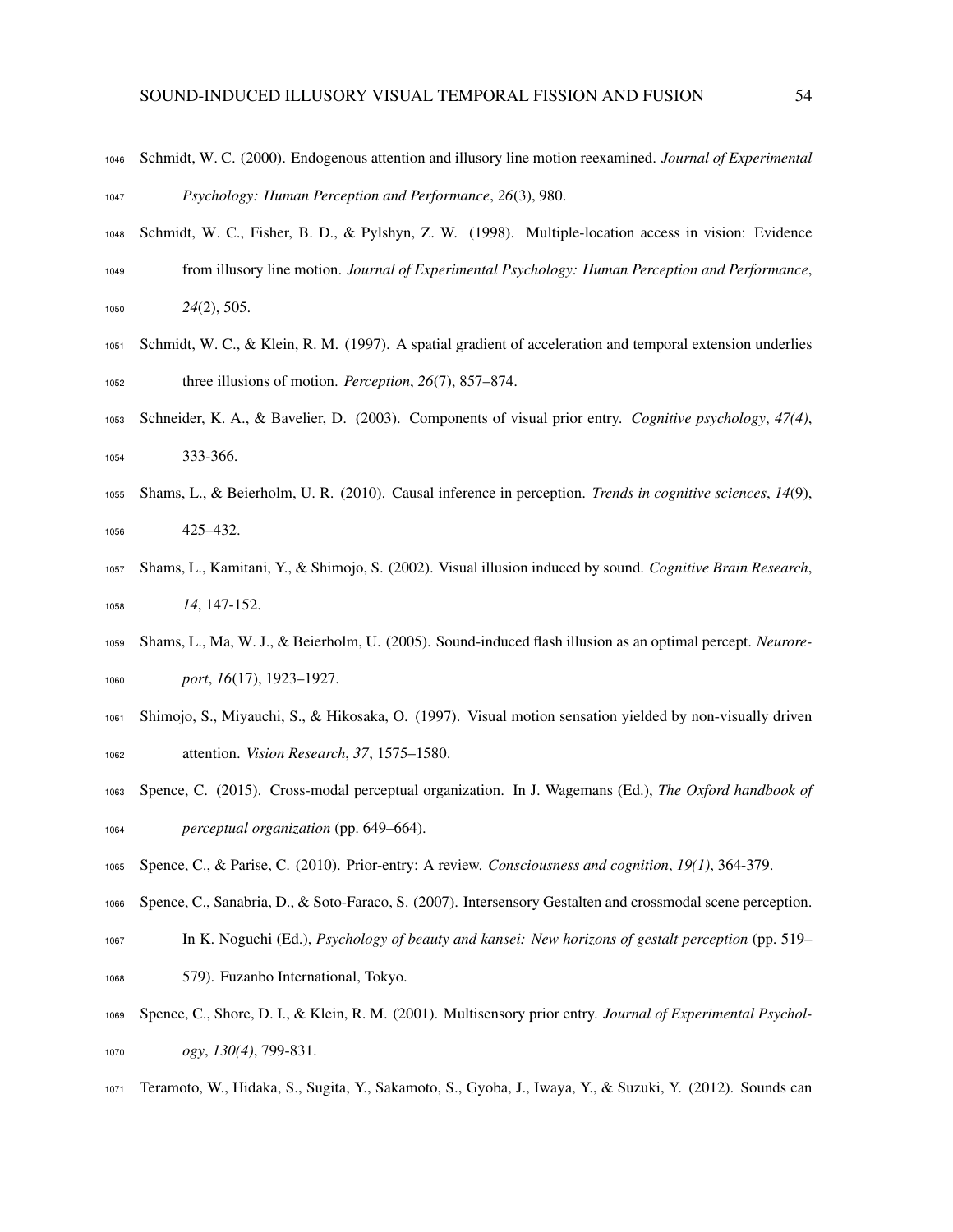Schmidt, W. C. (2000). Endogenous attention and illusory line motion reexamined. *Journal of Experimental Psychology: Human Perception and Performance*, *26*(3), 980.

Schmidt, W. C., Fisher, B. D., & Pylshyn, Z. W. (1998). Multiple-location access in vision: Evidence from illusory line motion. *Journal of Experimental Psychology: Human Perception and Performance*, *24*(2), 505.

Schmidt, W. C., & Klein, R. M. (1997). A spatial gradient of acceleration and temporal extension underlies three illusions of motion. *Perception*, *26*(7), 857–874.

Schneider, K. A., & Bavelier, D. (2003). Components of visual prior entry. *Cognitive psychology*, *47(4)*, 333-366.

Shams, L., & Beierholm, U. R. (2010). Causal inference in perception. *Trends in cognitive sciences*, *14*(9), 425–432.

Shams, L., Kamitani, Y., & Shimojo, S. (2002). Visual illusion induced by sound. *Cognitive Brain Research*, *14*, 147-152.

Shams, L., Ma, W. J., & Beierholm, U. (2005). Sound-induced flash illusion as an optimal percept. *Neuroreport*, *16*(17), 1923–1927.

Shimojo, S., Miyauchi, S., & Hikosaka, O. (1997). Visual motion sensation yielded by non-visually driven attention. *Vision Research*, *37*, 1575–1580.

Spence, C. (2015). Cross-modal perceptual organization. In J. Wagemans (Ed.), *The Oxford handbook of perceptual organization* (pp. 649–664).

Spence, C., & Parise, C. (2010). Prior-entry: A review. *Consciousness and cognition*, *19(1)*, 364-379.

Spence, C., Sanabria, D., & Soto-Faraco, S. (2007). Intersensory Gestalten and crossmodal scene perception. In K. Noguchi (Ed.), *Psychology of beauty and kansei: New horizons of gestalt perception* (pp. 519–579). Fuzanbo International, Tokyo.

Spence, C., Shore, D. I., & Klein, R. M. (2001). Multisensory prior entry. *Journal of Experimental Psychology*, *130(4)*, 799-831.

Teramoto, W., Hidaka, S., Sugita, Y., Sakamoto, S., Gyoba, J., Iwaya, Y., & Suzuki, Y. (2012). Sounds can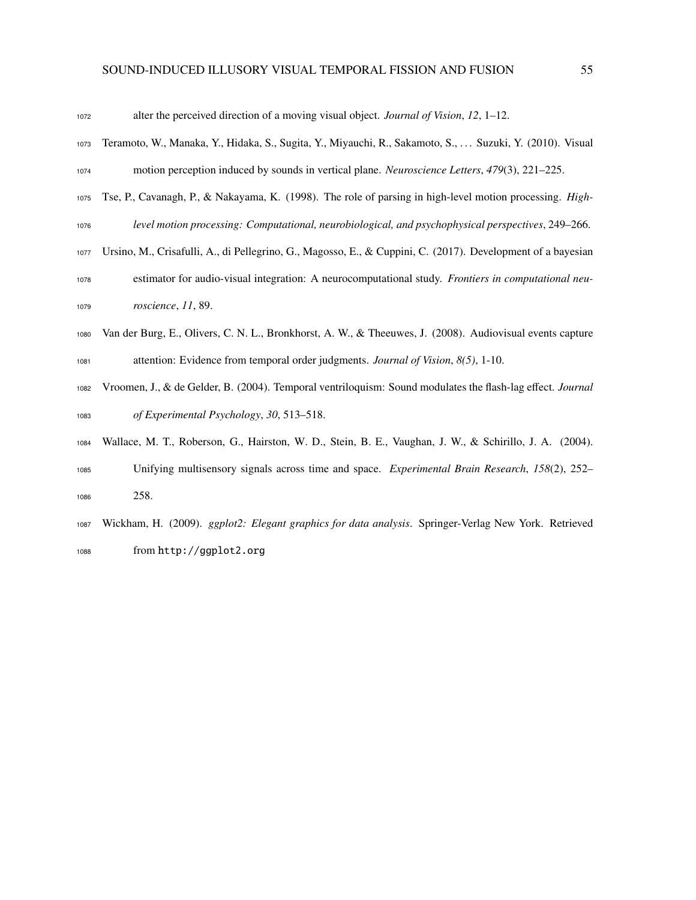alter the perceived direction of a moving visual object. *Journal of Vision*, *12*, 1–12.

Teramoto, W., Manaka, Y., Hidaka, S., Sugita, Y., Miyauchi, R., Sakamoto, S., ... Suzuki, Y. (2010). Visual motion perception induced by sounds in vertical plane. *Neuroscience Letters*, *479*(3), 221–225.

Tse, P., Cavanagh, P., & Nakayama, K. (1998). The role of parsing in high-level motion processing. *High-level motion processing: Computational, neurobiological, and psychophysical perspectives*, 249–266.

Ursino, M., Crisafulli, A., di Pellegrino, G., Magosso, E., & Cuppini, C. (2017). Development of a bayesian estimator for audio-visual integration: A neurocomputational study. *Frontiers in computational neuroscience*, *11*, 89.

Van der Burg, E., Olivers, C. N. L., Bronkhorst, A. W., & Theeuwes, J. (2008). Audiovisual events capture attention: Evidence from temporal order judgments. *Journal of Vision*, *8(5)*, 1-10.

Vroomen, J., & de Gelder, B. (2004). Temporal ventriloquism: Sound modulates the flash-lag effect. *Journal of Experimental Psychology*, *30*, 513–518.

Wallace, M. T., Roberson, G., Hairston, W. D., Stein, B. E., Vaughan, J. W., & Schirillo, J. A. (2004). Unifying multisensory signals across time and space. *Experimental Brain Research*, *158*(2), 252–258.

Wickham, H. (2009). *ggplot2: Elegant graphics for data analysis*. Springer-Verlag New York. Retrieved from http://ggplot2.org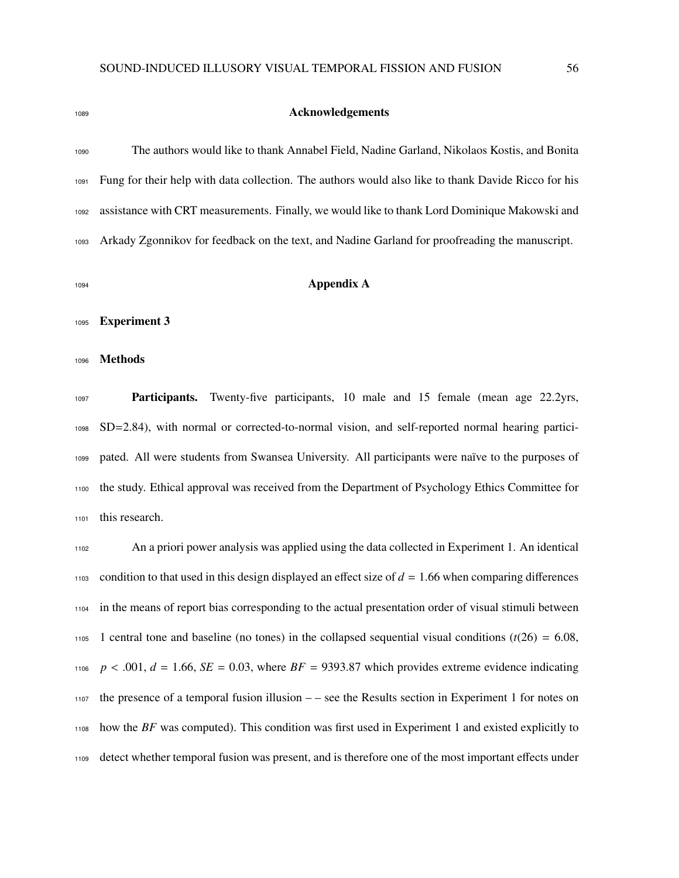## Acknowledgements

The authors would like to thank Annabel Field, Nadine Garland, Nikolaos Kostis, and Bonita Fung for their help with data collection. The authors would also like to thank Davide Ricco for his assistance with CRT measurements. Finally, we would like to thank Lord Dominique Makowski and Arkady Zgonnikov for feedback on the text, and Nadine Garland for proofreading the manuscript.

## Appendix A

### Experiment 3

### Methods

**Participants.** Twenty-five participants, 10 male and 15 female (mean age 22.2yrs, SD=2.84), with normal or corrected-to-normal vision, and self-reported normal hearing participated. All were students from Swansea University. All participants were naïve to the purposes of the study. Ethical approval was received from the Department of Psychology Ethics Committee for this research.

An a priori power analysis was applied using the data collected in Experiment 1. An identical condition to that used in this design displayed an effect size of $d$ = 1.66 when comparing differences in the means of report bias corresponding to the actual presentation order of visual stimuli between 1 central tone and baseline (no tones) in the collapsed sequential visual conditions ($t(26)$ = 6.08, $p$ < .001, $d$ = 1.66, $SE$ = 0.03, where $BF$ = 9393.87 which provides extreme evidence indicating the presence of a temporal fusion illusion – – see the Results section in Experiment 1 for notes on how the $BF$ was computed). This condition was first used in Experiment 1 and existed explicitly to detect whether temporal fusion was present, and is therefore one of the most important effects under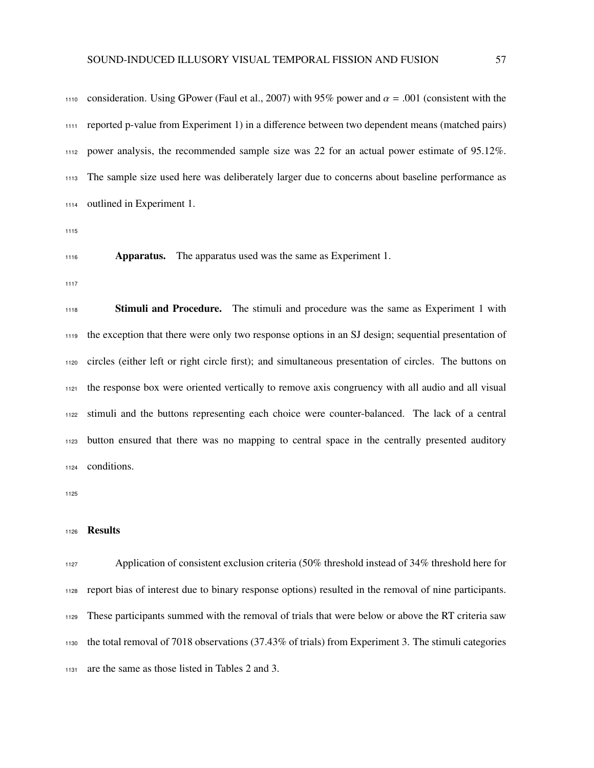consideration. Using GPower (Faul et al., 2007) with 95% power and $\alpha$ = .001 (consistent with the reported p-value from Experiment 1) in a difference between two dependent means (matched pairs) power analysis, the recommended sample size was 22 for an actual power estimate of 95.12%. The sample size used here was deliberately larger due to concerns about baseline performance as outlined in Experiment 1.

**Apparatus.** The apparatus used was the same as Experiment 1.

**Stimuli and Procedure.** The stimuli and procedure was the same as Experiment 1 with the exception that there were only two response options in an SJ design; sequential presentation of circles (either left or right circle first); and simultaneous presentation of circles. The buttons on the response box were oriented vertically to remove axis congruency with all audio and all visual stimuli and the buttons representing each choice were counter-balanced. The lack of a central button ensured that there was no mapping to central space in the centrally presented auditory conditions.

## Results

Application of consistent exclusion criteria (50% threshold instead of 34% threshold here for report bias of interest due to binary response options) resulted in the removal of nine participants. These participants summed with the removal of trials that were below or above the RT criteria saw the total removal of 7018 observations (37.43% of trials) from Experiment 3. The stimuli categories are the same as those listed in Tables 2 and 3.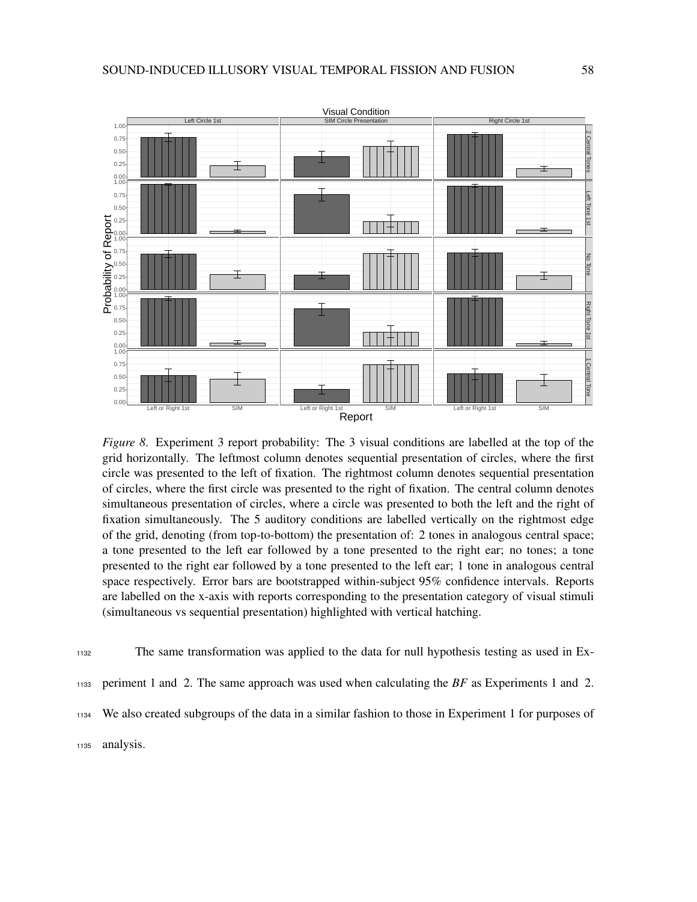*Figure 8.* Experiment 3 report probability: The 3 visual conditions are labelled at the top of the grid horizontally. The leftmost column denotes sequential presentation of circles, where the first circle was presented to the left of fixation. The rightmost column denotes sequential presentation of circles, where the first circle was presented to the right of fixation. The central column denotes simultaneous presentation of circles, where a circle was presented to both the left and the right of fixation simultaneously. The 5 auditory conditions are labelled vertically on the rightmost edge of the grid, denoting (from top-to-bottom) the presentation of: 2 tones in analogous central space; a tone presented to the left ear followed by a tone presented to the right ear; no tones; a tone presented to the right ear followed by a tone presented to the left ear; 1 tone in analogous central space respectively. Error bars are bootstrapped within-subject 95% confidence intervals. Reports are labelled on the x-axis with reports corresponding to the presentation category of visual stimuli (simultaneous vs sequential presentation) highlighted with vertical hatching.

The same transformation was applied to the data for null hypothesis testing as used in Experiment 1 and 2. The same approach was used when calculating the *BF* as Experiments 1 and 2. We also created subgroups of the data in a similar fashion to those in Experiment 1 for purposes of analysis.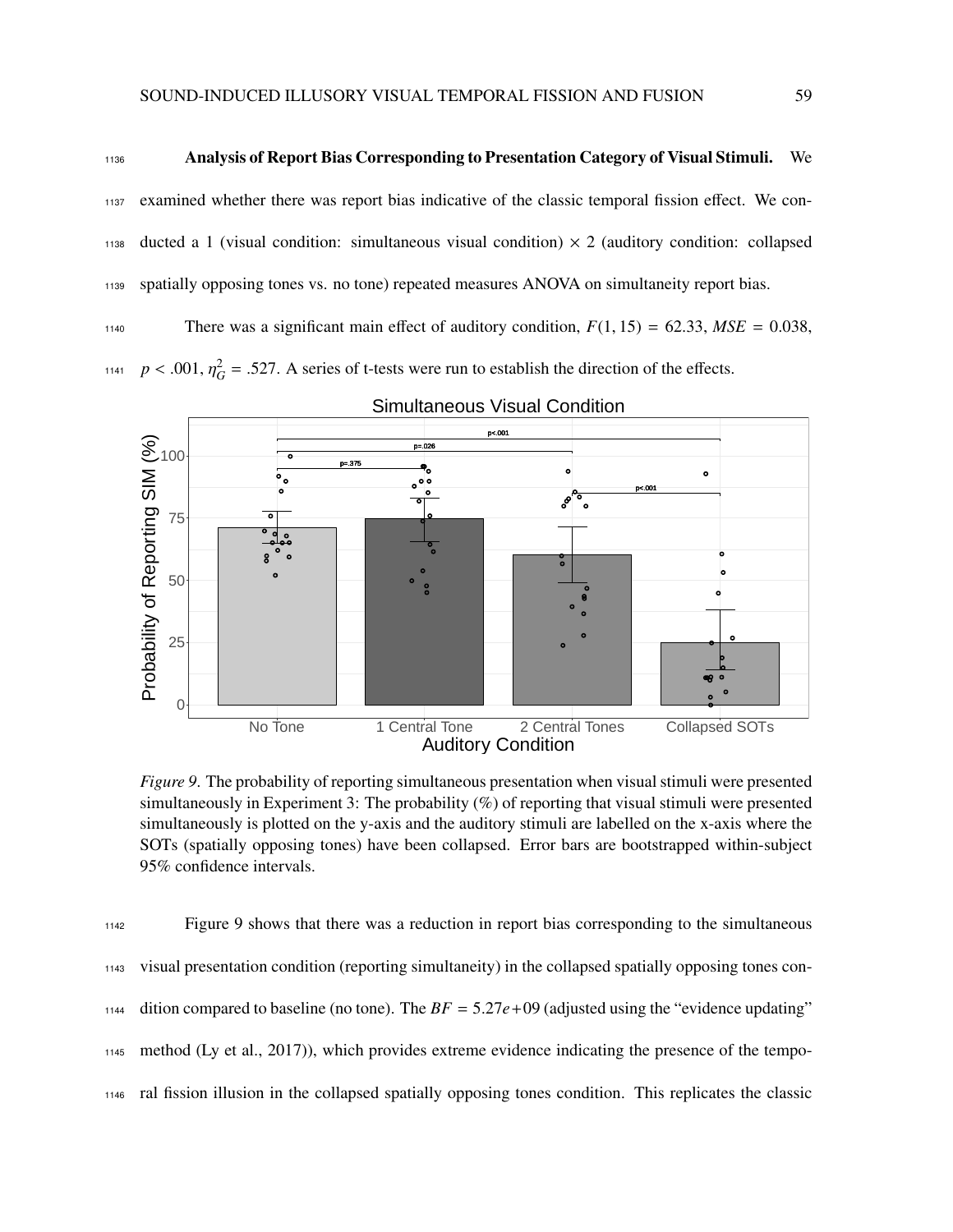**Analysis of Report Bias Corresponding to Presentation Category of Visual Stimuli.** We examined whether there was report bias indicative of the classic temporal fission effect. We conducted a 1 (visual condition: simultaneous visual condition) × 2 (auditory condition: collapsed spatially opposing tones vs. no tone) repeated measures ANOVA on simultaneity report bias.

There was a significant main effect of auditory condition, $F(1,15) = 62.33$, $MSE = 0.038$, $p < .001$, $\eta^2_G = .527$. A series of t-tests were run to establish the direction of the effects.

*Figure 9.* The probability of reporting simultaneous presentation when visual stimuli were presented simultaneously in Experiment 3: The probability (%) of reporting that visual stimuli were presented simultaneously is plotted on the y-axis and the auditory stimuli are labelled on the x-axis where the SOTs (spatially opposing tones) have been collapsed. Error bars are bootstrapped within-subject 95% confidence intervals.

Figure 9 shows that there was a reduction in report bias corresponding to the simultaneous visual presentation condition (reporting simultaneity) in the collapsed spatially opposing tones condition compared to baseline (no tone). The $BF = 5.27e+09$ (adjusted using the "evidence updating" method (Ly et al., 2017)), which provides extreme evidence indicating the presence of the temporal fission illusion in the collapsed spatially opposing tones condition. This replicates the classic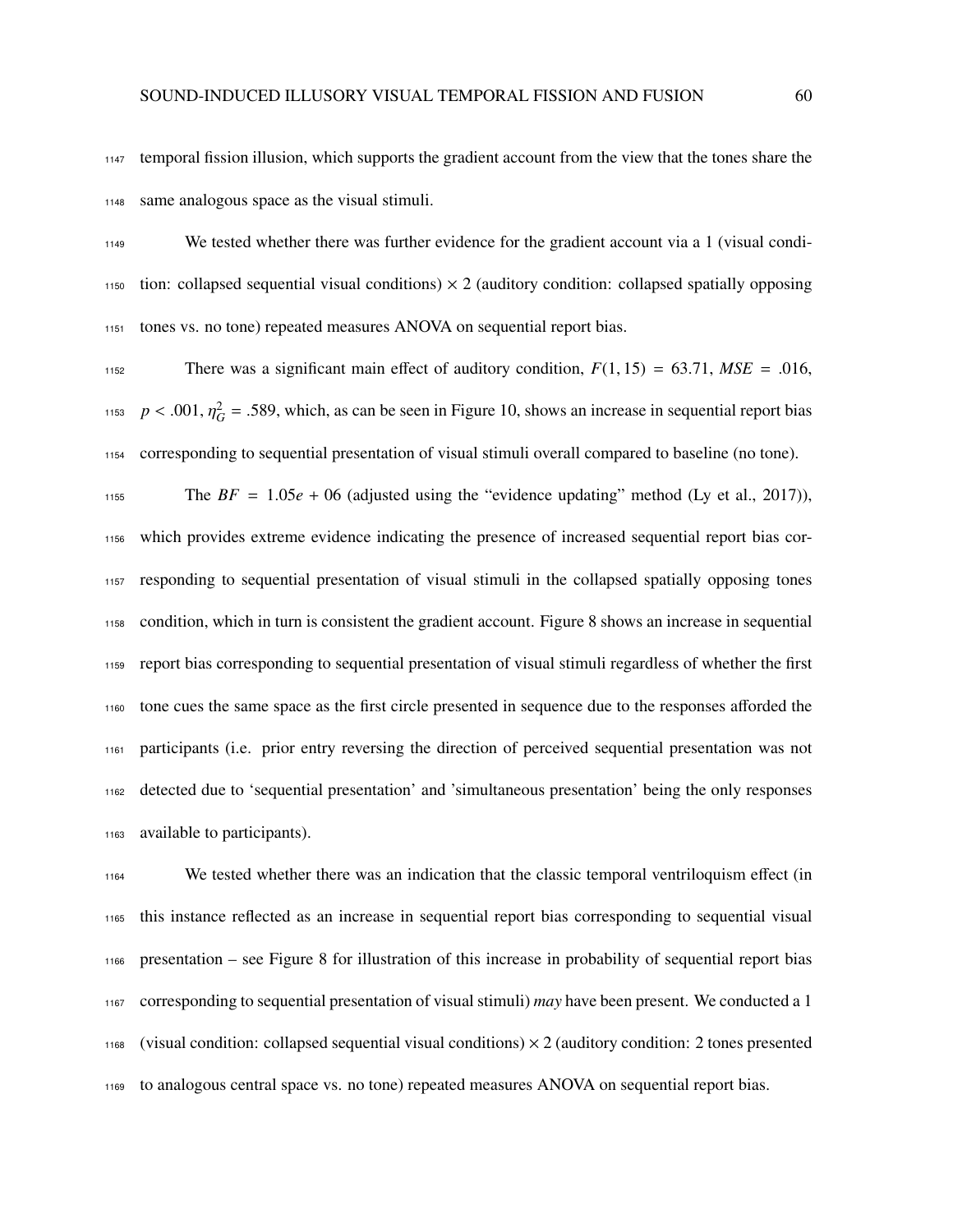temporal fission illusion, which supports the gradient account from the view that the tones share the same analogous space as the visual stimuli.

We tested whether there was further evidence for the gradient account via a 1 (visual condition: collapsed sequential visual conditions) × 2 (auditory condition: collapsed spatially opposing tones vs. no tone) repeated measures ANOVA on sequential report bias.

There was a significant main effect of auditory condition, $F(1, 15) = 63.71$, $MSE = .016$, $p < .001$, $\eta^2_G = .589$, which, as can be seen in Figure 10, shows an increase in sequential report bias corresponding to sequential presentation of visual stimuli overall compared to baseline (no tone).

The $BF = 1.05e + 06$ (adjusted using the "evidence updating" method (Ly et al., 2017)), which provides extreme evidence indicating the presence of increased sequential report bias corresponding to sequential presentation of visual stimuli in the collapsed spatially opposing tones condition, which in turn is consistent the gradient account. Figure 8 shows an increase in sequential report bias corresponding to sequential presentation of visual stimuli regardless of whether the first tone cues the same space as the first circle presented in sequence due to the responses afforded the participants (i.e. prior entry reversing the direction of perceived sequential presentation was not detected due to 'sequential presentation' and 'simultaneous presentation' being the only responses available to participants).

We tested whether there was an indication that the classic temporal ventriloquism effect (in this instance reflected as an increase in sequential report bias corresponding to sequential visual presentation – see Figure 8 for illustration of this increase in probability of sequential report bias corresponding to sequential presentation of visual stimuli) *may* have been present. We conducted a 1 (visual condition: collapsed sequential visual conditions) × 2 (auditory condition: 2 tones presented to analogous central space vs. no tone) repeated measures ANOVA on sequential report bias.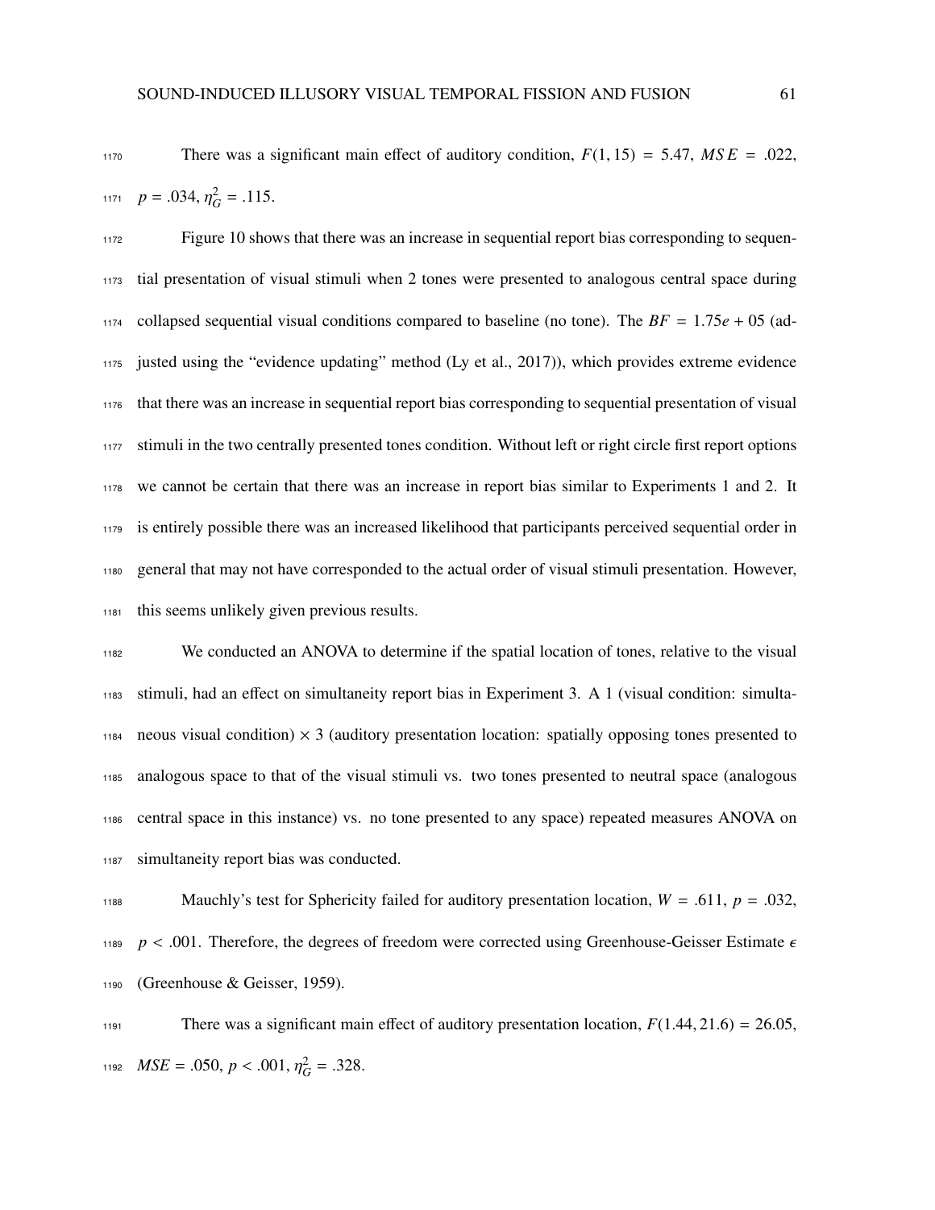There was a significant main effect of auditory condition, $F(1, 15) = 5.47$, $MSE = .022$, $p = .034$, $\eta^2_G = .115$.

Figure 10 shows that there was an increase in sequential report bias corresponding to sequential presentation of visual stimuli when 2 tones were presented to analogous central space during collapsed sequential visual conditions compared to baseline (no tone). The $BF = 1.75e + 05$ (adjusted using the "evidence updating" method (Ly et al., 2017)), which provides extreme evidence that there was an increase in sequential report bias corresponding to sequential presentation of visual stimuli in the two centrally presented tones condition. Without left or right circle first report options we cannot be certain that there was an increase in report bias similar to Experiments 1 and 2. It is entirely possible there was an increased likelihood that participants perceived sequential order in general that may not have corresponded to the actual order of visual stimuli presentation. However, this seems unlikely given previous results.

We conducted an ANOVA to determine if the spatial location of tones, relative to the visual stimuli, had an effect on simultaneity report bias in Experiment 3. A 1 (visual condition: simultaneous visual condition) × 3 (auditory presentation location: spatially opposing tones presented to analogous space to that of the visual stimuli vs. two tones presented to neutral space (analogous central space in this instance) vs. no tone presented to any space) repeated measures ANOVA on simultaneity report bias was conducted.

Mauchly's test for Sphericity failed for auditory presentation location, $W = .611$, $p = .032$, $p < .001$. Therefore, the degrees of freedom were corrected using Greenhouse-Geisser Estimate $\epsilon$ (Greenhouse & Geisser, 1959).

There was a significant main effect of auditory presentation location, $F(1.44, 21.6) = 26.05$, $MSE = .050$, $p < .001$, $\eta^2_G = .328$.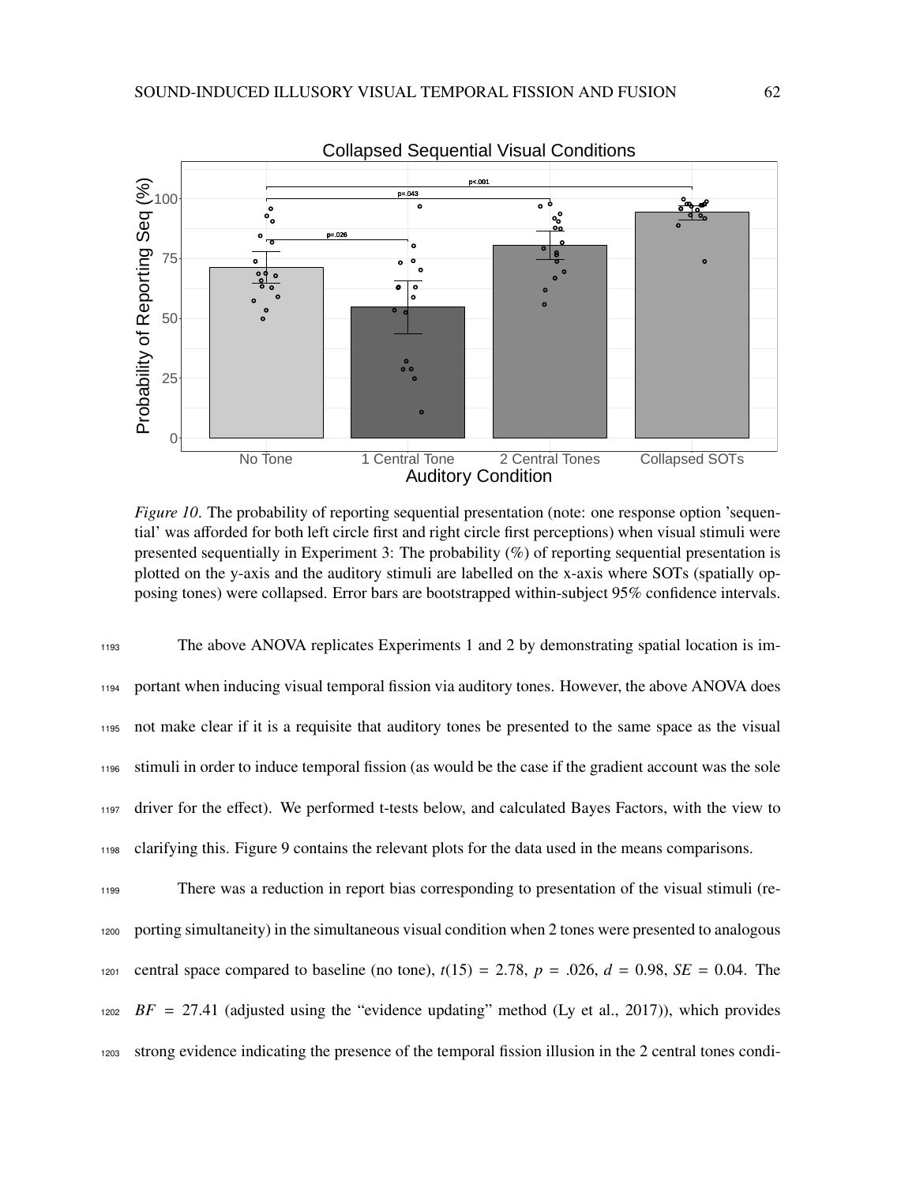*Figure 10*. The probability of reporting sequential presentation (note: one response option 'sequential' was afforded for both left circle first and right circle first perceptions) when visual stimuli were presented sequentially in Experiment 3: The probability (%) of reporting sequential presentation is plotted on the y-axis and the auditory stimuli are labelled on the x-axis where SOTs (spatially opposing tones) were collapsed. Error bars are bootstrapped within-subject 95% confidence intervals.

The above ANOVA replicates Experiments 1 and 2 by demonstrating spatial location is important when inducing visual temporal fission via auditory tones. However, the above ANOVA does not make clear if it is a requisite that auditory tones be presented to the same space as the visual stimuli in order to induce temporal fission (as would be the case if the gradient account was the sole driver for the effect). We performed t-tests below, and calculated Bayes Factors, with the view to clarifying this. Figure 9 contains the relevant plots for the data used in the means comparisons.

There was a reduction in report bias corresponding to presentation of the visual stimuli (reporting simultaneity) in the simultaneous visual condition when 2 tones were presented to analogous central space compared to baseline (no tone), $t(15) = 2.78$, $p = .026$, $d = 0.98$, $SE = 0.04$. The $BF = 27.41$ (adjusted using the "evidence updating" method (Ly et al., 2017)), which provides strong evidence indicating the presence of the temporal fission illusion in the 2 central tones condi-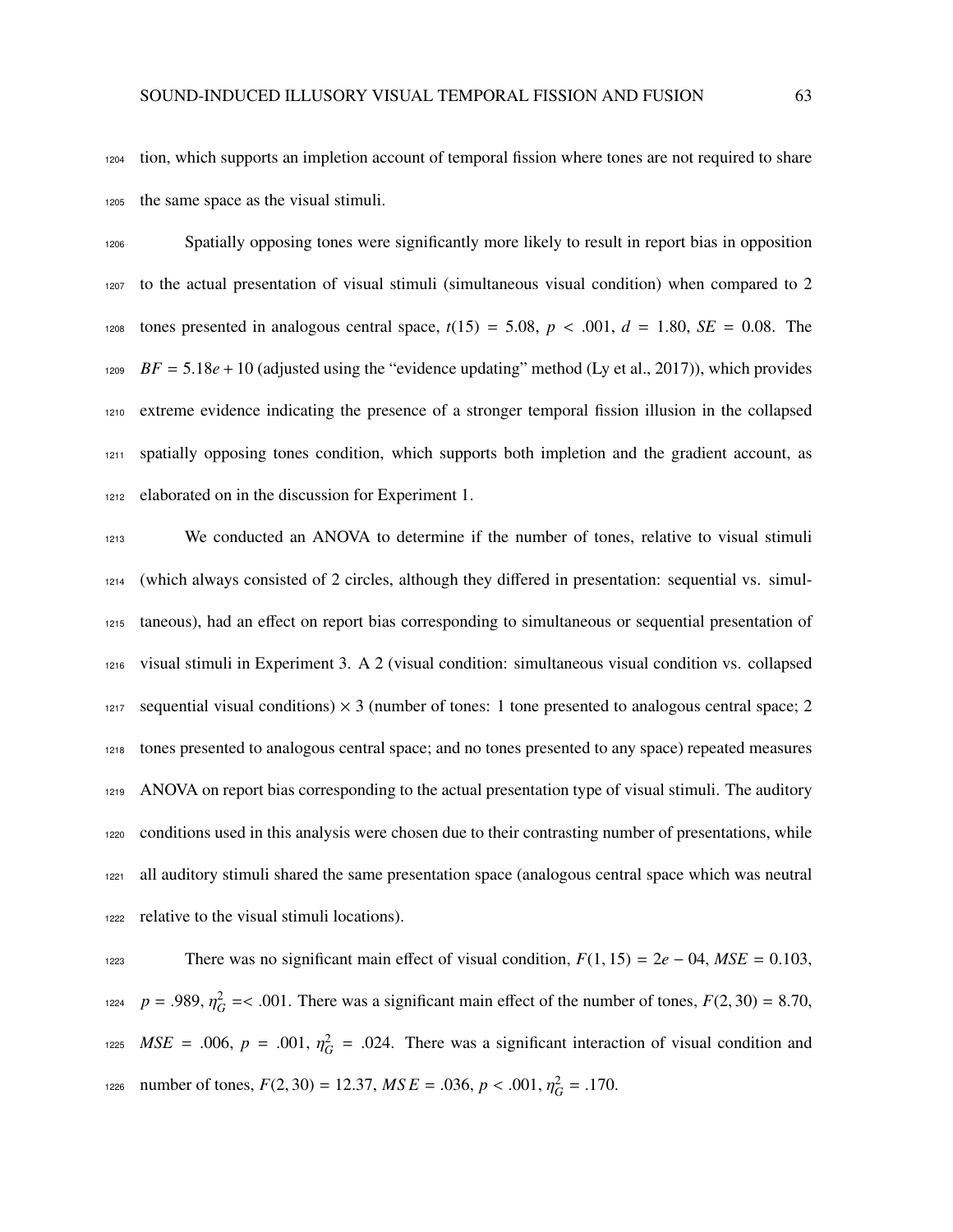tion, which supports an impletion account of temporal fission where tones are not required to share the same space as the visual stimuli.

Spatially opposing tones were significantly more likely to result in report bias in opposition to the actual presentation of visual stimuli (simultaneous visual condition) when compared to 2 tones presented in analogous central space, $t(15) = 5.08$, $p < .001$, $d = 1.80$, $SE = 0.08$. The $BF = 5.18e + 10$ (adjusted using the "evidence updating" method (Ly et al., 2017)), which provides extreme evidence indicating the presence of a stronger temporal fission illusion in the collapsed spatially opposing tones condition, which supports both impletion and the gradient account, as elaborated on in the discussion for Experiment 1.

We conducted an ANOVA to determine if the number of tones, relative to visual stimuli (which always consisted of 2 circles, although they differed in presentation: sequential vs. simultaneous), had an effect on report bias corresponding to simultaneous or sequential presentation of visual stimuli in Experiment 3. A 2 (visual condition: simultaneous visual condition vs. collapsed sequential visual conditions) × 3 (number of tones: 1 tone presented to analogous central space; 2 tones presented to analogous central space; and no tones presented to any space) repeated measures ANOVA on report bias corresponding to the actual presentation type of visual stimuli. The auditory conditions used in this analysis were chosen due to their contrasting number of presentations, while all auditory stimuli shared the same presentation space (analogous central space which was neutral relative to the visual stimuli locations).

There was no significant main effect of visual condition, $F(1, 15) = 2e - 04$, $MSE = 0.103$, $p = .989$, $\eta^2_G =< .001$. There was a significant main effect of the number of tones, $F(2, 30) = 8.70$, $MSE = .006$, $p = .001$, $\eta^2_G = .024$. There was a significant interaction of visual condition and number of tones, $F(2, 30) = 12.37$, $MSE = .036$, $p < .001$, $\eta^2_G = .170$.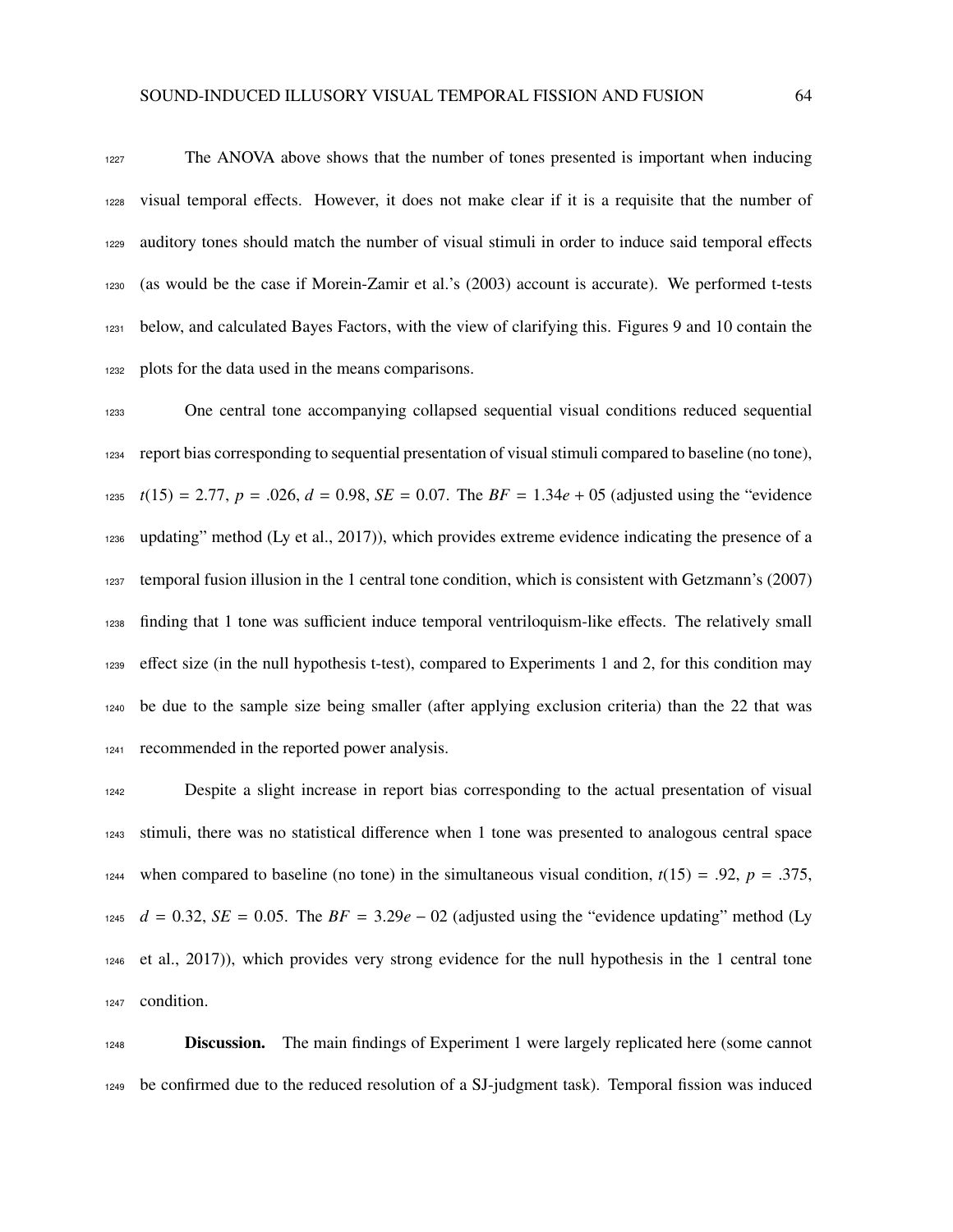The ANOVA above shows that the number of tones presented is important when inducing visual temporal effects. However, it does not make clear if it is a requisite that the number of auditory tones should match the number of visual stimuli in order to induce said temporal effects (as would be the case if Morein-Zamir et al.'s (2003) account is accurate). We performed t-tests below, and calculated Bayes Factors, with the view of clarifying this. Figures 9 and 10 contain the plots for the data used in the means comparisons.

One central tone accompanying collapsed sequential visual conditions reduced sequential report bias corresponding to sequential presentation of visual stimuli compared to baseline (no tone), $t(15) = 2.77$, $p = .026$, $d = 0.98$, $SE = 0.07$. The $BF = 1.34e + 05$ (adjusted using the "evidence updating" method (Ly et al., 2017)), which provides extreme evidence indicating the presence of a temporal fusion illusion in the 1 central tone condition, which is consistent with Getzmann's (2007) finding that 1 tone was sufficient induce temporal ventriloquism-like effects. The relatively small effect size (in the null hypothesis t-test), compared to Experiments 1 and 2, for this condition may be due to the sample size being smaller (after applying exclusion criteria) than the 22 that was recommended in the reported power analysis.

Despite a slight increase in report bias corresponding to the actual presentation of visual stimuli, there was no statistical difference when 1 tone was presented to analogous central space when compared to baseline (no tone) in the simultaneous visual condition, $t(15) = .92$, $p = .375$, $d = 0.32$, $SE = 0.05$. The $BF = 3.29e - 02$ (adjusted using the "evidence updating" method (Ly et al., 2017)), which provides very strong evidence for the null hypothesis in the 1 central tone condition.

**Discussion.** The main findings of Experiment 1 were largely replicated here (some cannot be confirmed due to the reduced resolution of a SJ-judgment task). Temporal fission was induced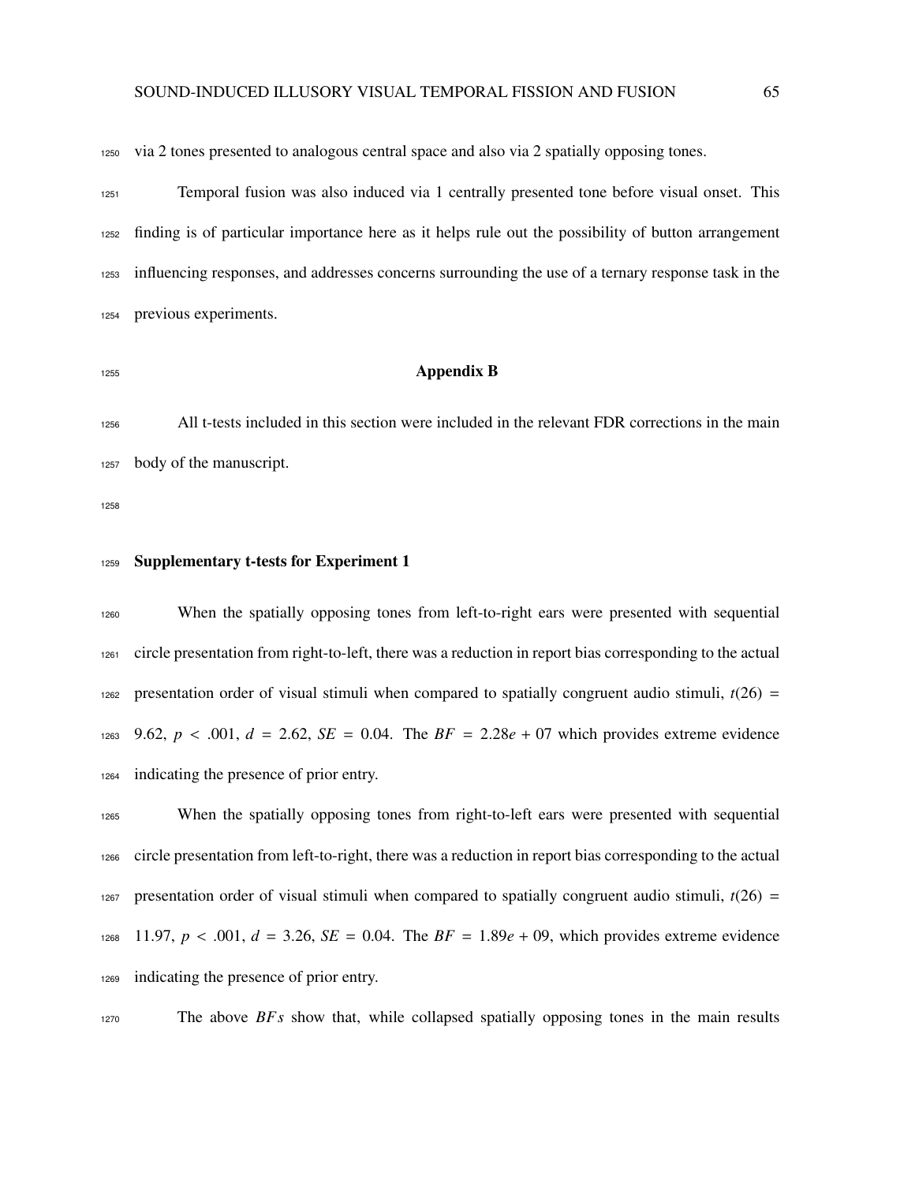via 2 tones presented to analogous central space and also via 2 spatially opposing tones.

Temporal fusion was also induced via 1 centrally presented tone before visual onset. This finding is of particular importance here as it helps rule out the possibility of button arrangement influencing responses, and addresses concerns surrounding the use of a ternary response task in the previous experiments.

# Appendix B

All t-tests included in this section were included in the relevant FDR corrections in the main body of the manuscript.

## Supplementary t-tests for Experiment 1

When the spatially opposing tones from left-to-right ears were presented with sequential circle presentation from right-to-left, there was a reduction in report bias corresponding to the actual presentation order of visual stimuli when compared to spatially congruent audio stimuli, $t(26) = 9.62$, $p < .001$, $d = 2.62$, $SE = 0.04$. The $BF = 2.28e + 07$ which provides extreme evidence indicating the presence of prior entry.

When the spatially opposing tones from right-to-left ears were presented with sequential circle presentation from left-to-right, there was a reduction in report bias corresponding to the actual presentation order of visual stimuli when compared to spatially congruent audio stimuli, $t(26) = 11.97$, $p < .001$, $d = 3.26$, $SE = 0.04$. The $BF = 1.89e + 09$, which provides extreme evidence indicating the presence of prior entry.

The above $BFs$ show that, while collapsed spatially opposing tones in the main results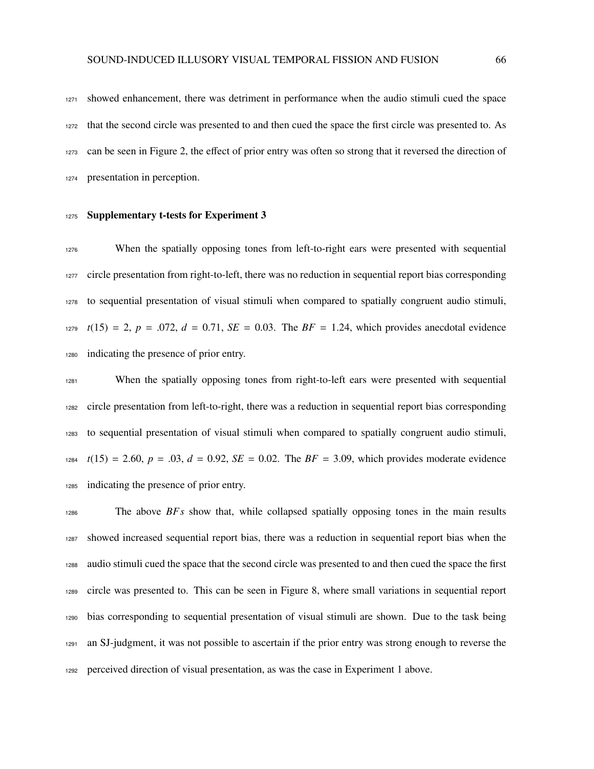showed enhancement, there was detriment in performance when the audio stimuli cued the space that the second circle was presented to and then cued the space the first circle was presented to. As can be seen in Figure 2, the effect of prior entry was often so strong that it reversed the direction of presentation in perception.

## Supplementary t-tests for Experiment 3

When the spatially opposing tones from left-to-right ears were presented with sequential circle presentation from right-to-left, there was no reduction in sequential report bias corresponding to sequential presentation of visual stimuli when compared to spatially congruent audio stimuli, $t(15) = 2$, $p = .072$, $d = 0.71$, $SE = 0.03$. The $BF = 1.24$, which provides anecdotal evidence indicating the presence of prior entry.

When the spatially opposing tones from right-to-left ears were presented with sequential circle presentation from left-to-right, there was a reduction in sequential report bias corresponding to sequential presentation of visual stimuli when compared to spatially congruent audio stimuli, $t(15) = 2.60$, $p = .03$, $d = 0.92$, $SE = 0.02$. The $BF = 3.09$, which provides moderate evidence indicating the presence of prior entry.

The above *BFs* show that, while collapsed spatially opposing tones in the main results showed increased sequential report bias, there was a reduction in sequential report bias when the audio stimuli cued the space that the second circle was presented to and then cued the space the first circle was presented to. This can be seen in Figure 8, where small variations in sequential report bias corresponding to sequential presentation of visual stimuli are shown. Due to the task being an SJ-judgment, it was not possible to ascertain if the prior entry was strong enough to reverse the perceived direction of visual presentation, as was the case in Experiment 1 above.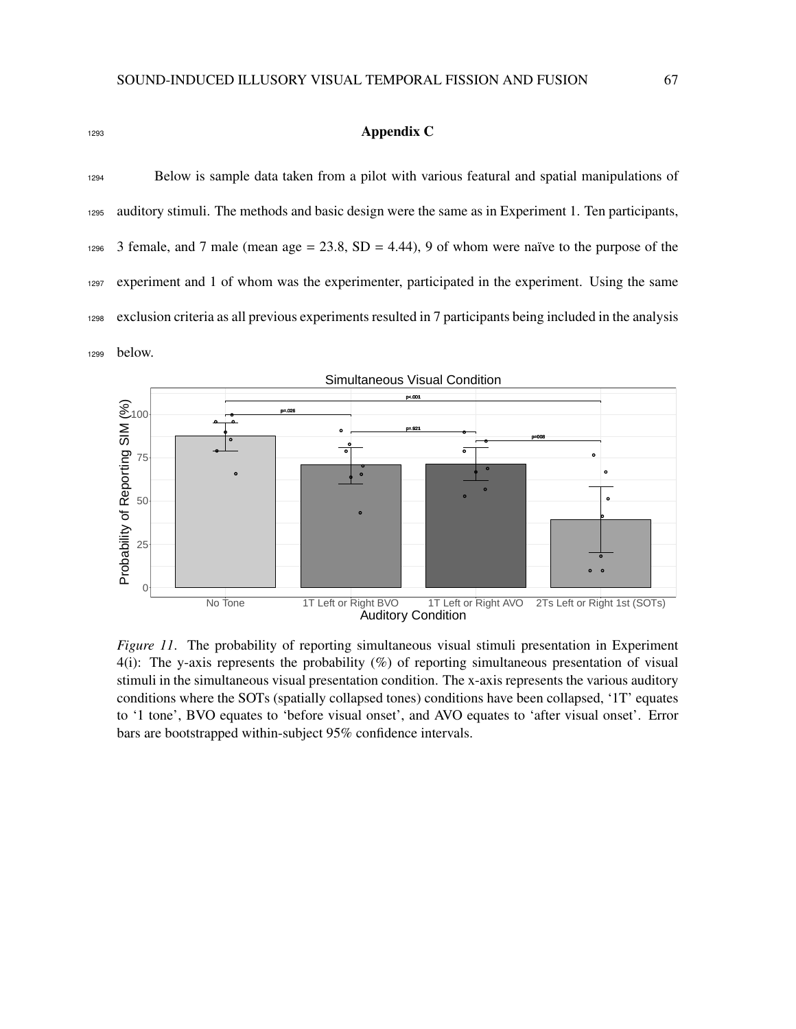## Appendix C

Below is sample data taken from a pilot with various featural and spatial manipulations of auditory stimuli. The methods and basic design were the same as in Experiment 1. Ten participants, 3 female, and 7 male (mean age = 23.8, SD = 4.44), 9 of whom were naïve to the purpose of the experiment and 1 of whom was the experimenter, participated in the experiment. Using the same exclusion criteria as all previous experiments resulted in 7 participants being included in the analysis below.

*Figure 11*. The probability of reporting simultaneous visual stimuli presentation in Experiment 4(i): The y-axis represents the probability (%) of reporting simultaneous presentation of visual stimuli in the simultaneous visual presentation condition. The x-axis represents the various auditory conditions where the SOTs (spatially collapsed tones) conditions have been collapsed, '1T' equates to '1 tone', BVO equates to 'before visual onset', and AVO equates to 'after visual onset'. Error bars are bootstrapped within-subject 95% confidence intervals.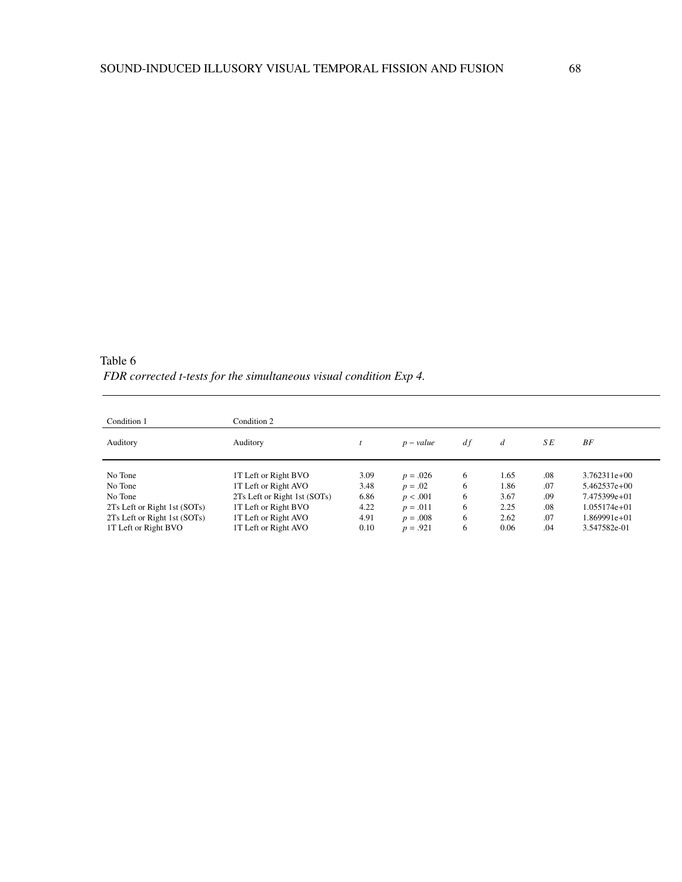Table 6

*FDR corrected t-tests for the simultaneous visual condition Exp 4.*

| Condition 1 | Condition 2 | | | | | | |
|---|---|---|---|---|---|---|---|
| Auditory | Auditory | $t$ | $p - value$ | $df$ | $d$ | $SE$ | $BF$ |
| No Tone | 1T Left or Right BVO | 3.09 | $p = .026$ | 6 | 1.65 | .08 | 3.762311e+00 |
| No Tone | 1T Left or Right AVO | 3.48 | $p = .02$ | 6 | 1.86 | .07 | 5.462537e+00 |
| No Tone | 2Ts Left or Right 1st (SOTs) | 6.86 | $p < .001$ | 6 | 3.67 | .09 | 7.475399e+01 |
| 2Ts Left or Right 1st (SOTs) | 1T Left or Right BVO | 4.22 | $p = .011$ | 6 | 2.25 | .08 | 1.055174e+01 |
| 2Ts Left or Right 1st (SOTs) | 1T Left or Right AVO | 4.91 | $p = .008$ | 6 | 2.62 | .07 | 1.869991e+01 |
| 1T Left or Right BVO | 1T Left or Right AVO | 0.10 | $p = .921$ | 6 | 0.06 | .04 | 3.547582e-01 |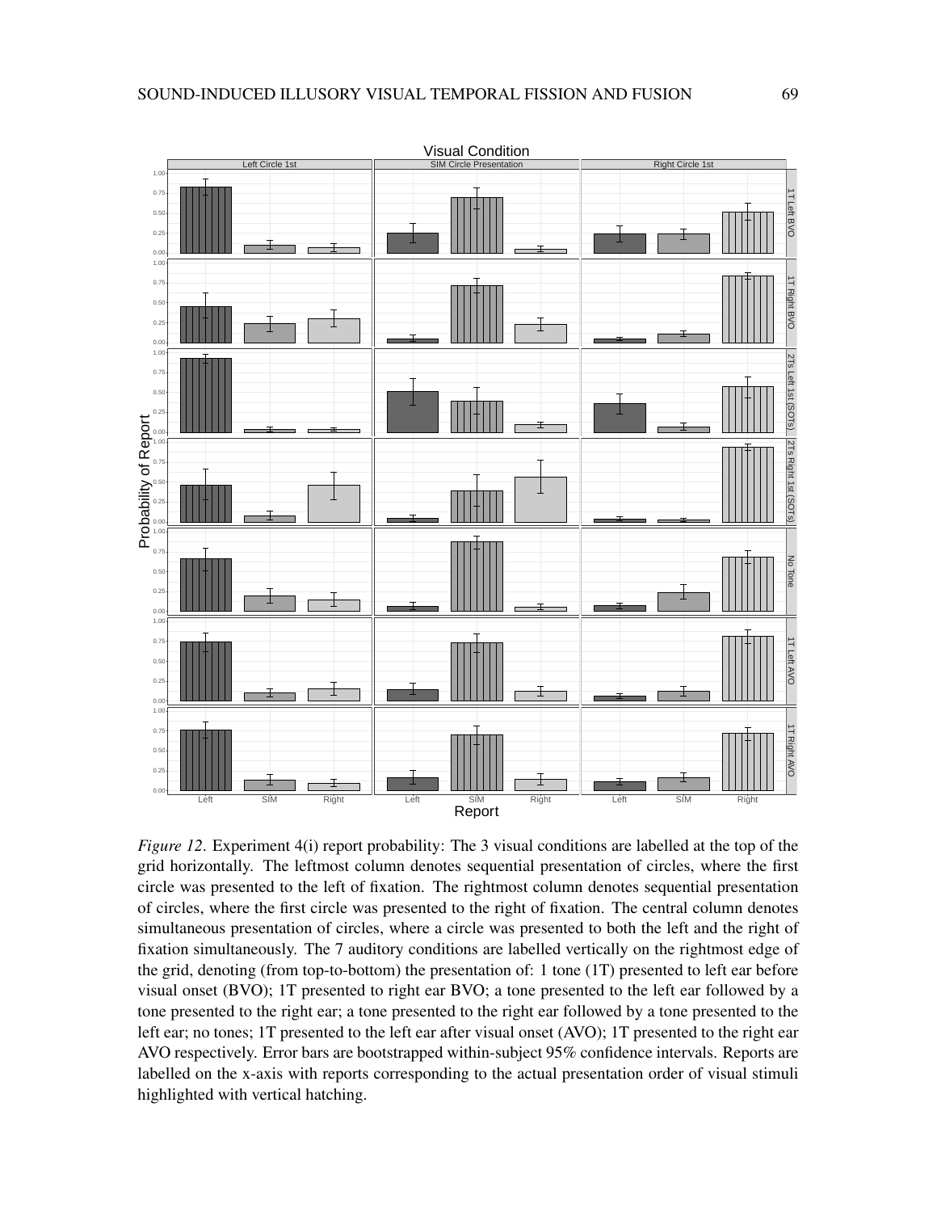*Figure 12*. Experiment 4(i) report probability: The 3 visual conditions are labelled at the top of the grid horizontally. The leftmost column denotes sequential presentation of circles, where the first circle was presented to the left of fixation. The rightmost column denotes sequential presentation of circles, where the first circle was presented to the right of fixation. The central column denotes simultaneous presentation of circles, where a circle was presented to both the left and the right of fixation simultaneously. The 7 auditory conditions are labelled vertically on the rightmost edge of the grid, denoting (from top-to-bottom) the presentation of: 1 tone (1T) presented to left ear before visual onset (BVO); 1T presented to right ear BVO; a tone presented to the left ear followed by a tone presented to the right ear; a tone presented to the right ear followed by a tone presented to the left ear; no tones; 1T presented to the left ear after visual onset (AVO); 1T presented to the right ear AVO respectively. Error bars are bootstrapped within-subject 95% confidence intervals. Reports are labelled on the x-axis with reports corresponding to the actual presentation order of visual stimuli highlighted with vertical hatching.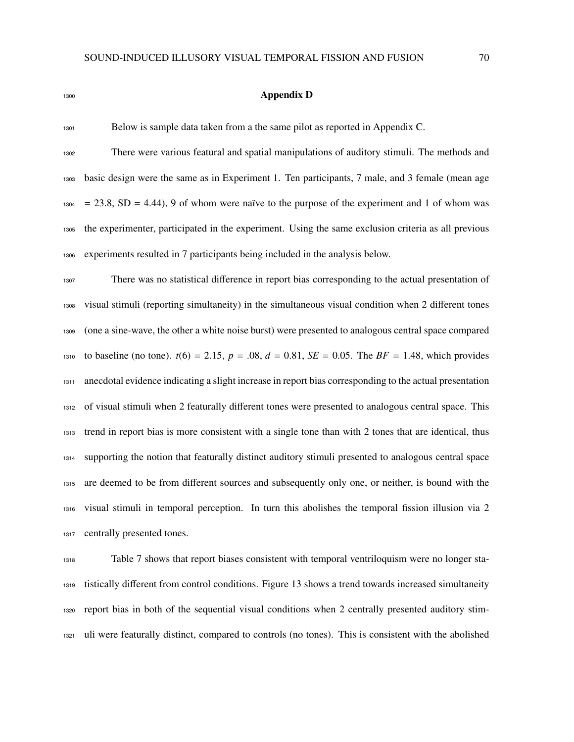# Appendix D

Below is sample data taken from a the same pilot as reported in Appendix C.

There were various featural and spatial manipulations of auditory stimuli. The methods and basic design were the same as in Experiment 1. Ten participants, 7 male, and 3 female (mean age = 23.8, SD = 4.44), 9 of whom were naïve to the purpose of the experiment and 1 of whom was the experimenter, participated in the experiment. Using the same exclusion criteria as all previous experiments resulted in 7 participants being included in the analysis below.

There was no statistical difference in report bias corresponding to the actual presentation of visual stimuli (reporting simultaneity) in the simultaneous visual condition when 2 different tones (one a sine-wave, the other a white noise burst) were presented to analogous central space compared to baseline (no tone). $t(6) = 2.15$, $p = .08$, $d = 0.81$, $SE = 0.05$. The $BF = 1.48$, which provides anecdotal evidence indicating a slight increase in report bias corresponding to the actual presentation of visual stimuli when 2 featurally different tones were presented to analogous central space. This trend in report bias is more consistent with a single tone than with 2 tones that are identical, thus supporting the notion that featurally distinct auditory stimuli presented to analogous central space are deemed to be from different sources and subsequently only one, or neither, is bound with the visual stimuli in temporal perception. In turn this abolishes the temporal fission illusion via 2 centrally presented tones.

Table 7 shows that report biases consistent with temporal ventriloquism were no longer statistically different from control conditions. Figure 13 shows a trend towards increased simultaneity report bias in both of the sequential visual conditions when 2 centrally presented auditory stimuli were featurally distinct, compared to controls (no tones). This is consistent with the abolished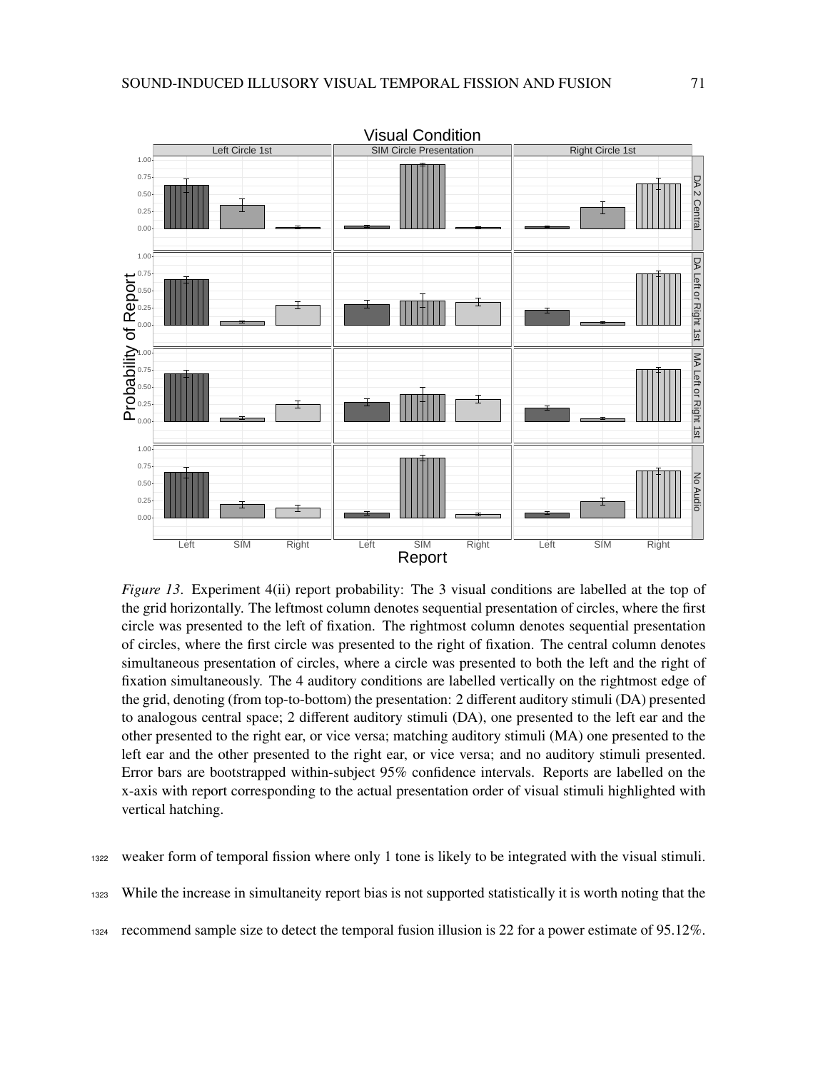*Figure 13*. Experiment 4(ii) report probability: The 3 visual conditions are labelled at the top of the grid horizontally. The leftmost column denotes sequential presentation of circles, where the first circle was presented to the left of fixation. The rightmost column denotes sequential presentation of circles, where the first circle was presented to the right of fixation. The central column denotes simultaneous presentation of circles, where a circle was presented to both the left and the right of fixation simultaneously. The 4 auditory conditions are labelled vertically on the rightmost edge of the grid, denoting (from top-to-bottom) the presentation: 2 different auditory stimuli (DA) presented to analogous central space; 2 different auditory stimuli (DA), one presented to the left ear and the other presented to the right ear, or vice versa; matching auditory stimuli (MA) one presented to the left ear and the other presented to the right ear, or vice versa; and no auditory stimuli presented. Error bars are bootstrapped within-subject 95% confidence intervals. Reports are labelled on the x-axis with report corresponding to the actual presentation order of visual stimuli highlighted with vertical hatching.

weaker form of temporal fission where only 1 tone is likely to be integrated with the visual stimuli. While the increase in simultaneity report bias is not supported statistically it is worth noting that the recommend sample size to detect the temporal fusion illusion is 22 for a power estimate of 95.12%.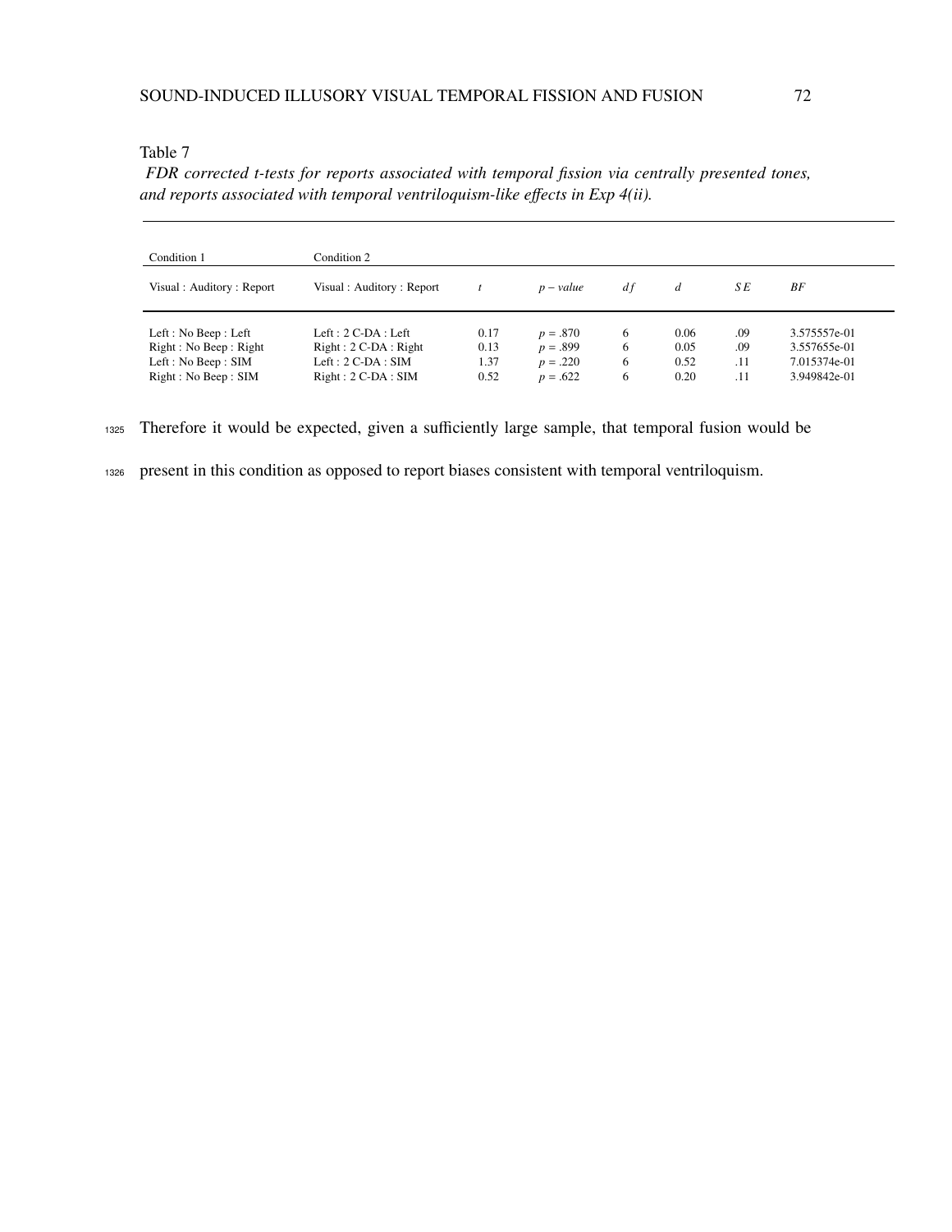Table 7

*FDR corrected t-tests for reports associated with temporal fission via centrally presented tones, and reports associated with temporal ventriloquism-like effects in Exp 4(ii).*

| Condition 1 | Condition 2 | | | | | | |
|---|---|---|---|---|---|---|---|
| Visual : Auditory : Report | Visual : Auditory : Report | $t$ | $p-value$ | $df$ | $d$ | $SE$ | $BF$ |
| Left : No Beep : Left | Left : 2 C-DA : Left | 0.17 | $p$ = .870 | 6 | 0.06 | .09 | 3.575557e-01 |
| Right : No Beep : Right | Right : 2 C-DA : Right | 0.13 | $p$ = .899 | 6 | 0.05 | .09 | 3.557655e-01 |
| Left : No Beep : SIM | Left : 2 C-DA : SIM | 1.37 | $p$ = .220 | 6 | 0.52 | .11 | 7.015374e-01 |
| Right : No Beep : SIM | Right : 2 C-DA : SIM | 0.52 | $p$ = .622 | 6 | 0.20 | .11 | 3.949842e-01 |

1325 Therefore it would be expected, given a sufficiently large sample, that temporal fusion would be

1326 present in this condition as opposed to report biases consistent with temporal ventriloquism.